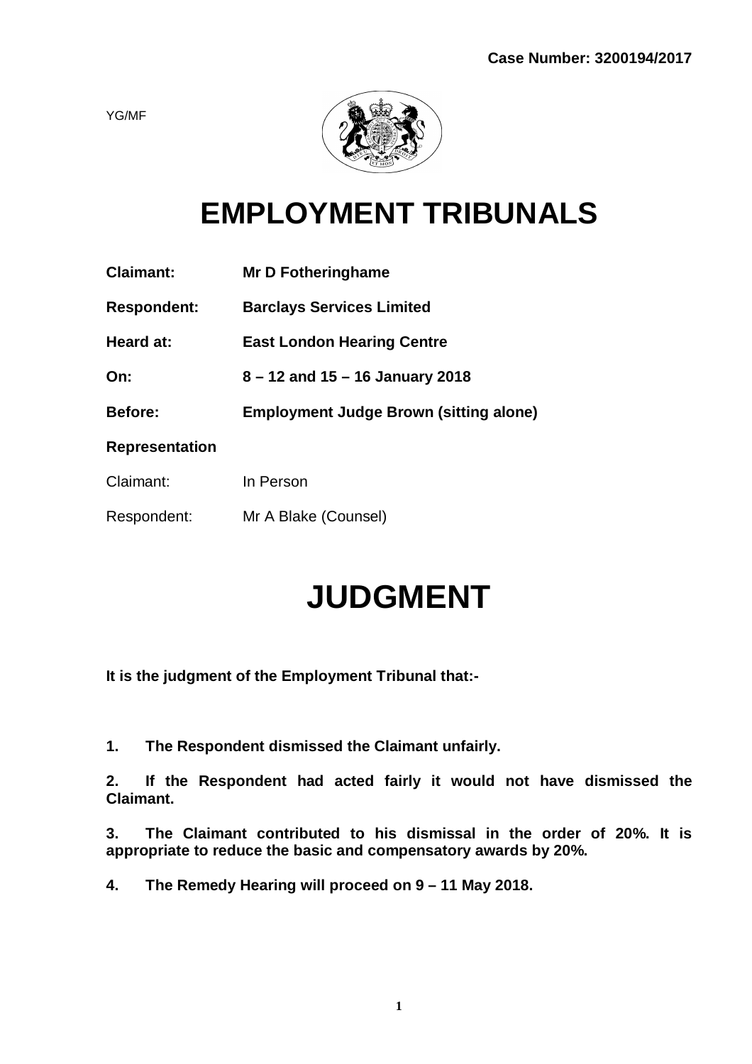**Case Number: 3200194/2017**

YG/MF

# EMPLOYMENT TRIBUNALS

| | |
|---|---|
| **Claimant:** | **Mr D Fotheringhame** |
| **Respondent:** | **Barclays Services Limited** |
| **Heard at:** | **East London Hearing Centre** |
| **On:** | **8 – 12 and 15 – 16 January 2018** |
| **Before:** | **Employment Judge Brown (sitting alone)** |
| **Representation** | |
| Claimant: | In Person |
| Respondent: | Mr A Blake (Counsel) |

# JUDGMENT

**It is the judgment of the Employment Tribunal that:-**

**1. The Respondent dismissed the Claimant unfairly.**

**2. If the Respondent had acted fairly it would not have dismissed the Claimant.**

**3. The Claimant contributed to his dismissal in the order of 20%. It is appropriate to reduce the basic and compensatory awards by 20%.**

**4. The Remedy Hearing will proceed on 9 – 11 May 2018.**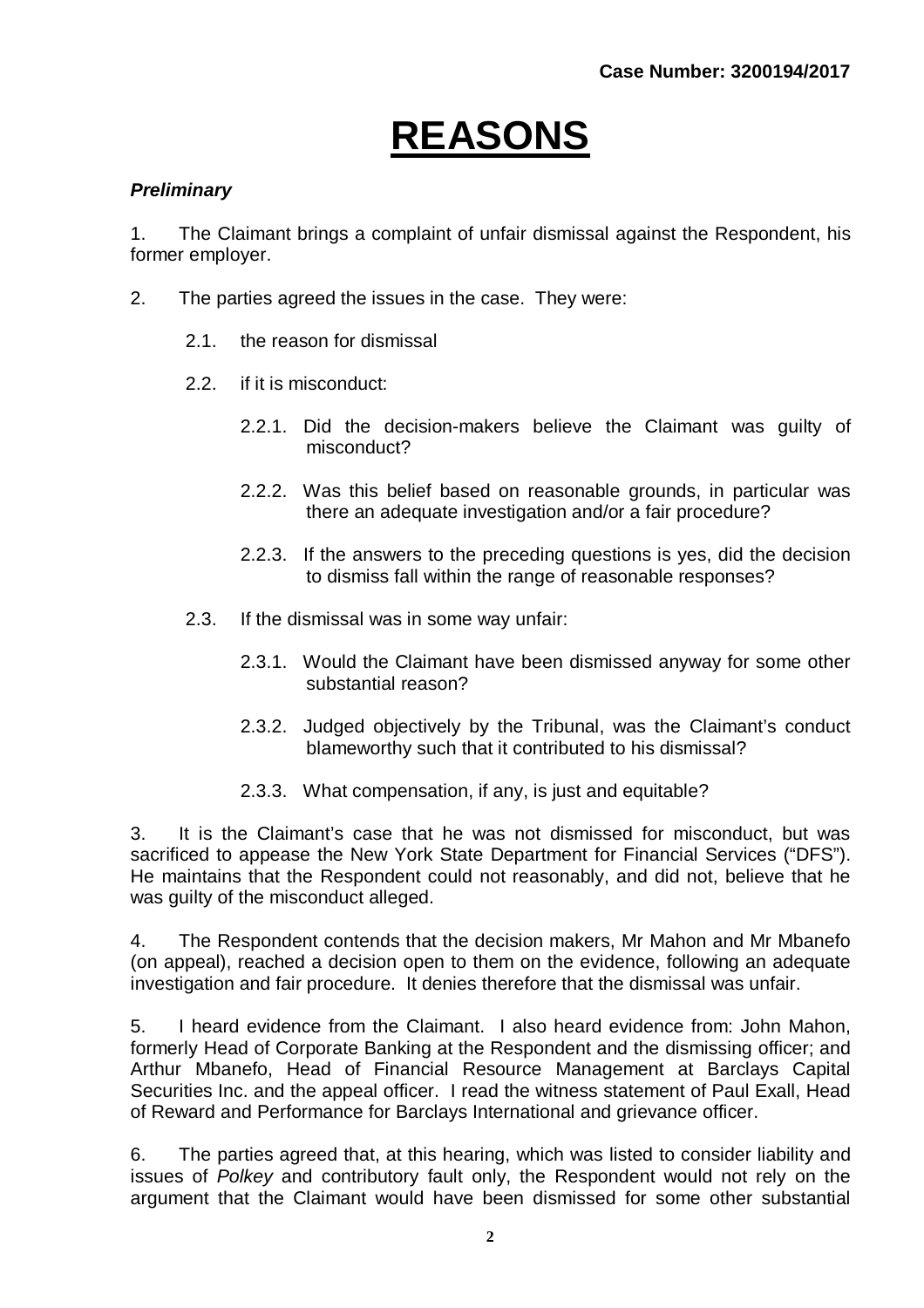# REASONS

### *Preliminary*

1. The Claimant brings a complaint of unfair dismissal against the Respondent, his former employer.

2. The parties agreed the issues in the case. They were:

   2.1. the reason for dismissal

   2.2. if it is misconduct:

      2.2.1. Did the decision-makers believe the Claimant was guilty of misconduct?

      2.2.2. Was this belief based on reasonable grounds, in particular was there an adequate investigation and/or a fair procedure?

      2.2.3. If the answers to the preceding questions is yes, did the decision to dismiss fall within the range of reasonable responses?

   2.3. If the dismissal was in some way unfair:

      2.3.1. Would the Claimant have been dismissed anyway for some other substantial reason?

      2.3.2. Judged objectively by the Tribunal, was the Claimant's conduct blameworthy such that it contributed to his dismissal?

      2.3.3. What compensation, if any, is just and equitable?

3. It is the Claimant's case that he was not dismissed for misconduct, but was sacrificed to appease the New York State Department for Financial Services ("DFS"). He maintains that the Respondent could not reasonably, and did not, believe that he was guilty of the misconduct alleged.

4. The Respondent contends that the decision makers, Mr Mahon and Mr Mbanefo (on appeal), reached a decision open to them on the evidence, following an adequate investigation and fair procedure. It denies therefore that the dismissal was unfair.

5. I heard evidence from the Claimant. I also heard evidence from: John Mahon, formerly Head of Corporate Banking at the Respondent and the dismissing officer; and Arthur Mbanefo, Head of Financial Resource Management at Barclays Capital Securities Inc. and the appeal officer. I read the witness statement of Paul Exall, Head of Reward and Performance for Barclays International and grievance officer.

6. The parties agreed that, at this hearing, which was listed to consider liability and issues of *Polkey* and contributory fault only, the Respondent would not rely on the argument that the Claimant would have been dismissed for some other substantial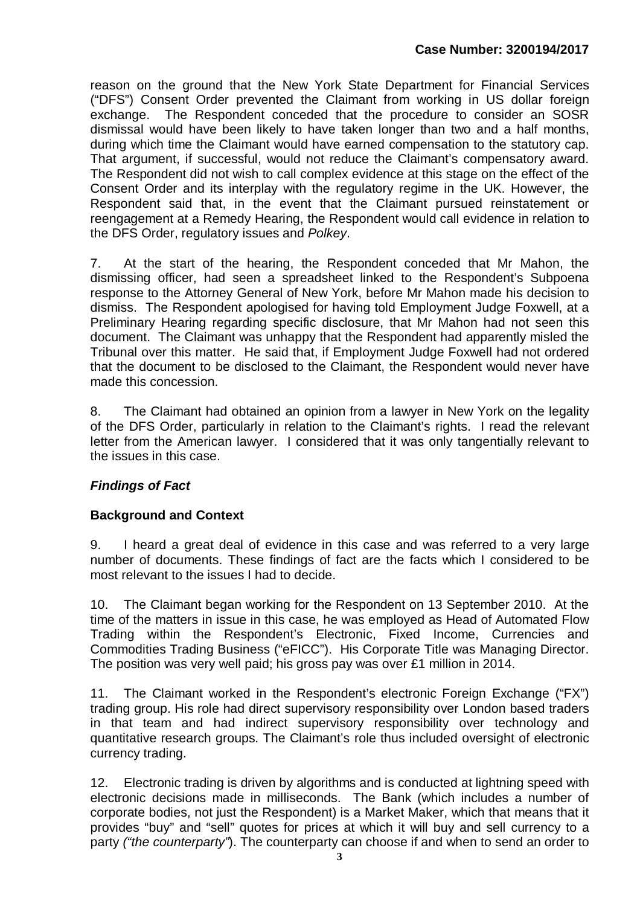reason on the ground that the New York State Department for Financial Services ("DFS") Consent Order prevented the Claimant from working in US dollar foreign exchange. The Respondent conceded that the procedure to consider an SOSR dismissal would have been likely to have taken longer than two and a half months, during which time the Claimant would have earned compensation to the statutory cap. That argument, if successful, would not reduce the Claimant's compensatory award. The Respondent did not wish to call complex evidence at this stage on the effect of the Consent Order and its interplay with the regulatory regime in the UK. However, the Respondent said that, in the event that the Claimant pursued reinstatement or reengagement at a Remedy Hearing, the Respondent would call evidence in relation to the DFS Order, regulatory issues and *Polkey*.

7. At the start of the hearing, the Respondent conceded that Mr Mahon, the dismissing officer, had seen a spreadsheet linked to the Respondent's Subpoena response to the Attorney General of New York, before Mr Mahon made his decision to dismiss. The Respondent apologised for having told Employment Judge Foxwell, at a Preliminary Hearing regarding specific disclosure, that Mr Mahon had not seen this document. The Claimant was unhappy that the Respondent had apparently misled the Tribunal over this matter. He said that, if Employment Judge Foxwell had not ordered that the document to be disclosed to the Claimant, the Respondent would never have made this concession.

8. The Claimant had obtained an opinion from a lawyer in New York on the legality of the DFS Order, particularly in relation to the Claimant's rights. I read the relevant letter from the American lawyer. I considered that it was only tangentially relevant to the issues in this case.

## *Findings of Fact*

### Background and Context

9. I heard a great deal of evidence in this case and was referred to a very large number of documents. These findings of fact are the facts which I considered to be most relevant to the issues I had to decide.

10. The Claimant began working for the Respondent on 13 September 2010. At the time of the matters in issue in this case, he was employed as Head of Automated Flow Trading within the Respondent's Electronic, Fixed Income, Currencies and Commodities Trading Business ("eFICC"). His Corporate Title was Managing Director. The position was very well paid; his gross pay was over £1 million in 2014.

11. The Claimant worked in the Respondent's electronic Foreign Exchange ("FX") trading group. His role had direct supervisory responsibility over London based traders in that team and had indirect supervisory responsibility over technology and quantitative research groups. The Claimant's role thus included oversight of electronic currency trading.

12. Electronic trading is driven by algorithms and is conducted at lightning speed with electronic decisions made in milliseconds. The Bank (which includes a number of corporate bodies, not just the Respondent) is a Market Maker, which that means that it provides "buy" and "sell" quotes for prices at which it will buy and sell currency to a party *("the counterparty"*). The counterparty can choose if and when to send an order to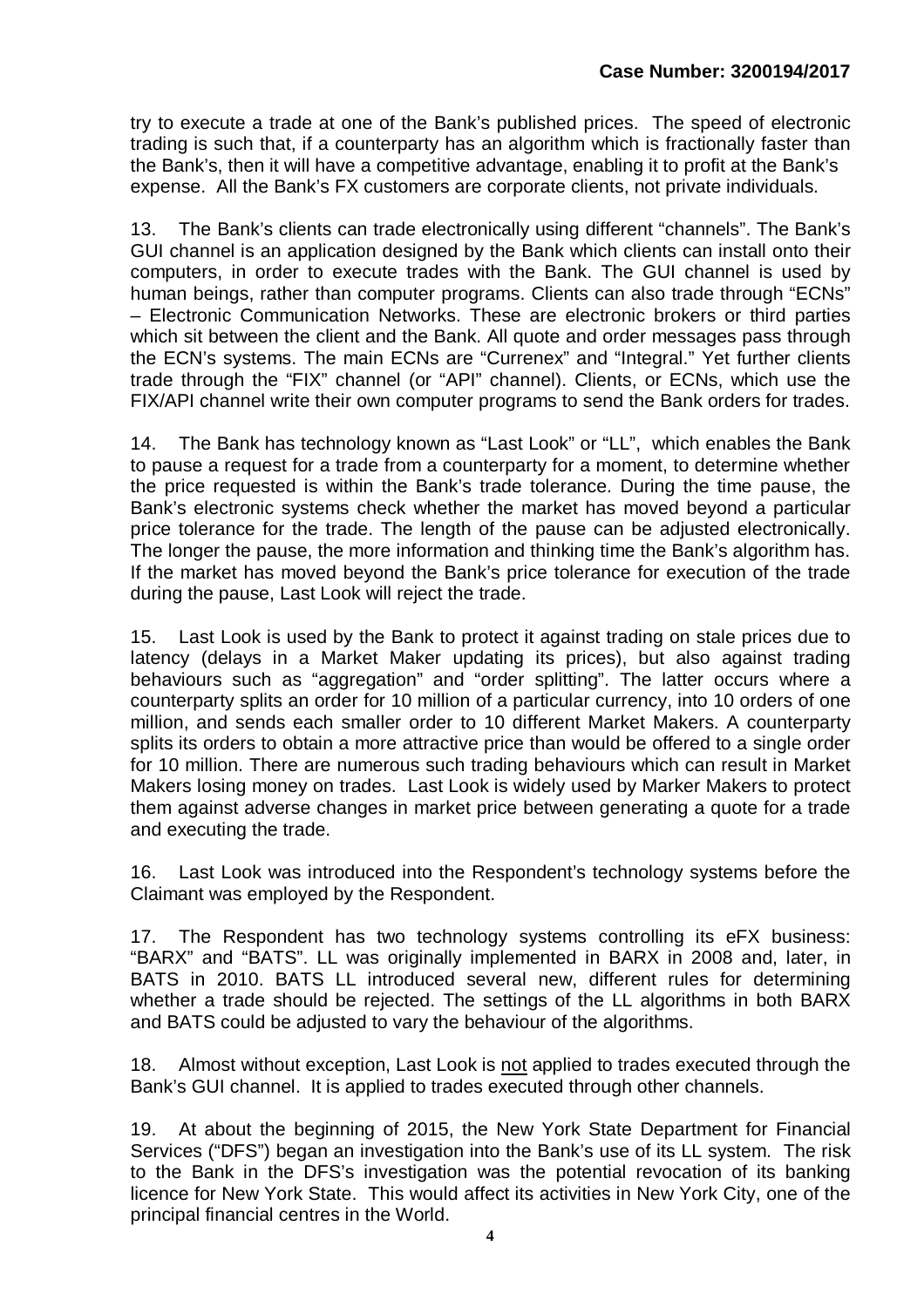try to execute a trade at one of the Bank's published prices. The speed of electronic trading is such that, if a counterparty has an algorithm which is fractionally faster than the Bank's, then it will have a competitive advantage, enabling it to profit at the Bank's expense. All the Bank's FX customers are corporate clients, not private individuals.

13. The Bank's clients can trade electronically using different "channels". The Bank's GUI channel is an application designed by the Bank which clients can install onto their computers, in order to execute trades with the Bank. The GUI channel is used by human beings, rather than computer programs. Clients can also trade through "ECNs" – Electronic Communication Networks. These are electronic brokers or third parties which sit between the client and the Bank. All quote and order messages pass through the ECN's systems. The main ECNs are "Currenex" and "Integral." Yet further clients trade through the "FIX" channel (or "API" channel). Clients, or ECNs, which use the FIX/API channel write their own computer programs to send the Bank orders for trades.

14. The Bank has technology known as "Last Look" or "LL", which enables the Bank to pause a request for a trade from a counterparty for a moment, to determine whether the price requested is within the Bank's trade tolerance. During the time pause, the Bank's electronic systems check whether the market has moved beyond a particular price tolerance for the trade. The length of the pause can be adjusted electronically. The longer the pause, the more information and thinking time the Bank's algorithm has. If the market has moved beyond the Bank's price tolerance for execution of the trade during the pause, Last Look will reject the trade.

15. Last Look is used by the Bank to protect it against trading on stale prices due to latency (delays in a Market Maker updating its prices), but also against trading behaviours such as "aggregation" and "order splitting". The latter occurs where a counterparty splits an order for 10 million of a particular currency, into 10 orders of one million, and sends each smaller order to 10 different Market Makers. A counterparty splits its orders to obtain a more attractive price than would be offered to a single order for 10 million. There are numerous such trading behaviours which can result in Market Makers losing money on trades. Last Look is widely used by Marker Makers to protect them against adverse changes in market price between generating a quote for a trade and executing the trade.

16. Last Look was introduced into the Respondent's technology systems before the Claimant was employed by the Respondent.

17. The Respondent has two technology systems controlling its eFX business: "BARX" and "BATS". LL was originally implemented in BARX in 2008 and, later, in BATS in 2010. BATS LL introduced several new, different rules for determining whether a trade should be rejected. The settings of the LL algorithms in both BARX and BATS could be adjusted to vary the behaviour of the algorithms.

18. Almost without exception, Last Look is <u>not</u> applied to trades executed through the Bank's GUI channel. It is applied to trades executed through other channels.

19. At about the beginning of 2015, the New York State Department for Financial Services ("DFS") began an investigation into the Bank's use of its LL system. The risk to the Bank in the DFS's investigation was the potential revocation of its banking licence for New York State. This would affect its activities in New York City, one of the principal financial centres in the World.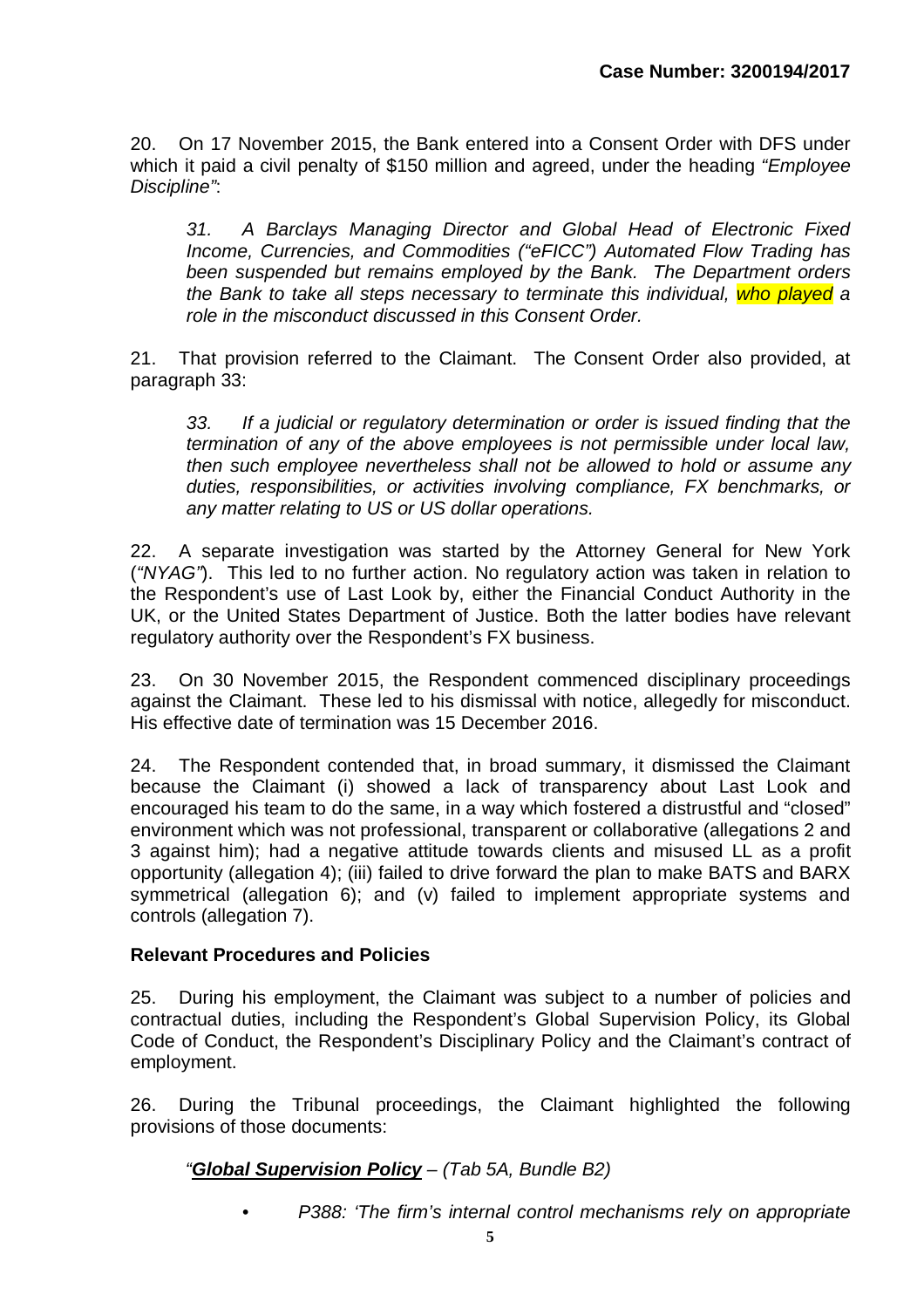20. On 17 November 2015, the Bank entered into a Consent Order with DFS under which it paid a civil penalty of $150 million and agreed, under the heading *"Employee Discipline"*:

> *31. A Barclays Managing Director and Global Head of Electronic Fixed Income, Currencies, and Commodities ("eFICC") Automated Flow Trading has been suspended but remains employed by the Bank. The Department orders the Bank to take all steps necessary to terminate this individual, who played a role in the misconduct discussed in this Consent Order.*

21. That provision referred to the Claimant. The Consent Order also provided, at paragraph 33:

> *33. If a judicial or regulatory determination or order is issued finding that the termination of any of the above employees is not permissible under local law, then such employee nevertheless shall not be allowed to hold or assume any duties, responsibilities, or activities involving compliance, FX benchmarks, or any matter relating to US or US dollar operations.*

22. A separate investigation was started by the Attorney General for New York (*"NYAG"*). This led to no further action. No regulatory action was taken in relation to the Respondent's use of Last Look by, either the Financial Conduct Authority in the UK, or the United States Department of Justice. Both the latter bodies have relevant regulatory authority over the Respondent's FX business.

23. On 30 November 2015, the Respondent commenced disciplinary proceedings against the Claimant. These led to his dismissal with notice, allegedly for misconduct. His effective date of termination was 15 December 2016.

24. The Respondent contended that, in broad summary, it dismissed the Claimant because the Claimant (i) showed a lack of transparency about Last Look and encouraged his team to do the same, in a way which fostered a distrustful and "closed" environment which was not professional, transparent or collaborative (allegations 2 and 3 against him); had a negative attitude towards clients and misused LL as a profit opportunity (allegation 4); (iii) failed to drive forward the plan to make BATS and BARX symmetrical (allegation 6); and (v) failed to implement appropriate systems and controls (allegation 7).

## Relevant Procedures and Policies

25. During his employment, the Claimant was subject to a number of policies and contractual duties, including the Respondent's Global Supervision Policy, its Global Code of Conduct, the Respondent's Disciplinary Policy and the Claimant's contract of employment.

26. During the Tribunal proceedings, the Claimant highlighted the following provisions of those documents:

*"**Global Supervision Policy** – (Tab 5A, Bundle B2)*

- *P388: 'The firm's internal control mechanisms rely on appropriate*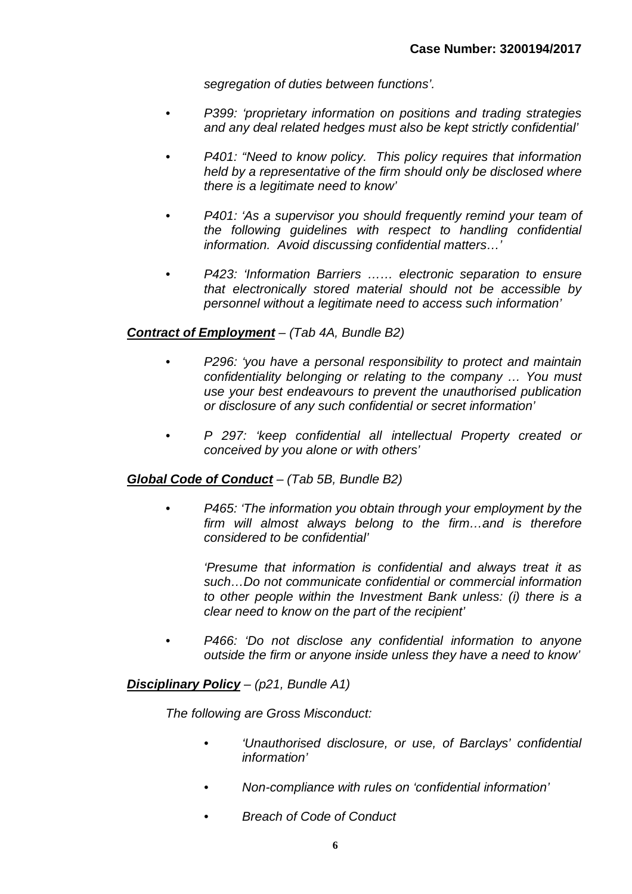*segregation of duties between functions'.*

- *P399: 'proprietary information on positions and trading strategies and any deal related hedges must also be kept strictly confidential'*

- *P401: "Need to know policy. This policy requires that information held by a representative of the firm should only be disclosed where there is a legitimate need to know'*

- *P401: 'As a supervisor you should frequently remind your team of the following guidelines with respect to handling confidential information. Avoid discussing confidential matters…'*

- *P423: 'Information Barriers …… electronic separation to ensure that electronically stored material should not be accessible by personnel without a legitimate need to access such information'*

***Contract of Employment*** *– (Tab 4A, Bundle B2)*

- *P296: 'you have a personal responsibility to protect and maintain confidentiality belonging or relating to the company … You must use your best endeavours to prevent the unauthorised publication or disclosure of any such confidential or secret information'*

- *P 297: 'keep confidential all intellectual Property created or conceived by you alone or with others'*

***Global Code of Conduct*** *– (Tab 5B, Bundle B2)*

- *P465: 'The information you obtain through your employment by the firm will almost always belong to the firm…and is therefore considered to be confidential'*

  *'Presume that information is confidential and always treat it as such…Do not communicate confidential or commercial information to other people within the Investment Bank unless: (i) there is a clear need to know on the part of the recipient'*

- *P466: 'Do not disclose any confidential information to anyone outside the firm or anyone inside unless they have a need to know'*

***Disciplinary Policy*** *– (p21, Bundle A1)*

*The following are Gross Misconduct:*

- *'Unauthorised disclosure, or use, of Barclays' confidential information'*

- *Non-compliance with rules on 'confidential information'*

- *Breach of Code of Conduct*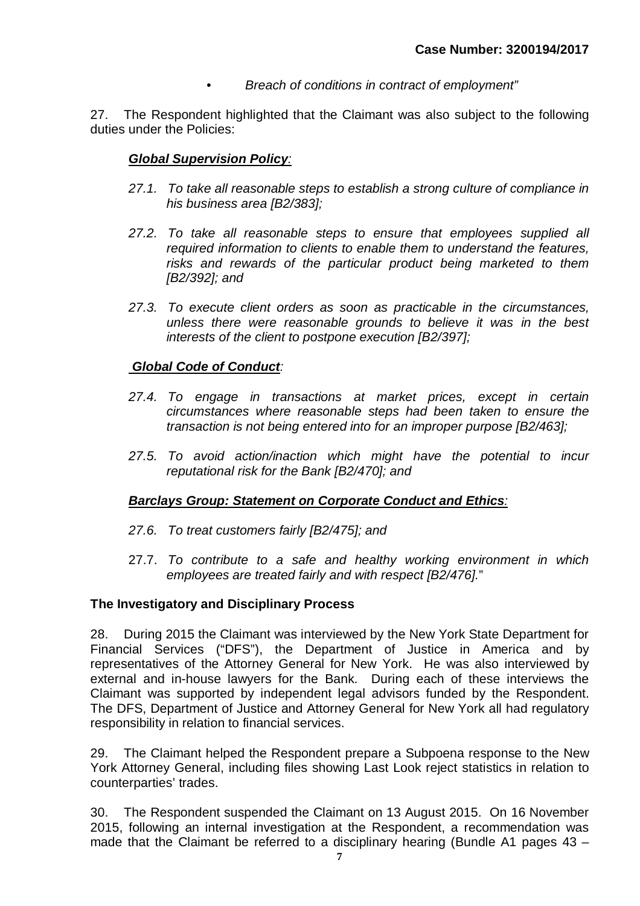- *Breach of conditions in contract of employment"*

27. The Respondent highlighted that the Claimant was also subject to the following duties under the Policies:

***Global Supervision Policy:***

*27.1. To take all reasonable steps to establish a strong culture of compliance in his business area [B2/383];*

*27.2. To take all reasonable steps to ensure that employees supplied all required information to clients to enable them to understand the features, risks and rewards of the particular product being marketed to them [B2/392]; and*

*27.3. To execute client orders as soon as practicable in the circumstances, unless there were reasonable grounds to believe it was in the best interests of the client to postpone execution [B2/397];*

***Global Code of Conduct:***

*27.4. To engage in transactions at market prices, except in certain circumstances where reasonable steps had been taken to ensure the transaction is not being entered into for an improper purpose [B2/463];*

*27.5. To avoid action/inaction which might have the potential to incur reputational risk for the Bank [B2/470]; and*

***Barclays Group: Statement on Corporate Conduct and Ethics:***

*27.6. To treat customers fairly [B2/475]; and*

27.7. *To contribute to a safe and healthy working environment in which employees are treated fairly and with respect [B2/476].*"

**The Investigatory and Disciplinary Process**

28. During 2015 the Claimant was interviewed by the New York State Department for Financial Services ("DFS"), the Department of Justice in America and by representatives of the Attorney General for New York. He was also interviewed by external and in-house lawyers for the Bank. During each of these interviews the Claimant was supported by independent legal advisors funded by the Respondent. The DFS, Department of Justice and Attorney General for New York all had regulatory responsibility in relation to financial services.

29. The Claimant helped the Respondent prepare a Subpoena response to the New York Attorney General, including files showing Last Look reject statistics in relation to counterparties' trades.

30. The Respondent suspended the Claimant on 13 August 2015. On 16 November 2015, following an internal investigation at the Respondent, a recommendation was made that the Claimant be referred to a disciplinary hearing (Bundle A1 pages 43 –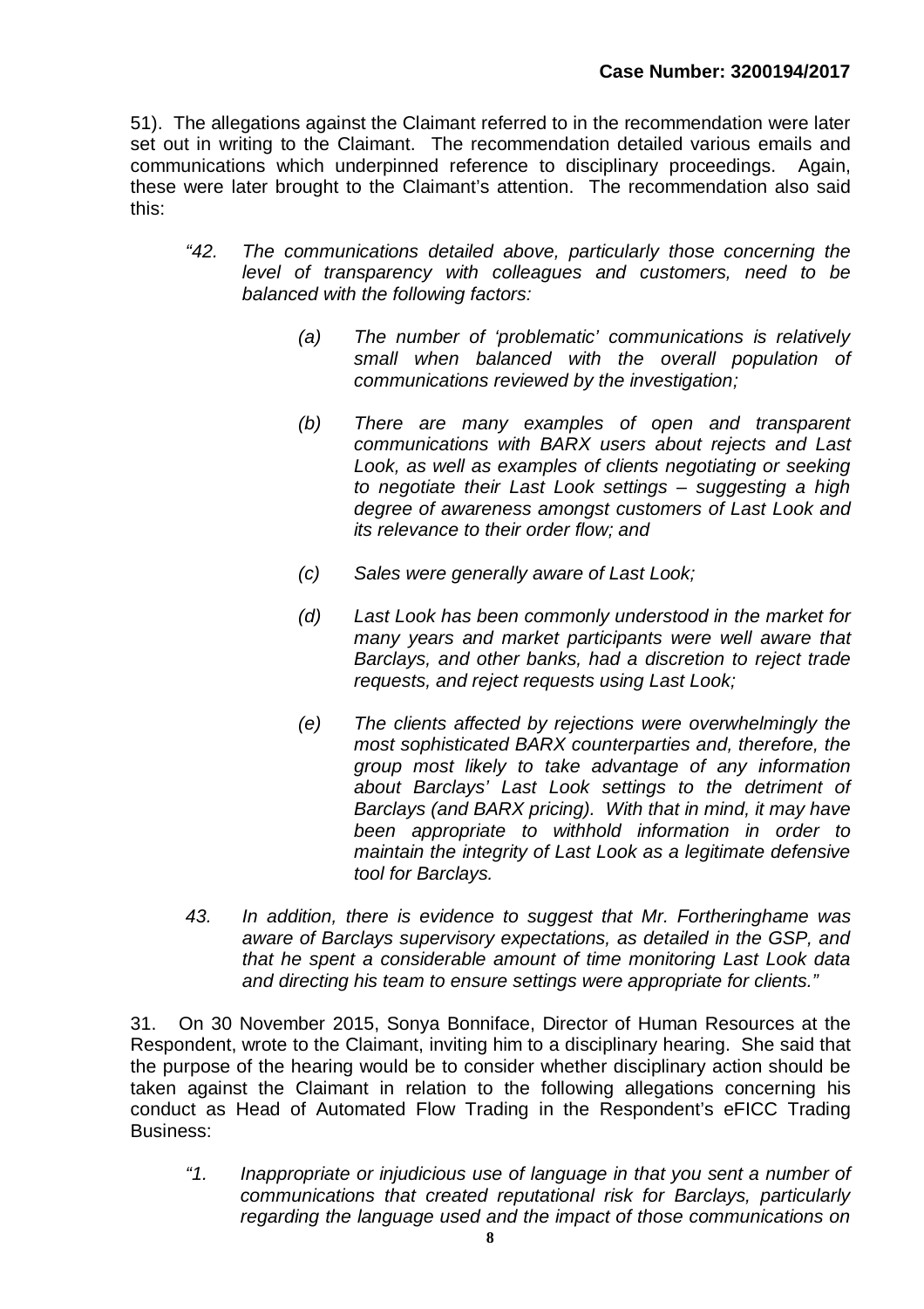51). The allegations against the Claimant referred to in the recommendation were later set out in writing to the Claimant. The recommendation detailed various emails and communications which underpinned reference to disciplinary proceedings. Again, these were later brought to the Claimant's attention. The recommendation also said this:

> *"42. The communications detailed above, particularly those concerning the level of transparency with colleagues and customers, need to be balanced with the following factors:*
>
> > *(a) The number of 'problematic' communications is relatively small when balanced with the overall population of communications reviewed by the investigation;*
> >
> > *(b) There are many examples of open and transparent communications with BARX users about rejects and Last Look, as well as examples of clients negotiating or seeking to negotiate their Last Look settings – suggesting a high degree of awareness amongst customers of Last Look and its relevance to their order flow; and*
> >
> > *(c) Sales were generally aware of Last Look;*
> >
> > *(d) Last Look has been commonly understood in the market for many years and market participants were well aware that Barclays, and other banks, had a discretion to reject trade requests, and reject requests using Last Look;*
> >
> > *(e) The clients affected by rejections were overwhelmingly the most sophisticated BARX counterparties and, therefore, the group most likely to take advantage of any information about Barclays' Last Look settings to the detriment of Barclays (and BARX pricing). With that in mind, it may have been appropriate to withhold information in order to maintain the integrity of Last Look as a legitimate defensive tool for Barclays.*
>
> *43. In addition, there is evidence to suggest that Mr. Fortheringhame was aware of Barclays supervisory expectations, as detailed in the GSP, and that he spent a considerable amount of time monitoring Last Look data and directing his team to ensure settings were appropriate for clients."*

31. On 30 November 2015, Sonya Bonniface, Director of Human Resources at the Respondent, wrote to the Claimant, inviting him to a disciplinary hearing. She said that the purpose of the hearing would be to consider whether disciplinary action should be taken against the Claimant in relation to the following allegations concerning his conduct as Head of Automated Flow Trading in the Respondent's eFICC Trading Business:

> *"1. Inappropriate or injudicious use of language in that you sent a number of communications that created reputational risk for Barclays, particularly regarding the language used and the impact of those communications on*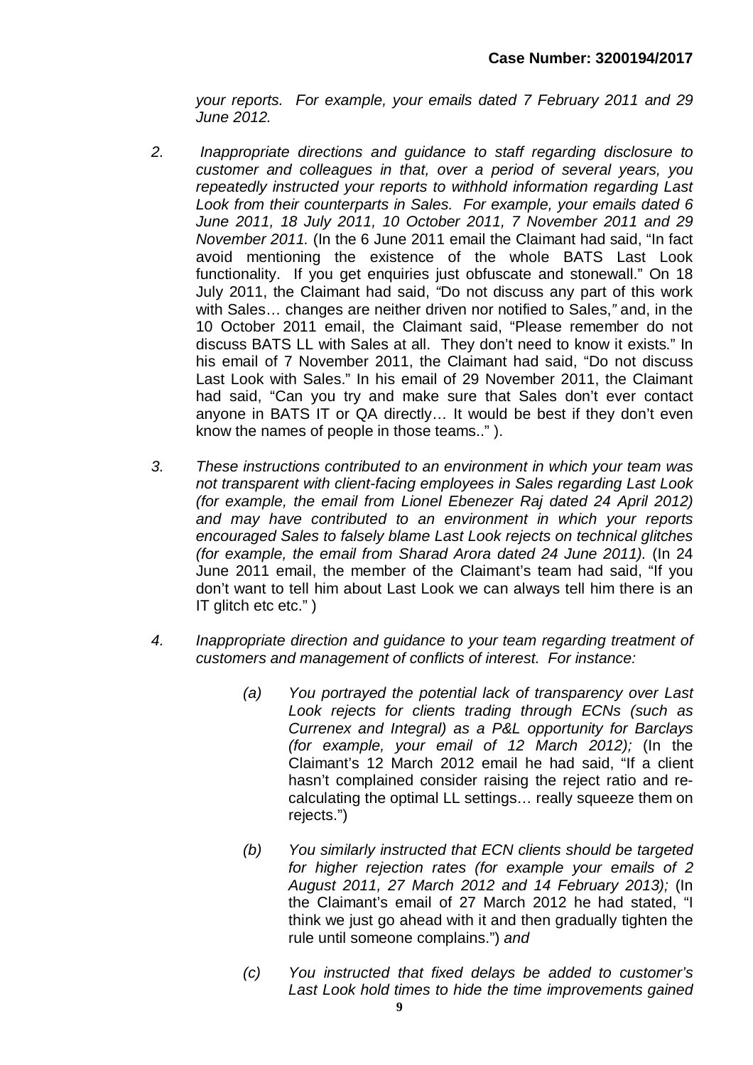*your reports. For example, your emails dated 7 February 2011 and 29 June 2012.*

2. *Inappropriate directions and guidance to staff regarding disclosure to customer and colleagues in that, over a period of several years, you repeatedly instructed your reports to withhold information regarding Last Look from their counterparts in Sales. For example, your emails dated 6 June 2011, 18 July 2011, 10 October 2011, 7 November 2011 and 29 November 2011.* (In the 6 June 2011 email the Claimant had said, "In fact avoid mentioning the existence of the whole BATS Last Look functionality. If you get enquiries just obfuscate and stonewall." On 18 July 2011, the Claimant had said, *"*Do not discuss any part of this work with Sales… changes are neither driven nor notified to Sales,*"* and, in the 10 October 2011 email, the Claimant said, "Please remember do not discuss BATS LL with Sales at all. They don't need to know it exists." In his email of 7 November 2011, the Claimant had said, "Do not discuss Last Look with Sales." In his email of 29 November 2011, the Claimant had said, "Can you try and make sure that Sales don't ever contact anyone in BATS IT or QA directly… It would be best if they don't even know the names of people in those teams.." ).

3. *These instructions contributed to an environment in which your team was not transparent with client-facing employees in Sales regarding Last Look (for example, the email from Lionel Ebenezer Raj dated 24 April 2012) and may have contributed to an environment in which your reports encouraged Sales to falsely blame Last Look rejects on technical glitches (for example, the email from Sharad Arora dated 24 June 2011).* (In 24 June 2011 email, the member of the Claimant's team had said, "If you don't want to tell him about Last Look we can always tell him there is an IT glitch etc etc." )

4. *Inappropriate direction and guidance to your team regarding treatment of customers and management of conflicts of interest. For instance:*

   (a) *You portrayed the potential lack of transparency over Last Look rejects for clients trading through ECNs (such as Currenex and Integral) as a P&L opportunity for Barclays (for example, your email of 12 March 2012);* (In the Claimant's 12 March 2012 email he had said, "If a client hasn't complained consider raising the reject ratio and re-calculating the optimal LL settings… really squeeze them on rejects.")

   (b) *You similarly instructed that ECN clients should be targeted for higher rejection rates (for example your emails of 2 August 2011, 27 March 2012 and 14 February 2013);* (In the Claimant's email of 27 March 2012 he had stated, "I think we just go ahead with it and then gradually tighten the rule until someone complains.") *and*

   (c) *You instructed that fixed delays be added to customer's Last Look hold times to hide the time improvements gained*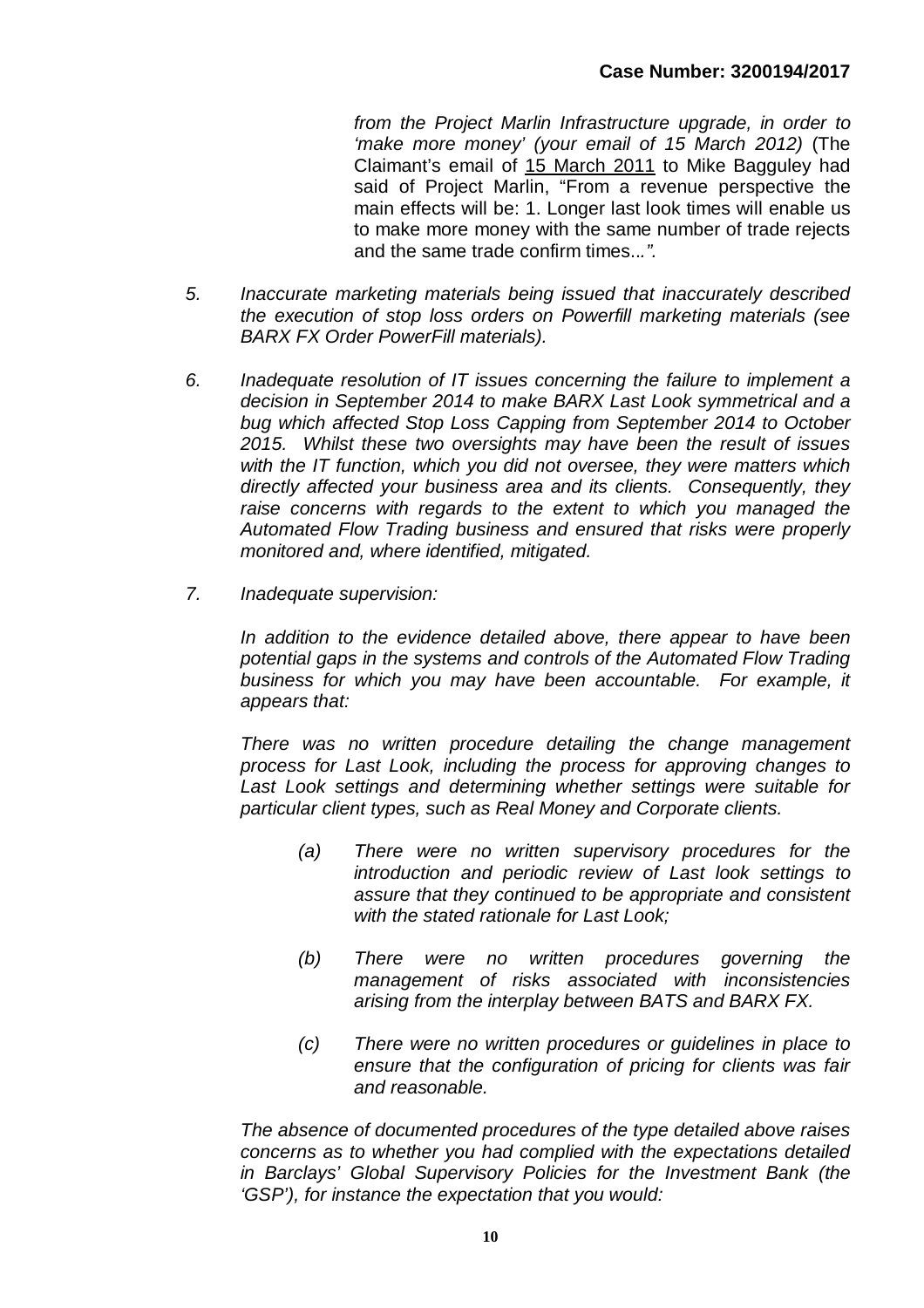*from the Project Marlin Infrastructure upgrade, in order to 'make more money' (your email of 15 March 2012)* (The Claimant's email of 15 March 2011 to Mike Bagguley had said of Project Marlin, "From a revenue perspective the main effects will be: 1. Longer last look times will enable us to make more money with the same number of trade rejects and the same trade confirm times..*.".*

5. *Inaccurate marketing materials being issued that inaccurately described the execution of stop loss orders on Powerfill marketing materials (see BARX FX Order PowerFill materials).*

6. *Inadequate resolution of IT issues concerning the failure to implement a decision in September 2014 to make BARX Last Look symmetrical and a bug which affected Stop Loss Capping from September 2014 to October 2015. Whilst these two oversights may have been the result of issues with the IT function, which you did not oversee, they were matters which directly affected your business area and its clients. Consequently, they raise concerns with regards to the extent to which you managed the Automated Flow Trading business and ensured that risks were properly monitored and, where identified, mitigated.*

7. *Inadequate supervision:*

   *In addition to the evidence detailed above, there appear to have been potential gaps in the systems and controls of the Automated Flow Trading business for which you may have been accountable. For example, it appears that:*

   *There was no written procedure detailing the change management process for Last Look, including the process for approving changes to Last Look settings and determining whether settings were suitable for particular client types, such as Real Money and Corporate clients.*

   (a) *There were no written supervisory procedures for the introduction and periodic review of Last look settings to assure that they continued to be appropriate and consistent with the stated rationale for Last Look;*

   (b) *There were no written procedures governing the management of risks associated with inconsistencies arising from the interplay between BATS and BARX FX.*

   (c) *There were no written procedures or guidelines in place to ensure that the configuration of pricing for clients was fair and reasonable.*

   *The absence of documented procedures of the type detailed above raises concerns as to whether you had complied with the expectations detailed in Barclays' Global Supervisory Policies for the Investment Bank (the 'GSP'), for instance the expectation that you would:*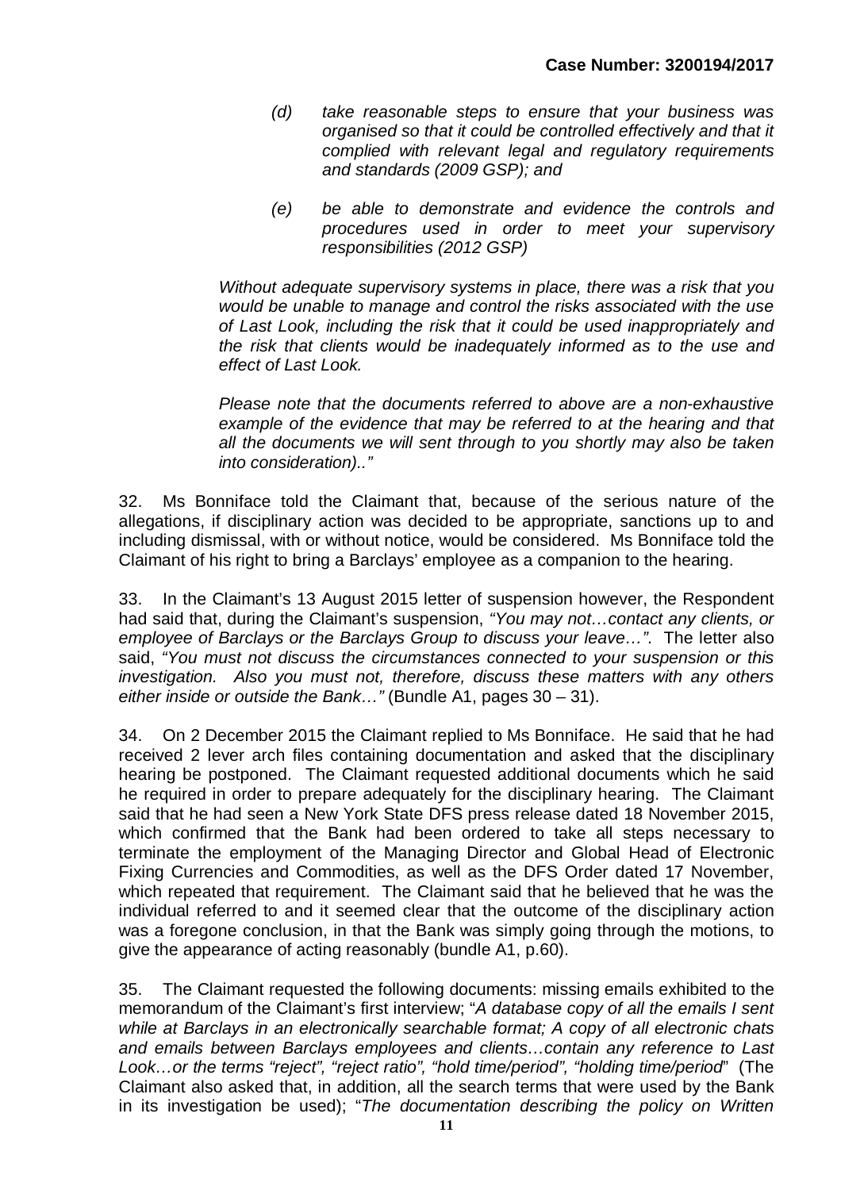*(d) take reasonable steps to ensure that your business was organised so that it could be controlled effectively and that it complied with relevant legal and regulatory requirements and standards (2009 GSP); and*

*(e) be able to demonstrate and evidence the controls and procedures used in order to meet your supervisory responsibilities (2012 GSP)*

*Without adequate supervisory systems in place, there was a risk that you would be unable to manage and control the risks associated with the use of Last Look, including the risk that it could be used inappropriately and the risk that clients would be inadequately informed as to the use and effect of Last Look.*

*Please note that the documents referred to above are a non-exhaustive example of the evidence that may be referred to at the hearing and that all the documents we will sent through to you shortly may also be taken into consideration).."*

32. Ms Bonniface told the Claimant that, because of the serious nature of the allegations, if disciplinary action was decided to be appropriate, sanctions up to and including dismissal, with or without notice, would be considered. Ms Bonniface told the Claimant of his right to bring a Barclays' employee as a companion to the hearing.

33. In the Claimant's 13 August 2015 letter of suspension however, the Respondent had said that, during the Claimant's suspension, *"You may not…contact any clients, or employee of Barclays or the Barclays Group to discuss your leave…"*. The letter also said, *"You must not discuss the circumstances connected to your suspension or this investigation. Also you must not, therefore, discuss these matters with any others either inside or outside the Bank…"* (Bundle A1, pages 30 – 31).

34. On 2 December 2015 the Claimant replied to Ms Bonniface. He said that he had received 2 lever arch files containing documentation and asked that the disciplinary hearing be postponed. The Claimant requested additional documents which he said he required in order to prepare adequately for the disciplinary hearing. The Claimant said that he had seen a New York State DFS press release dated 18 November 2015, which confirmed that the Bank had been ordered to take all steps necessary to terminate the employment of the Managing Director and Global Head of Electronic Fixing Currencies and Commodities, as well as the DFS Order dated 17 November, which repeated that requirement. The Claimant said that he believed that he was the individual referred to and it seemed clear that the outcome of the disciplinary action was a foregone conclusion, in that the Bank was simply going through the motions, to give the appearance of acting reasonably (bundle A1, p.60).

35. The Claimant requested the following documents: missing emails exhibited to the memorandum of the Claimant's first interview; "*A database copy of all the emails I sent while at Barclays in an electronically searchable format; A copy of all electronic chats and emails between Barclays employees and clients…contain any reference to Last Look…or the terms "reject", "reject ratio", "hold time/period", "holding time/period*" (The Claimant also asked that, in addition, all the search terms that were used by the Bank in its investigation be used); "*The documentation describing the policy on Written*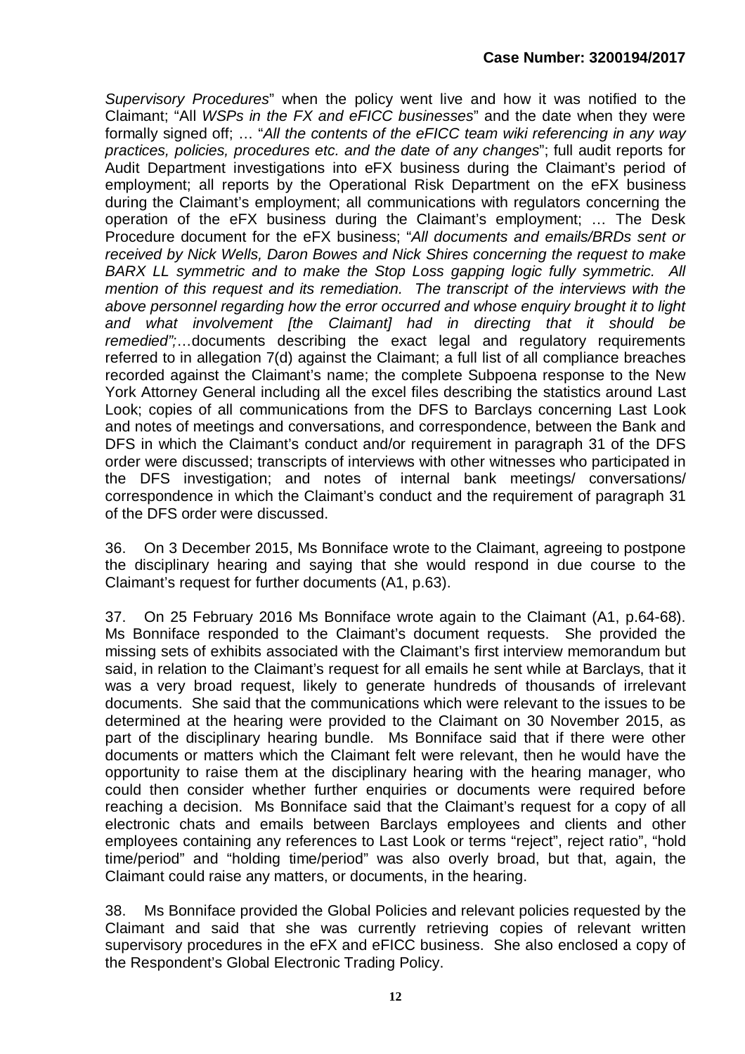*Supervisory Procedures*" when the policy went live and how it was notified to the Claimant; "All *WSPs in the FX and eFICC businesses*" and the date when they were formally signed off; … "*All the contents of the eFICC team wiki referencing in any way practices, policies, procedures etc. and the date of any changes*"; full audit reports for Audit Department investigations into eFX business during the Claimant's period of employment; all reports by the Operational Risk Department on the eFX business during the Claimant's employment; all communications with regulators concerning the operation of the eFX business during the Claimant's employment; … The Desk Procedure document for the eFX business; "*All documents and emails/BRDs sent or received by Nick Wells, Daron Bowes and Nick Shires concerning the request to make BARX LL symmetric and to make the Stop Loss gapping logic fully symmetric. All mention of this request and its remediation. The transcript of the interviews with the above personnel regarding how the error occurred and whose enquiry brought it to light and what involvement [the Claimant] had in directing that it should be remedied";*…documents describing the exact legal and regulatory requirements referred to in allegation 7(d) against the Claimant; a full list of all compliance breaches recorded against the Claimant's name; the complete Subpoena response to the New York Attorney General including all the excel files describing the statistics around Last Look; copies of all communications from the DFS to Barclays concerning Last Look and notes of meetings and conversations, and correspondence, between the Bank and DFS in which the Claimant's conduct and/or requirement in paragraph 31 of the DFS order were discussed; transcripts of interviews with other witnesses who participated in the DFS investigation; and notes of internal bank meetings/ conversations/ correspondence in which the Claimant's conduct and the requirement of paragraph 31 of the DFS order were discussed.

36. On 3 December 2015, Ms Bonniface wrote to the Claimant, agreeing to postpone the disciplinary hearing and saying that she would respond in due course to the Claimant's request for further documents (A1, p.63).

37. On 25 February 2016 Ms Bonniface wrote again to the Claimant (A1, p.64-68). Ms Bonniface responded to the Claimant's document requests. She provided the missing sets of exhibits associated with the Claimant's first interview memorandum but said, in relation to the Claimant's request for all emails he sent while at Barclays, that it was a very broad request, likely to generate hundreds of thousands of irrelevant documents. She said that the communications which were relevant to the issues to be determined at the hearing were provided to the Claimant on 30 November 2015, as part of the disciplinary hearing bundle. Ms Bonniface said that if there were other documents or matters which the Claimant felt were relevant, then he would have the opportunity to raise them at the disciplinary hearing with the hearing manager, who could then consider whether further enquiries or documents were required before reaching a decision. Ms Bonniface said that the Claimant's request for a copy of all electronic chats and emails between Barclays employees and clients and other employees containing any references to Last Look or terms "reject", reject ratio", "hold time/period" and "holding time/period" was also overly broad, but that, again, the Claimant could raise any matters, or documents, in the hearing.

38. Ms Bonniface provided the Global Policies and relevant policies requested by the Claimant and said that she was currently retrieving copies of relevant written supervisory procedures in the eFX and eFICC business. She also enclosed a copy of the Respondent's Global Electronic Trading Policy.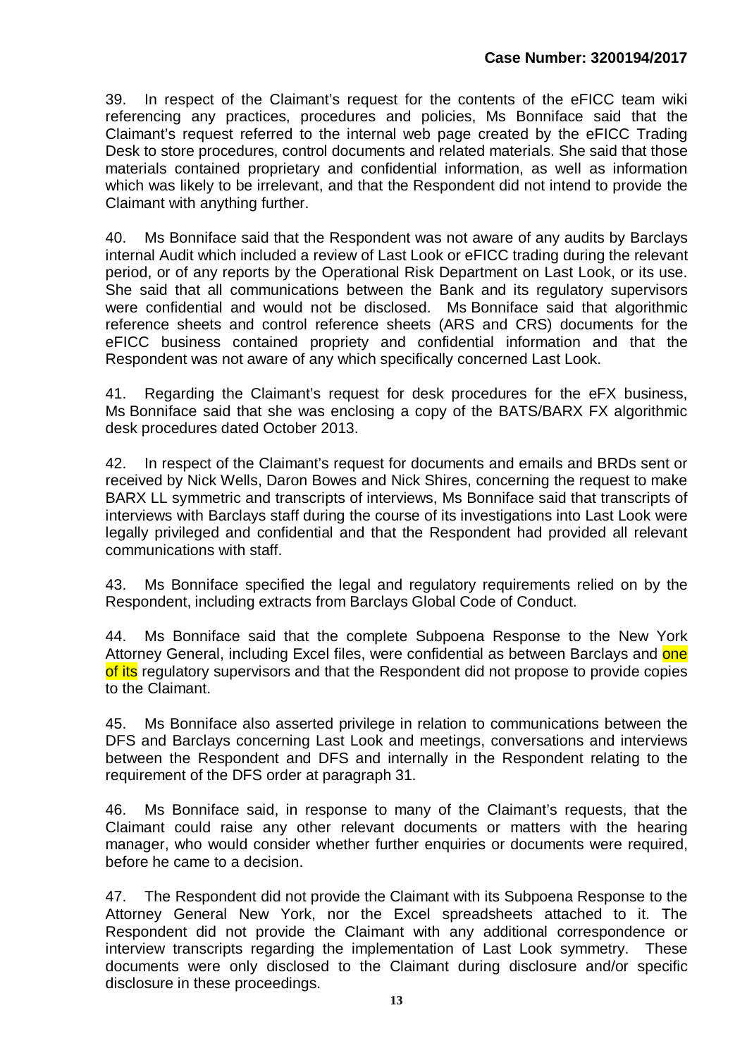39. In respect of the Claimant's request for the contents of the eFICC team wiki referencing any practices, procedures and policies, Ms Bonniface said that the Claimant's request referred to the internal web page created by the eFICC Trading Desk to store procedures, control documents and related materials. She said that those materials contained proprietary and confidential information, as well as information which was likely to be irrelevant, and that the Respondent did not intend to provide the Claimant with anything further.

40. Ms Bonniface said that the Respondent was not aware of any audits by Barclays internal Audit which included a review of Last Look or eFICC trading during the relevant period, or of any reports by the Operational Risk Department on Last Look, or its use. She said that all communications between the Bank and its regulatory supervisors were confidential and would not be disclosed. Ms Bonniface said that algorithmic reference sheets and control reference sheets (ARS and CRS) documents for the eFICC business contained propriety and confidential information and that the Respondent was not aware of any which specifically concerned Last Look.

41. Regarding the Claimant's request for desk procedures for the eFX business, Ms Bonniface said that she was enclosing a copy of the BATS/BARX FX algorithmic desk procedures dated October 2013.

42. In respect of the Claimant's request for documents and emails and BRDs sent or received by Nick Wells, Daron Bowes and Nick Shires, concerning the request to make BARX LL symmetric and transcripts of interviews, Ms Bonniface said that transcripts of interviews with Barclays staff during the course of its investigations into Last Look were legally privileged and confidential and that the Respondent had provided all relevant communications with staff.

43. Ms Bonniface specified the legal and regulatory requirements relied on by the Respondent, including extracts from Barclays Global Code of Conduct.

44. Ms Bonniface said that the complete Subpoena Response to the New York Attorney General, including Excel files, were confidential as between Barclays and one of its regulatory supervisors and that the Respondent did not propose to provide copies to the Claimant.

45. Ms Bonniface also asserted privilege in relation to communications between the DFS and Barclays concerning Last Look and meetings, conversations and interviews between the Respondent and DFS and internally in the Respondent relating to the requirement of the DFS order at paragraph 31.

46. Ms Bonniface said, in response to many of the Claimant's requests, that the Claimant could raise any other relevant documents or matters with the hearing manager, who would consider whether further enquiries or documents were required, before he came to a decision.

47. The Respondent did not provide the Claimant with its Subpoena Response to the Attorney General New York, nor the Excel spreadsheets attached to it. The Respondent did not provide the Claimant with any additional correspondence or interview transcripts regarding the implementation of Last Look symmetry. These documents were only disclosed to the Claimant during disclosure and/or specific disclosure in these proceedings.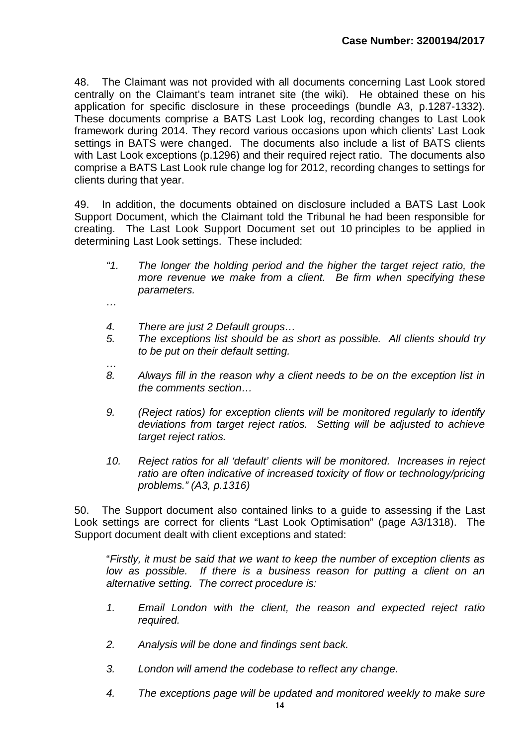48. The Claimant was not provided with all documents concerning Last Look stored centrally on the Claimant's team intranet site (the wiki). He obtained these on his application for specific disclosure in these proceedings (bundle A3, p.1287-1332). These documents comprise a BATS Last Look log, recording changes to Last Look framework during 2014. They record various occasions upon which clients' Last Look settings in BATS were changed. The documents also include a list of BATS clients with Last Look exceptions (p.1296) and their required reject ratio. The documents also comprise a BATS Last Look rule change log for 2012, recording changes to settings for clients during that year.

49. In addition, the documents obtained on disclosure included a BATS Last Look Support Document, which the Claimant told the Tribunal he had been responsible for creating. The Last Look Support Document set out 10 principles to be applied in determining Last Look settings. These included:

> *"1. The longer the holding period and the higher the target reject ratio, the more revenue we make from a client. Be firm when specifying these parameters.*
>
> *…*
>
> *4. There are just 2 Default groups…*
>
> *5. The exceptions list should be as short as possible. All clients should try to be put on their default setting.*
>
> *…*
>
> *8. Always fill in the reason why a client needs to be on the exception list in the comments section…*
>
> *9. (Reject ratios) for exception clients will be monitored regularly to identify deviations from target reject ratios. Setting will be adjusted to achieve target reject ratios.*
>
> *10. Reject ratios for all 'default' clients will be monitored. Increases in reject ratio are often indicative of increased toxicity of flow or technology/pricing problems." (A3, p.1316)*

50. The Support document also contained links to a guide to assessing if the Last Look settings are correct for clients "Last Look Optimisation" (page A3/1318). The Support document dealt with client exceptions and stated:

> "*Firstly, it must be said that we want to keep the number of exception clients as low as possible. If there is a business reason for putting a client on an alternative setting. The correct procedure is:*
>
> *1. Email London with the client, the reason and expected reject ratio required.*
>
> *2. Analysis will be done and findings sent back.*
>
> *3. London will amend the codebase to reflect any change.*
>
> *4. The exceptions page will be updated and monitored weekly to make sure*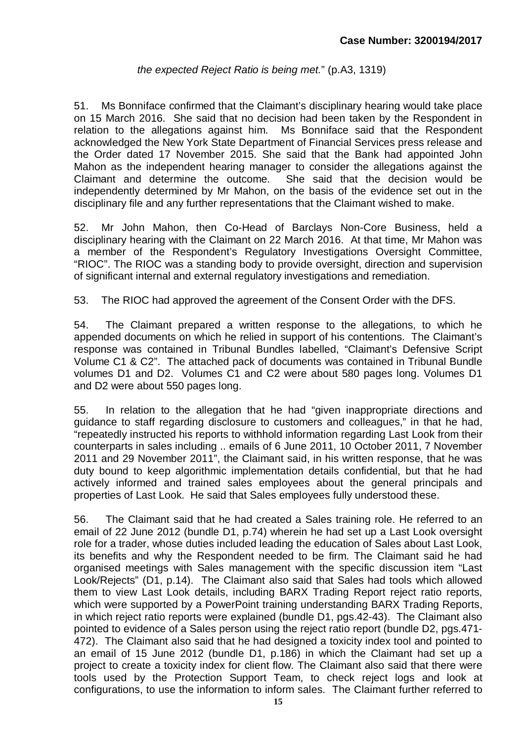*the expected Reject Ratio is being met.*" (p.A3, 1319)

51. Ms Bonniface confirmed that the Claimant's disciplinary hearing would take place on 15 March 2016. She said that no decision had been taken by the Respondent in relation to the allegations against him. Ms Bonniface said that the Respondent acknowledged the New York State Department of Financial Services press release and the Order dated 17 November 2015. She said that the Bank had appointed John Mahon as the independent hearing manager to consider the allegations against the Claimant and determine the outcome. She said that the decision would be independently determined by Mr Mahon, on the basis of the evidence set out in the disciplinary file and any further representations that the Claimant wished to make.

52. Mr John Mahon, then Co-Head of Barclays Non-Core Business, held a disciplinary hearing with the Claimant on 22 March 2016. At that time, Mr Mahon was a member of the Respondent's Regulatory Investigations Oversight Committee, "RIOC". The RIOC was a standing body to provide oversight, direction and supervision of significant internal and external regulatory investigations and remediation.

53. The RIOC had approved the agreement of the Consent Order with the DFS.

54. The Claimant prepared a written response to the allegations, to which he appended documents on which he relied in support of his contentions. The Claimant's response was contained in Tribunal Bundles labelled, "Claimant's Defensive Script Volume C1 & C2". The attached pack of documents was contained in Tribunal Bundle volumes D1 and D2. Volumes C1 and C2 were about 580 pages long. Volumes D1 and D2 were about 550 pages long.

55. In relation to the allegation that he had "given inappropriate directions and guidance to staff regarding disclosure to customers and colleagues," in that he had, "repeatedly instructed his reports to withhold information regarding Last Look from their counterparts in sales including .. emails of 6 June 2011, 10 October 2011, 7 November 2011 and 29 November 2011", the Claimant said, in his written response, that he was duty bound to keep algorithmic implementation details confidential, but that he had actively informed and trained sales employees about the general principals and properties of Last Look. He said that Sales employees fully understood these.

56. The Claimant said that he had created a Sales training role. He referred to an email of 22 June 2012 (bundle D1, p.74) wherein he had set up a Last Look oversight role for a trader, whose duties included leading the education of Sales about Last Look, its benefits and why the Respondent needed to be firm. The Claimant said he had organised meetings with Sales management with the specific discussion item "Last Look/Rejects" (D1, p.14). The Claimant also said that Sales had tools which allowed them to view Last Look details, including BARX Trading Report reject ratio reports, which were supported by a PowerPoint training understanding BARX Trading Reports, in which reject ratio reports were explained (bundle D1, pgs.42-43). The Claimant also pointed to evidence of a Sales person using the reject ratio report (bundle D2, pgs.471-472). The Claimant also said that he had designed a toxicity index tool and pointed to an email of 15 June 2012 (bundle D1, p.186) in which the Claimant had set up a project to create a toxicity index for client flow. The Claimant also said that there were tools used by the Protection Support Team, to check reject logs and look at configurations, to use the information to inform sales. The Claimant further referred to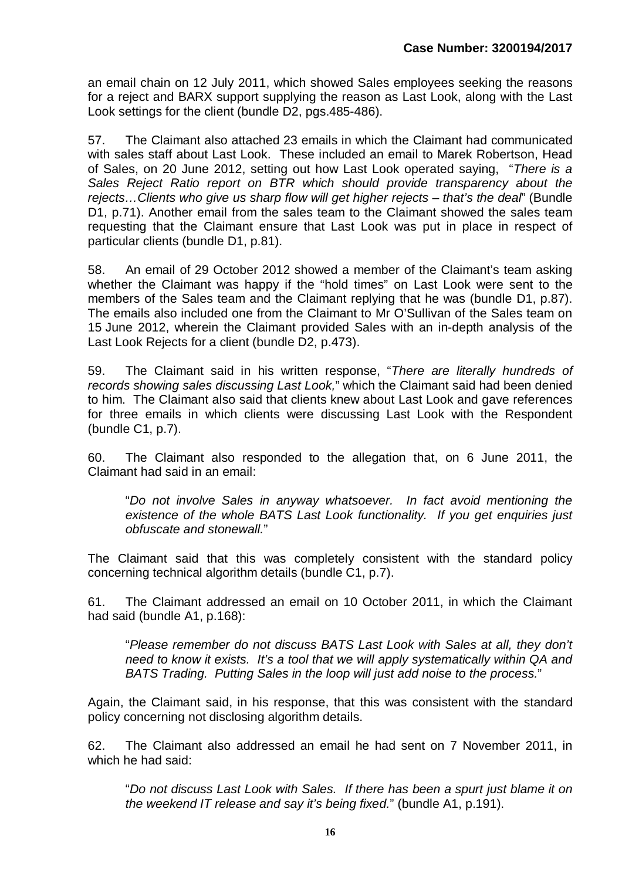an email chain on 12 July 2011, which showed Sales employees seeking the reasons for a reject and BARX support supplying the reason as Last Look, along with the Last Look settings for the client (bundle D2, pgs.485-486).

57. The Claimant also attached 23 emails in which the Claimant had communicated with sales staff about Last Look. These included an email to Marek Robertson, Head of Sales, on 20 June 2012, setting out how Last Look operated saying, "*There is a Sales Reject Ratio report on BTR which should provide transparency about the rejects…Clients who give us sharp flow will get higher rejects – that's the deal*" (Bundle D1, p.71). Another email from the sales team to the Claimant showed the sales team requesting that the Claimant ensure that Last Look was put in place in respect of particular clients (bundle D1, p.81).

58. An email of 29 October 2012 showed a member of the Claimant's team asking whether the Claimant was happy if the "hold times" on Last Look were sent to the members of the Sales team and the Claimant replying that he was (bundle D1, p.87). The emails also included one from the Claimant to Mr O'Sullivan of the Sales team on 15 June 2012, wherein the Claimant provided Sales with an in-depth analysis of the Last Look Rejects for a client (bundle D2, p.473).

59. The Claimant said in his written response, "*There are literally hundreds of records showing sales discussing Last Look,*" which the Claimant said had been denied to him. The Claimant also said that clients knew about Last Look and gave references for three emails in which clients were discussing Last Look with the Respondent (bundle C1, p.7).

60. The Claimant also responded to the allegation that, on 6 June 2011, the Claimant had said in an email:

> "*Do not involve Sales in anyway whatsoever. In fact avoid mentioning the existence of the whole BATS Last Look functionality. If you get enquiries just obfuscate and stonewall.*"

The Claimant said that this was completely consistent with the standard policy concerning technical algorithm details (bundle C1, p.7).

61. The Claimant addressed an email on 10 October 2011, in which the Claimant had said (bundle A1, p.168):

> "*Please remember do not discuss BATS Last Look with Sales at all, they don't need to know it exists. It's a tool that we will apply systematically within QA and BATS Trading. Putting Sales in the loop will just add noise to the process.*"

Again, the Claimant said, in his response, that this was consistent with the standard policy concerning not disclosing algorithm details.

62. The Claimant also addressed an email he had sent on 7 November 2011, in which he had said:

> "*Do not discuss Last Look with Sales. If there has been a spurt just blame it on the weekend IT release and say it's being fixed.*" (bundle A1, p.191).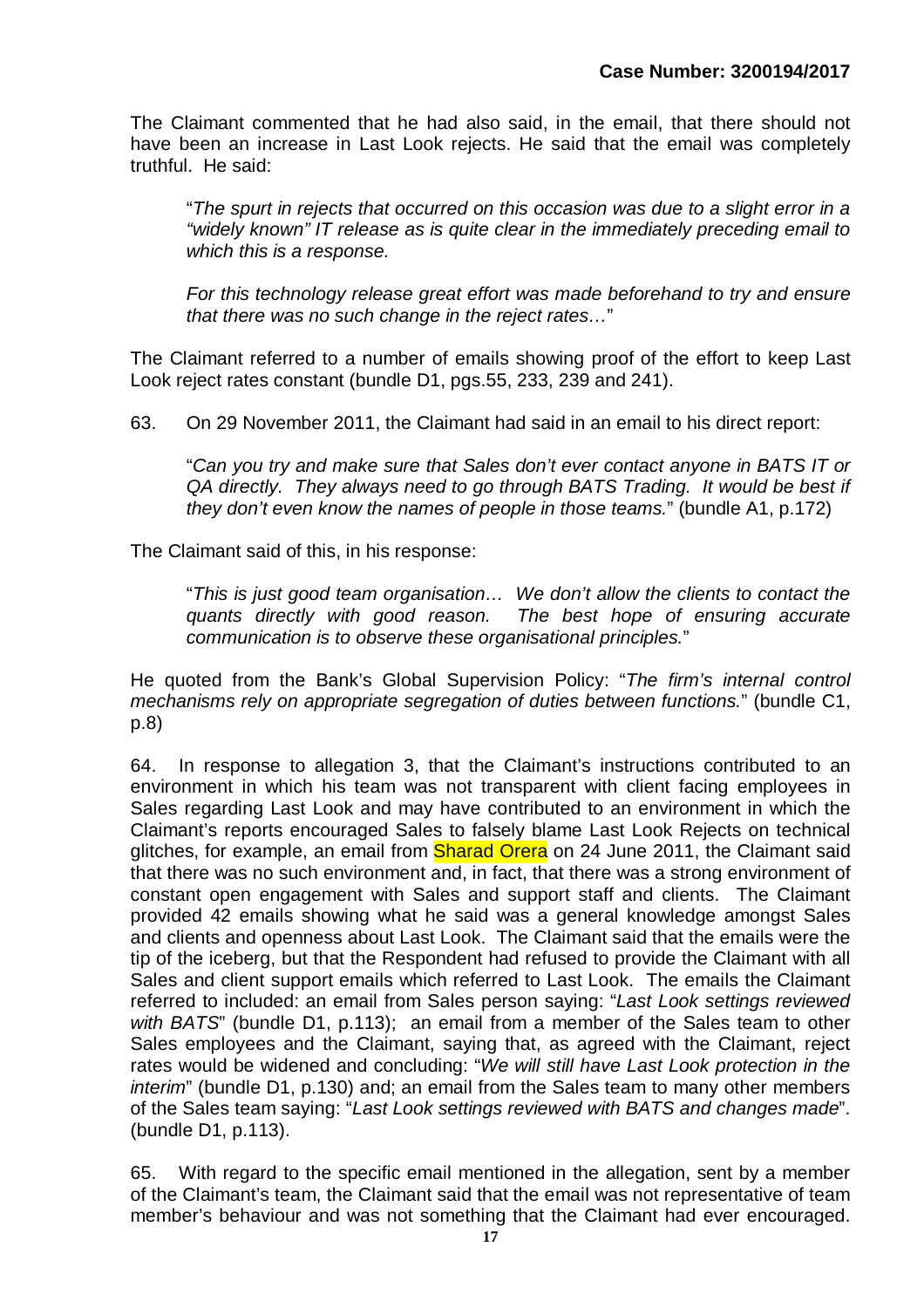The Claimant commented that he had also said, in the email, that there should not have been an increase in Last Look rejects. He said that the email was completely truthful. He said:

> "*The spurt in rejects that occurred on this occasion was due to a slight error in a "widely known" IT release as is quite clear in the immediately preceding email to which this is a response.*
>
> *For this technology release great effort was made beforehand to try and ensure that there was no such change in the reject rates…*"

The Claimant referred to a number of emails showing proof of the effort to keep Last Look reject rates constant (bundle D1, pgs.55, 233, 239 and 241).

63. On 29 November 2011, the Claimant had said in an email to his direct report:

> "*Can you try and make sure that Sales don't ever contact anyone in BATS IT or QA directly. They always need to go through BATS Trading. It would be best if they don't even know the names of people in those teams.*" (bundle A1, p.172)

The Claimant said of this, in his response:

> "*This is just good team organisation… We don't allow the clients to contact the quants directly with good reason. The best hope of ensuring accurate communication is to observe these organisational principles.*"

He quoted from the Bank's Global Supervision Policy: "*The firm's internal control mechanisms rely on appropriate segregation of duties between functions.*" (bundle C1, p.8)

64. In response to allegation 3, that the Claimant's instructions contributed to an environment in which his team was not transparent with client facing employees in Sales regarding Last Look and may have contributed to an environment in which the Claimant's reports encouraged Sales to falsely blame Last Look Rejects on technical glitches, for example, an email from Sharad Orera on 24 June 2011, the Claimant said that there was no such environment and, in fact, that there was a strong environment of constant open engagement with Sales and support staff and clients. The Claimant provided 42 emails showing what he said was a general knowledge amongst Sales and clients and openness about Last Look. The Claimant said that the emails were the tip of the iceberg, but that the Respondent had refused to provide the Claimant with all Sales and client support emails which referred to Last Look. The emails the Claimant referred to included: an email from Sales person saying: "*Last Look settings reviewed with BATS*" (bundle D1, p.113); an email from a member of the Sales team to other Sales employees and the Claimant, saying that, as agreed with the Claimant, reject rates would be widened and concluding: "*We will still have Last Look protection in the interim*" (bundle D1, p.130) and; an email from the Sales team to many other members of the Sales team saying: "*Last Look settings reviewed with BATS and changes made*". (bundle D1, p.113).

65. With regard to the specific email mentioned in the allegation, sent by a member of the Claimant's team, the Claimant said that the email was not representative of team member's behaviour and was not something that the Claimant had ever encouraged.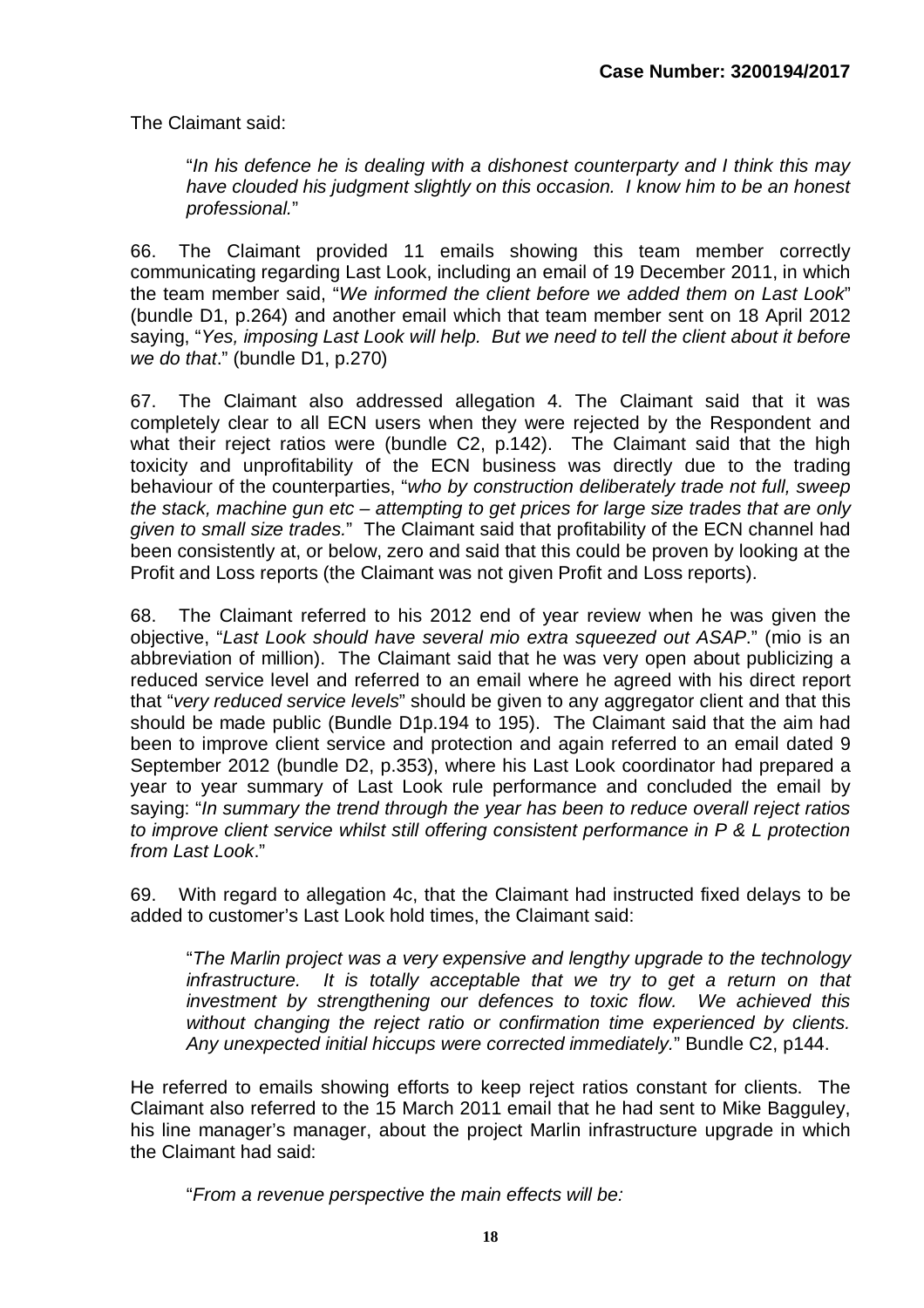The Claimant said:

> "*In his defence he is dealing with a dishonest counterparty and I think this may have clouded his judgment slightly on this occasion. I know him to be an honest professional.*"

66. The Claimant provided 11 emails showing this team member correctly communicating regarding Last Look, including an email of 19 December 2011, in which the team member said, "*We informed the client before we added them on Last Look*" (bundle D1, p.264) and another email which that team member sent on 18 April 2012 saying, "*Yes, imposing Last Look will help. But we need to tell the client about it before we do that*." (bundle D1, p.270)

67. The Claimant also addressed allegation 4. The Claimant said that it was completely clear to all ECN users when they were rejected by the Respondent and what their reject ratios were (bundle C2, p.142). The Claimant said that the high toxicity and unprofitability of the ECN business was directly due to the trading behaviour of the counterparties, "*who by construction deliberately trade not full, sweep the stack, machine gun etc – attempting to get prices for large size trades that are only given to small size trades.*" The Claimant said that profitability of the ECN channel had been consistently at, or below, zero and said that this could be proven by looking at the Profit and Loss reports (the Claimant was not given Profit and Loss reports).

68. The Claimant referred to his 2012 end of year review when he was given the objective, "*Last Look should have several mio extra squeezed out ASAP*." (mio is an abbreviation of million). The Claimant said that he was very open about publicizing a reduced service level and referred to an email where he agreed with his direct report that "*very reduced service levels*" should be given to any aggregator client and that this should be made public (Bundle D1p.194 to 195). The Claimant said that the aim had been to improve client service and protection and again referred to an email dated 9 September 2012 (bundle D2, p.353), where his Last Look coordinator had prepared a year to year summary of Last Look rule performance and concluded the email by saying: "*In summary the trend through the year has been to reduce overall reject ratios to improve client service whilst still offering consistent performance in P & L protection from Last Look*."

69. With regard to allegation 4c, that the Claimant had instructed fixed delays to be added to customer's Last Look hold times, the Claimant said:

> "*The Marlin project was a very expensive and lengthy upgrade to the technology infrastructure. It is totally acceptable that we try to get a return on that investment by strengthening our defences to toxic flow. We achieved this without changing the reject ratio or confirmation time experienced by clients. Any unexpected initial hiccups were corrected immediately.*" Bundle C2, p144.

He referred to emails showing efforts to keep reject ratios constant for clients. The Claimant also referred to the 15 March 2011 email that he had sent to Mike Bagguley, his line manager's manager, about the project Marlin infrastructure upgrade in which the Claimant had said:

> "*From a revenue perspective the main effects will be:*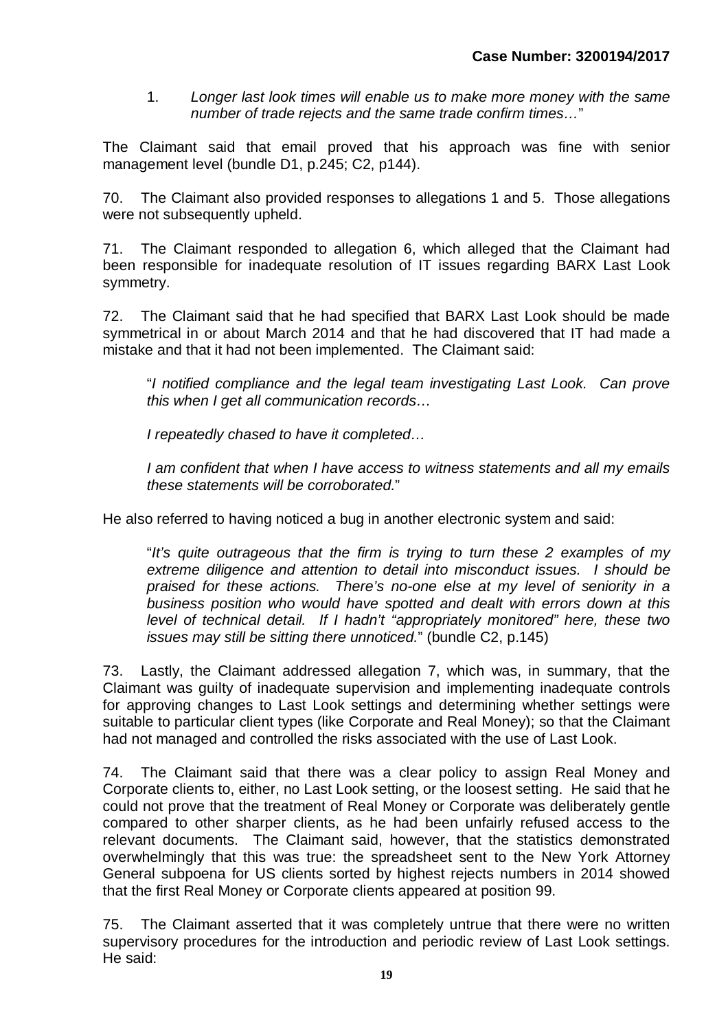1. *Longer last look times will enable us to make more money with the same number of trade rejects and the same trade confirm times…*"

The Claimant said that email proved that his approach was fine with senior management level (bundle D1, p.245; C2, p144).

70. The Claimant also provided responses to allegations 1 and 5. Those allegations were not subsequently upheld.

71. The Claimant responded to allegation 6, which alleged that the Claimant had been responsible for inadequate resolution of IT issues regarding BARX Last Look symmetry.

72. The Claimant said that he had specified that BARX Last Look should be made symmetrical in or about March 2014 and that he had discovered that IT had made a mistake and that it had not been implemented. The Claimant said:

> "*I notified compliance and the legal team investigating Last Look. Can prove this when I get all communication records…*
>
> *I repeatedly chased to have it completed…*
>
> *I am confident that when I have access to witness statements and all my emails these statements will be corroborated.*"

He also referred to having noticed a bug in another electronic system and said:

> "*It's quite outrageous that the firm is trying to turn these 2 examples of my extreme diligence and attention to detail into misconduct issues. I should be praised for these actions. There's no-one else at my level of seniority in a business position who would have spotted and dealt with errors down at this level of technical detail. If I hadn't "appropriately monitored" here, these two issues may still be sitting there unnoticed.*" (bundle C2, p.145)

73. Lastly, the Claimant addressed allegation 7, which was, in summary, that the Claimant was guilty of inadequate supervision and implementing inadequate controls for approving changes to Last Look settings and determining whether settings were suitable to particular client types (like Corporate and Real Money); so that the Claimant had not managed and controlled the risks associated with the use of Last Look.

74. The Claimant said that there was a clear policy to assign Real Money and Corporate clients to, either, no Last Look setting, or the loosest setting. He said that he could not prove that the treatment of Real Money or Corporate was deliberately gentle compared to other sharper clients, as he had been unfairly refused access to the relevant documents. The Claimant said, however, that the statistics demonstrated overwhelmingly that this was true: the spreadsheet sent to the New York Attorney General subpoena for US clients sorted by highest rejects numbers in 2014 showed that the first Real Money or Corporate clients appeared at position 99.

75. The Claimant asserted that it was completely untrue that there were no written supervisory procedures for the introduction and periodic review of Last Look settings. He said: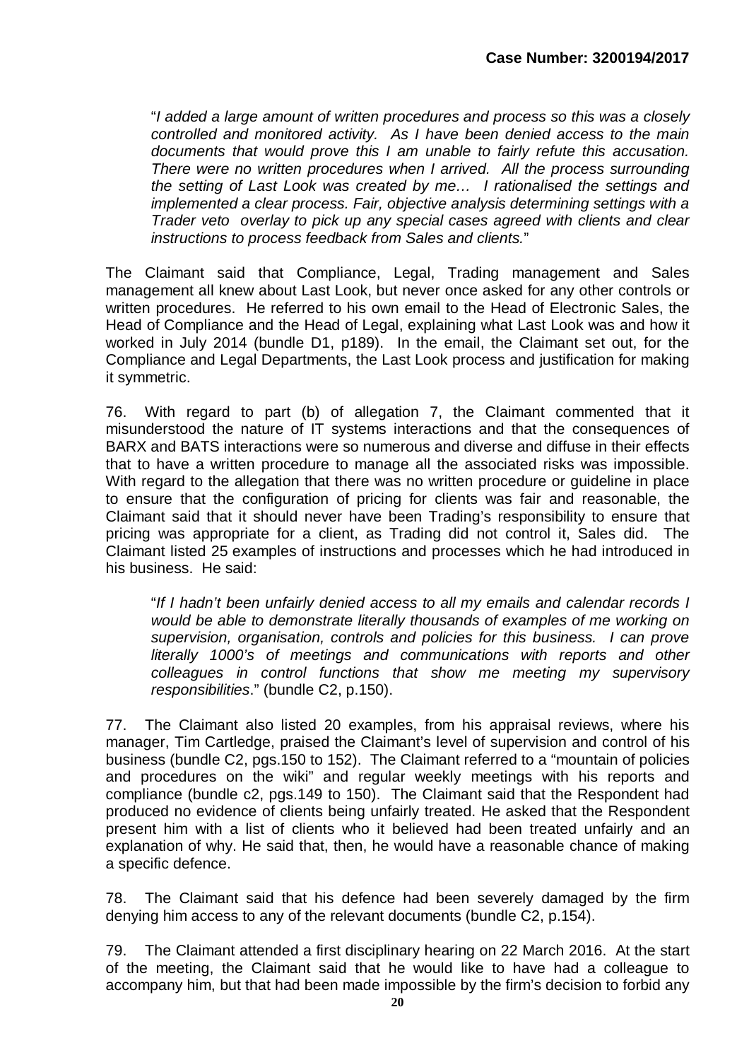"*I added a large amount of written procedures and process so this was a closely controlled and monitored activity. As I have been denied access to the main documents that would prove this I am unable to fairly refute this accusation. There were no written procedures when I arrived. All the process surrounding the setting of Last Look was created by me… I rationalised the settings and implemented a clear process. Fair, objective analysis determining settings with a Trader veto overlay to pick up any special cases agreed with clients and clear instructions to process feedback from Sales and clients.*"

The Claimant said that Compliance, Legal, Trading management and Sales management all knew about Last Look, but never once asked for any other controls or written procedures. He referred to his own email to the Head of Electronic Sales, the Head of Compliance and the Head of Legal, explaining what Last Look was and how it worked in July 2014 (bundle D1, p189). In the email, the Claimant set out, for the Compliance and Legal Departments, the Last Look process and justification for making it symmetric.

76. With regard to part (b) of allegation 7, the Claimant commented that it misunderstood the nature of IT systems interactions and that the consequences of BARX and BATS interactions were so numerous and diverse and diffuse in their effects that to have a written procedure to manage all the associated risks was impossible. With regard to the allegation that there was no written procedure or guideline in place to ensure that the configuration of pricing for clients was fair and reasonable, the Claimant said that it should never have been Trading's responsibility to ensure that pricing was appropriate for a client, as Trading did not control it, Sales did. The Claimant listed 25 examples of instructions and processes which he had introduced in his business. He said:

"*If I hadn't been unfairly denied access to all my emails and calendar records I would be able to demonstrate literally thousands of examples of me working on supervision, organisation, controls and policies for this business. I can prove literally 1000's of meetings and communications with reports and other colleagues in control functions that show me meeting my supervisory responsibilities*." (bundle C2, p.150).

77. The Claimant also listed 20 examples, from his appraisal reviews, where his manager, Tim Cartledge, praised the Claimant's level of supervision and control of his business (bundle C2, pgs.150 to 152). The Claimant referred to a "mountain of policies and procedures on the wiki" and regular weekly meetings with his reports and compliance (bundle c2, pgs.149 to 150). The Claimant said that the Respondent had produced no evidence of clients being unfairly treated. He asked that the Respondent present him with a list of clients who it believed had been treated unfairly and an explanation of why. He said that, then, he would have a reasonable chance of making a specific defence.

78. The Claimant said that his defence had been severely damaged by the firm denying him access to any of the relevant documents (bundle C2, p.154).

79. The Claimant attended a first disciplinary hearing on 22 March 2016. At the start of the meeting, the Claimant said that he would like to have had a colleague to accompany him, but that had been made impossible by the firm's decision to forbid any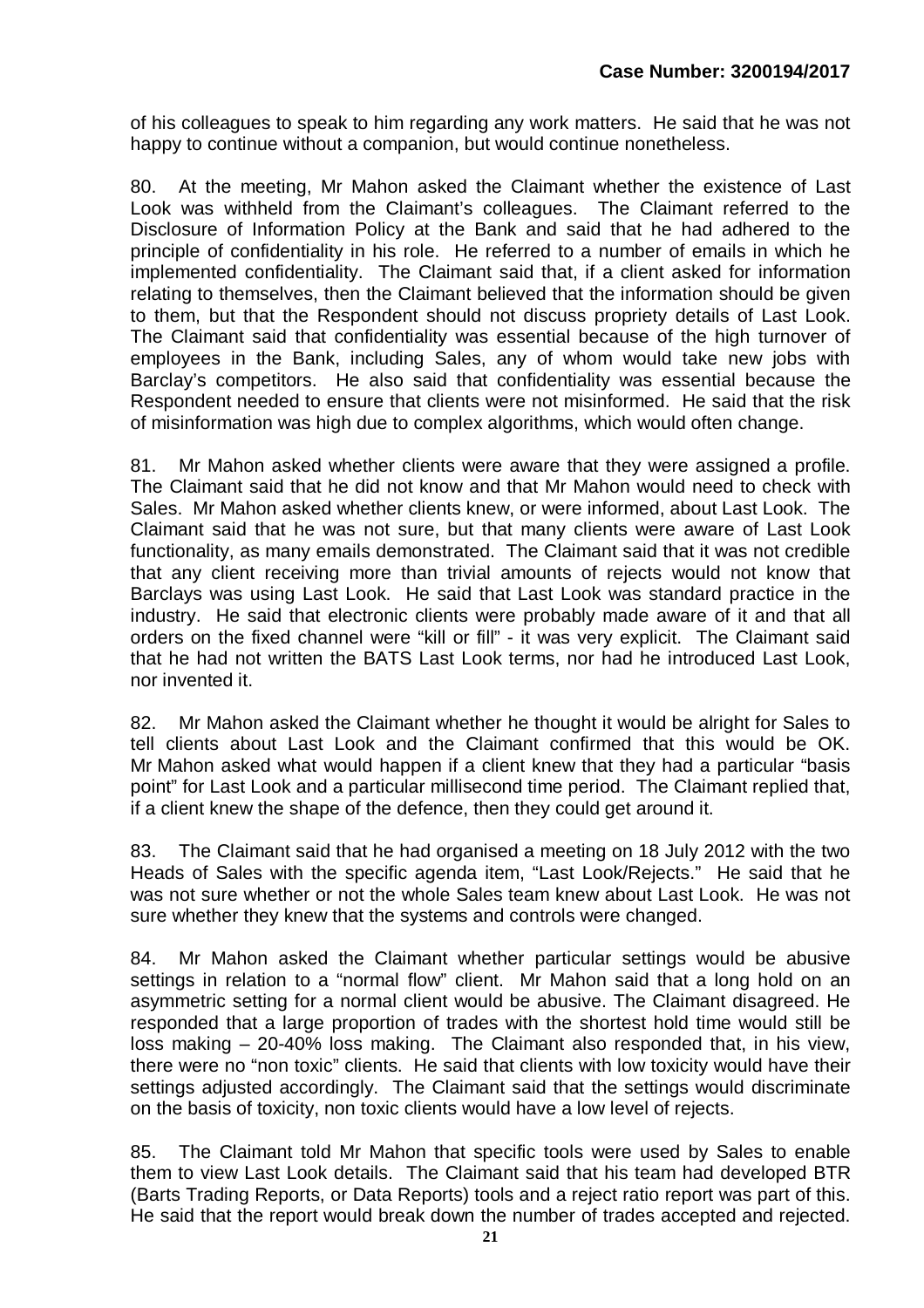of his colleagues to speak to him regarding any work matters. He said that he was not happy to continue without a companion, but would continue nonetheless.

80. At the meeting, Mr Mahon asked the Claimant whether the existence of Last Look was withheld from the Claimant's colleagues. The Claimant referred to the Disclosure of Information Policy at the Bank and said that he had adhered to the principle of confidentiality in his role. He referred to a number of emails in which he implemented confidentiality. The Claimant said that, if a client asked for information relating to themselves, then the Claimant believed that the information should be given to them, but that the Respondent should not discuss propriety details of Last Look. The Claimant said that confidentiality was essential because of the high turnover of employees in the Bank, including Sales, any of whom would take new jobs with Barclay's competitors. He also said that confidentiality was essential because the Respondent needed to ensure that clients were not misinformed. He said that the risk of misinformation was high due to complex algorithms, which would often change.

81. Mr Mahon asked whether clients were aware that they were assigned a profile. The Claimant said that he did not know and that Mr Mahon would need to check with Sales. Mr Mahon asked whether clients knew, or were informed, about Last Look. The Claimant said that he was not sure, but that many clients were aware of Last Look functionality, as many emails demonstrated. The Claimant said that it was not credible that any client receiving more than trivial amounts of rejects would not know that Barclays was using Last Look. He said that Last Look was standard practice in the industry. He said that electronic clients were probably made aware of it and that all orders on the fixed channel were "kill or fill" - it was very explicit. The Claimant said that he had not written the BATS Last Look terms, nor had he introduced Last Look, nor invented it.

82. Mr Mahon asked the Claimant whether he thought it would be alright for Sales to tell clients about Last Look and the Claimant confirmed that this would be OK. Mr Mahon asked what would happen if a client knew that they had a particular "basis point" for Last Look and a particular millisecond time period. The Claimant replied that, if a client knew the shape of the defence, then they could get around it.

83. The Claimant said that he had organised a meeting on 18 July 2012 with the two Heads of Sales with the specific agenda item, "Last Look/Rejects." He said that he was not sure whether or not the whole Sales team knew about Last Look. He was not sure whether they knew that the systems and controls were changed.

84. Mr Mahon asked the Claimant whether particular settings would be abusive settings in relation to a "normal flow" client. Mr Mahon said that a long hold on an asymmetric setting for a normal client would be abusive. The Claimant disagreed. He responded that a large proportion of trades with the shortest hold time would still be loss making – 20-40% loss making. The Claimant also responded that, in his view, there were no "non toxic" clients. He said that clients with low toxicity would have their settings adjusted accordingly. The Claimant said that the settings would discriminate on the basis of toxicity, non toxic clients would have a low level of rejects.

85. The Claimant told Mr Mahon that specific tools were used by Sales to enable them to view Last Look details. The Claimant said that his team had developed BTR (Barts Trading Reports, or Data Reports) tools and a reject ratio report was part of this. He said that the report would break down the number of trades accepted and rejected.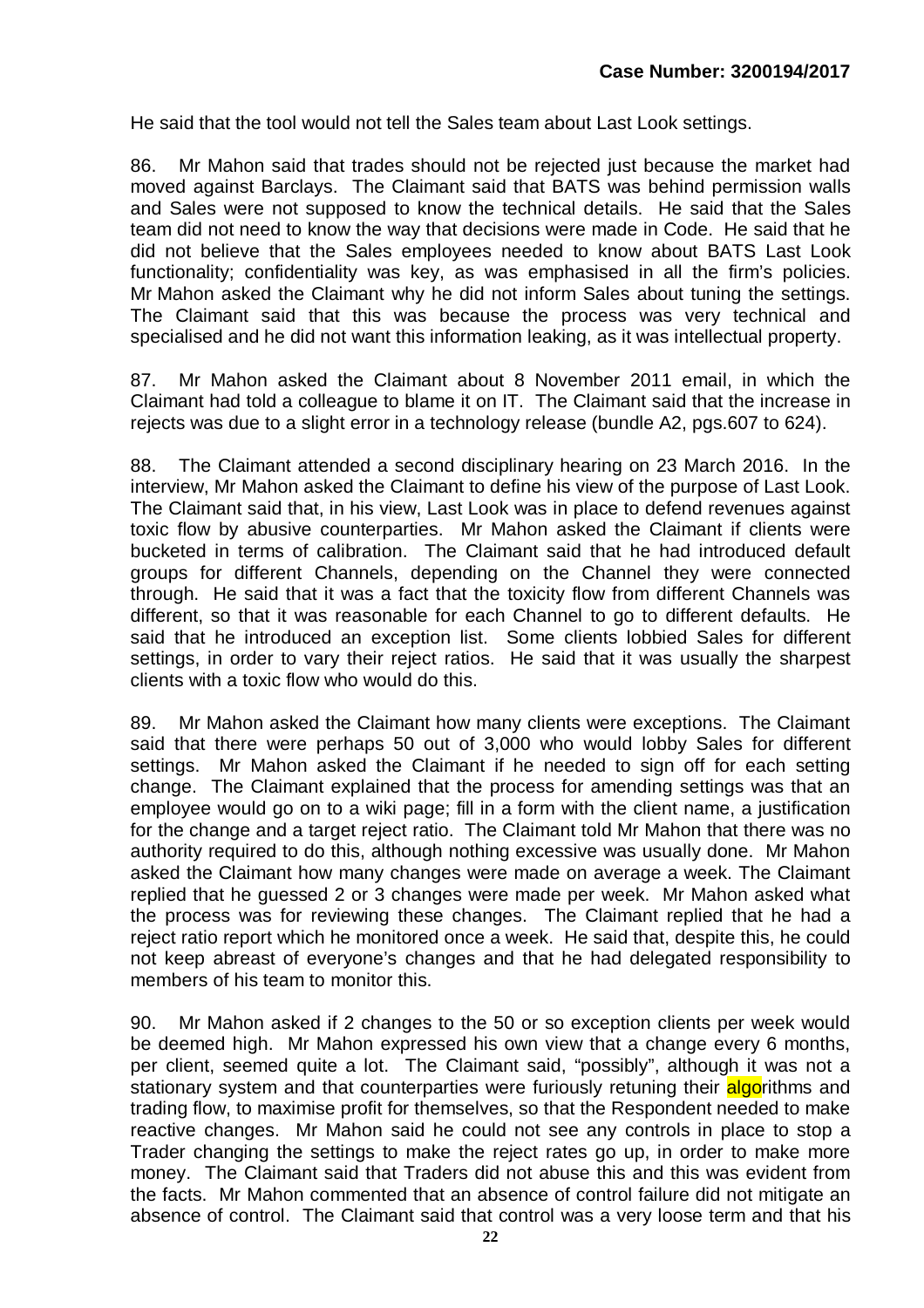He said that the tool would not tell the Sales team about Last Look settings.

86. Mr Mahon said that trades should not be rejected just because the market had moved against Barclays. The Claimant said that BATS was behind permission walls and Sales were not supposed to know the technical details. He said that the Sales team did not need to know the way that decisions were made in Code. He said that he did not believe that the Sales employees needed to know about BATS Last Look functionality; confidentiality was key, as was emphasised in all the firm's policies. Mr Mahon asked the Claimant why he did not inform Sales about tuning the settings. The Claimant said that this was because the process was very technical and specialised and he did not want this information leaking, as it was intellectual property.

87. Mr Mahon asked the Claimant about 8 November 2011 email, in which the Claimant had told a colleague to blame it on IT. The Claimant said that the increase in rejects was due to a slight error in a technology release (bundle A2, pgs.607 to 624).

88. The Claimant attended a second disciplinary hearing on 23 March 2016. In the interview, Mr Mahon asked the Claimant to define his view of the purpose of Last Look. The Claimant said that, in his view, Last Look was in place to defend revenues against toxic flow by abusive counterparties. Mr Mahon asked the Claimant if clients were bucketed in terms of calibration. The Claimant said that he had introduced default groups for different Channels, depending on the Channel they were connected through. He said that it was a fact that the toxicity flow from different Channels was different, so that it was reasonable for each Channel to go to different defaults. He said that he introduced an exception list. Some clients lobbied Sales for different settings, in order to vary their reject ratios. He said that it was usually the sharpest clients with a toxic flow who would do this.

89. Mr Mahon asked the Claimant how many clients were exceptions. The Claimant said that there were perhaps 50 out of 3,000 who would lobby Sales for different settings. Mr Mahon asked the Claimant if he needed to sign off for each setting change. The Claimant explained that the process for amending settings was that an employee would go on to a wiki page; fill in a form with the client name, a justification for the change and a target reject ratio. The Claimant told Mr Mahon that there was no authority required to do this, although nothing excessive was usually done. Mr Mahon asked the Claimant how many changes were made on average a week. The Claimant replied that he guessed 2 or 3 changes were made per week. Mr Mahon asked what the process was for reviewing these changes. The Claimant replied that he had a reject ratio report which he monitored once a week. He said that, despite this, he could not keep abreast of everyone's changes and that he had delegated responsibility to members of his team to monitor this.

90. Mr Mahon asked if 2 changes to the 50 or so exception clients per week would be deemed high. Mr Mahon expressed his own view that a change every 6 months, per client, seemed quite a lot. The Claimant said, "possibly", although it was not a stationary system and that counterparties were furiously retuning their algorithms and trading flow, to maximise profit for themselves, so that the Respondent needed to make reactive changes. Mr Mahon said he could not see any controls in place to stop a Trader changing the settings to make the reject rates go up, in order to make more money. The Claimant said that Traders did not abuse this and this was evident from the facts. Mr Mahon commented that an absence of control failure did not mitigate an absence of control. The Claimant said that control was a very loose term and that his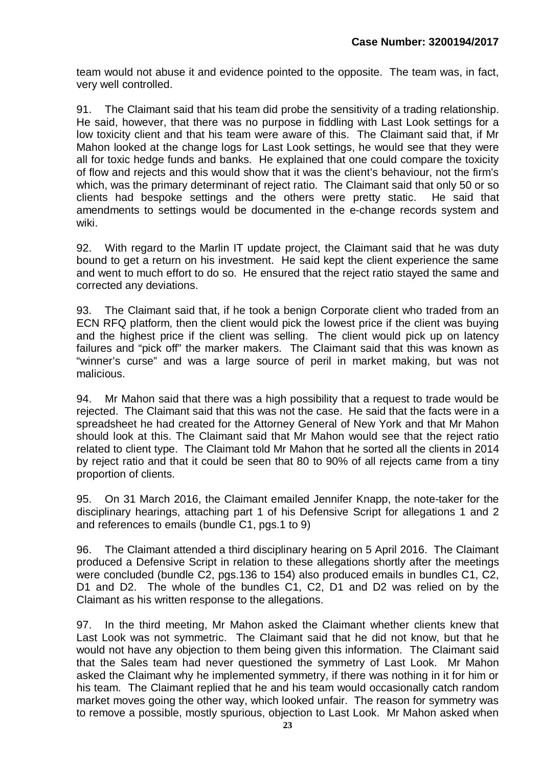team would not abuse it and evidence pointed to the opposite. The team was, in fact, very well controlled.

91. The Claimant said that his team did probe the sensitivity of a trading relationship. He said, however, that there was no purpose in fiddling with Last Look settings for a low toxicity client and that his team were aware of this. The Claimant said that, if Mr Mahon looked at the change logs for Last Look settings, he would see that they were all for toxic hedge funds and banks. He explained that one could compare the toxicity of flow and rejects and this would show that it was the client's behaviour, not the firm's which, was the primary determinant of reject ratio. The Claimant said that only 50 or so clients had bespoke settings and the others were pretty static. He said that amendments to settings would be documented in the e-change records system and wiki.

92. With regard to the Marlin IT update project, the Claimant said that he was duty bound to get a return on his investment. He said kept the client experience the same and went to much effort to do so. He ensured that the reject ratio stayed the same and corrected any deviations.

93. The Claimant said that, if he took a benign Corporate client who traded from an ECN RFQ platform, then the client would pick the lowest price if the client was buying and the highest price if the client was selling. The client would pick up on latency failures and "pick off" the marker makers. The Claimant said that this was known as "winner's curse" and was a large source of peril in market making, but was not malicious.

94. Mr Mahon said that there was a high possibility that a request to trade would be rejected. The Claimant said that this was not the case. He said that the facts were in a spreadsheet he had created for the Attorney General of New York and that Mr Mahon should look at this. The Claimant said that Mr Mahon would see that the reject ratio related to client type. The Claimant told Mr Mahon that he sorted all the clients in 2014 by reject ratio and that it could be seen that 80 to 90% of all rejects came from a tiny proportion of clients.

95. On 31 March 2016, the Claimant emailed Jennifer Knapp, the note-taker for the disciplinary hearings, attaching part 1 of his Defensive Script for allegations 1 and 2 and references to emails (bundle C1, pgs.1 to 9)

96. The Claimant attended a third disciplinary hearing on 5 April 2016. The Claimant produced a Defensive Script in relation to these allegations shortly after the meetings were concluded (bundle C2, pgs.136 to 154) also produced emails in bundles C1, C2, D1 and D2. The whole of the bundles C1, C2, D1 and D2 was relied on by the Claimant as his written response to the allegations.

97. In the third meeting, Mr Mahon asked the Claimant whether clients knew that Last Look was not symmetric. The Claimant said that he did not know, but that he would not have any objection to them being given this information. The Claimant said that the Sales team had never questioned the symmetry of Last Look. Mr Mahon asked the Claimant why he implemented symmetry, if there was nothing in it for him or his team. The Claimant replied that he and his team would occasionally catch random market moves going the other way, which looked unfair. The reason for symmetry was to remove a possible, mostly spurious, objection to Last Look. Mr Mahon asked when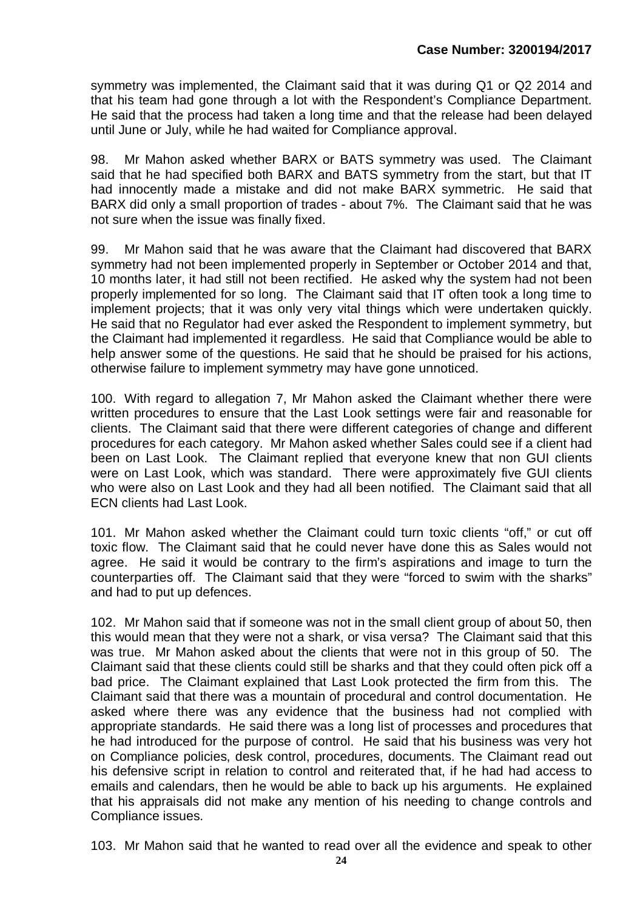symmetry was implemented, the Claimant said that it was during Q1 or Q2 2014 and that his team had gone through a lot with the Respondent's Compliance Department. He said that the process had taken a long time and that the release had been delayed until June or July, while he had waited for Compliance approval.

98. Mr Mahon asked whether BARX or BATS symmetry was used. The Claimant said that he had specified both BARX and BATS symmetry from the start, but that IT had innocently made a mistake and did not make BARX symmetric. He said that BARX did only a small proportion of trades - about 7%. The Claimant said that he was not sure when the issue was finally fixed.

99. Mr Mahon said that he was aware that the Claimant had discovered that BARX symmetry had not been implemented properly in September or October 2014 and that, 10 months later, it had still not been rectified. He asked why the system had not been properly implemented for so long. The Claimant said that IT often took a long time to implement projects; that it was only very vital things which were undertaken quickly. He said that no Regulator had ever asked the Respondent to implement symmetry, but the Claimant had implemented it regardless. He said that Compliance would be able to help answer some of the questions. He said that he should be praised for his actions, otherwise failure to implement symmetry may have gone unnoticed.

100. With regard to allegation 7, Mr Mahon asked the Claimant whether there were written procedures to ensure that the Last Look settings were fair and reasonable for clients. The Claimant said that there were different categories of change and different procedures for each category. Mr Mahon asked whether Sales could see if a client had been on Last Look. The Claimant replied that everyone knew that non GUI clients were on Last Look, which was standard. There were approximately five GUI clients who were also on Last Look and they had all been notified. The Claimant said that all ECN clients had Last Look.

101. Mr Mahon asked whether the Claimant could turn toxic clients "off," or cut off toxic flow. The Claimant said that he could never have done this as Sales would not agree. He said it would be contrary to the firm's aspirations and image to turn the counterparties off. The Claimant said that they were "forced to swim with the sharks" and had to put up defences.

102. Mr Mahon said that if someone was not in the small client group of about 50, then this would mean that they were not a shark, or visa versa? The Claimant said that this was true. Mr Mahon asked about the clients that were not in this group of 50. The Claimant said that these clients could still be sharks and that they could often pick off a bad price. The Claimant explained that Last Look protected the firm from this. The Claimant said that there was a mountain of procedural and control documentation. He asked where there was any evidence that the business had not complied with appropriate standards. He said there was a long list of processes and procedures that he had introduced for the purpose of control. He said that his business was very hot on Compliance policies, desk control, procedures, documents. The Claimant read out his defensive script in relation to control and reiterated that, if he had had access to emails and calendars, then he would be able to back up his arguments. He explained that his appraisals did not make any mention of his needing to change controls and Compliance issues.

103. Mr Mahon said that he wanted to read over all the evidence and speak to other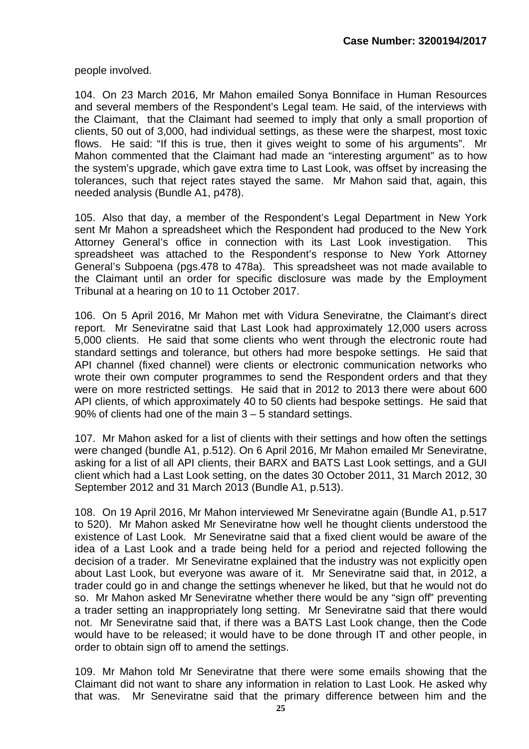people involved.

104. On 23 March 2016, Mr Mahon emailed Sonya Bonniface in Human Resources and several members of the Respondent's Legal team. He said, of the interviews with the Claimant, that the Claimant had seemed to imply that only a small proportion of clients, 50 out of 3,000, had individual settings, as these were the sharpest, most toxic flows. He said: "If this is true, then it gives weight to some of his arguments". Mr Mahon commented that the Claimant had made an "interesting argument" as to how the system's upgrade, which gave extra time to Last Look, was offset by increasing the tolerances, such that reject rates stayed the same. Mr Mahon said that, again, this needed analysis (Bundle A1, p478).

105. Also that day, a member of the Respondent's Legal Department in New York sent Mr Mahon a spreadsheet which the Respondent had produced to the New York Attorney General's office in connection with its Last Look investigation. This spreadsheet was attached to the Respondent's response to New York Attorney General's Subpoena (pgs.478 to 478a). This spreadsheet was not made available to the Claimant until an order for specific disclosure was made by the Employment Tribunal at a hearing on 10 to 11 October 2017.

106. On 5 April 2016, Mr Mahon met with Vidura Seneviratne, the Claimant's direct report. Mr Seneviratne said that Last Look had approximately 12,000 users across 5,000 clients. He said that some clients who went through the electronic route had standard settings and tolerance, but others had more bespoke settings. He said that API channel (fixed channel) were clients or electronic communication networks who wrote their own computer programmes to send the Respondent orders and that they were on more restricted settings. He said that in 2012 to 2013 there were about 600 API clients, of which approximately 40 to 50 clients had bespoke settings. He said that 90% of clients had one of the main 3 – 5 standard settings.

107. Mr Mahon asked for a list of clients with their settings and how often the settings were changed (bundle A1, p.512). On 6 April 2016, Mr Mahon emailed Mr Seneviratne, asking for a list of all API clients, their BARX and BATS Last Look settings, and a GUI client which had a Last Look setting, on the dates 30 October 2011, 31 March 2012, 30 September 2012 and 31 March 2013 (Bundle A1, p.513).

108. On 19 April 2016, Mr Mahon interviewed Mr Seneviratne again (Bundle A1, p.517 to 520). Mr Mahon asked Mr Seneviratne how well he thought clients understood the existence of Last Look. Mr Seneviratne said that a fixed client would be aware of the idea of a Last Look and a trade being held for a period and rejected following the decision of a trader. Mr Seneviratne explained that the industry was not explicitly open about Last Look, but everyone was aware of it. Mr Seneviratne said that, in 2012, a trader could go in and change the settings whenever he liked, but that he would not do so. Mr Mahon asked Mr Seneviratne whether there would be any "sign off" preventing a trader setting an inappropriately long setting. Mr Seneviratne said that there would not. Mr Seneviratne said that, if there was a BATS Last Look change, then the Code would have to be released; it would have to be done through IT and other people, in order to obtain sign off to amend the settings.

109. Mr Mahon told Mr Seneviratne that there were some emails showing that the Claimant did not want to share any information in relation to Last Look. He asked why that was. Mr Seneviratne said that the primary difference between him and the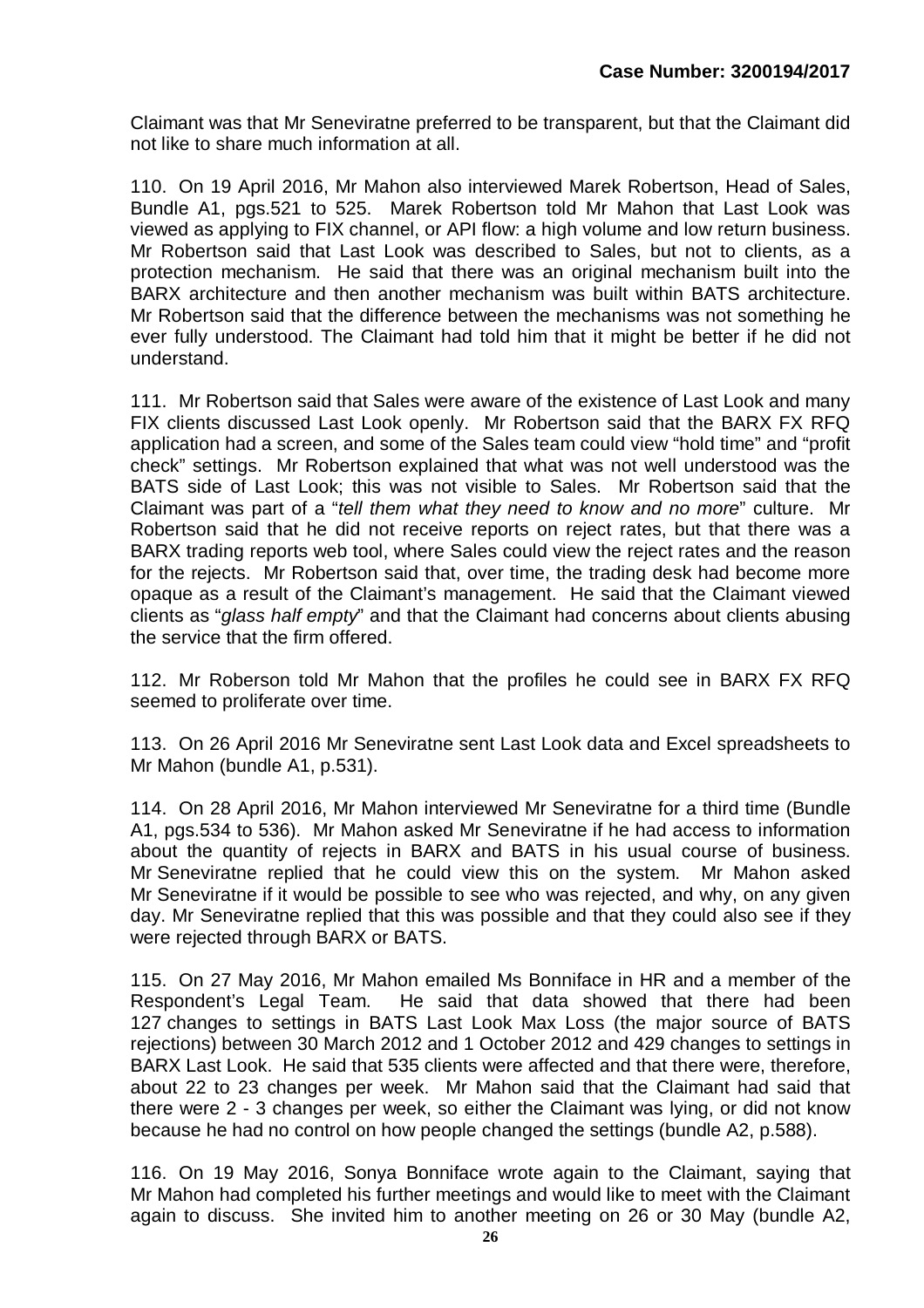Claimant was that Mr Seneviratne preferred to be transparent, but that the Claimant did not like to share much information at all.

110. On 19 April 2016, Mr Mahon also interviewed Marek Robertson, Head of Sales, Bundle A1, pgs.521 to 525. Marek Robertson told Mr Mahon that Last Look was viewed as applying to FIX channel, or API flow: a high volume and low return business. Mr Robertson said that Last Look was described to Sales, but not to clients, as a protection mechanism. He said that there was an original mechanism built into the BARX architecture and then another mechanism was built within BATS architecture. Mr Robertson said that the difference between the mechanisms was not something he ever fully understood. The Claimant had told him that it might be better if he did not understand.

111. Mr Robertson said that Sales were aware of the existence of Last Look and many FIX clients discussed Last Look openly. Mr Robertson said that the BARX FX RFQ application had a screen, and some of the Sales team could view "hold time" and "profit check" settings. Mr Robertson explained that what was not well understood was the BATS side of Last Look; this was not visible to Sales. Mr Robertson said that the Claimant was part of a "*tell them what they need to know and no more*" culture. Mr Robertson said that he did not receive reports on reject rates, but that there was a BARX trading reports web tool, where Sales could view the reject rates and the reason for the rejects. Mr Robertson said that, over time, the trading desk had become more opaque as a result of the Claimant's management. He said that the Claimant viewed clients as "*glass half empty*" and that the Claimant had concerns about clients abusing the service that the firm offered.

112. Mr Roberson told Mr Mahon that the profiles he could see in BARX FX RFQ seemed to proliferate over time.

113. On 26 April 2016 Mr Seneviratne sent Last Look data and Excel spreadsheets to Mr Mahon (bundle A1, p.531).

114. On 28 April 2016, Mr Mahon interviewed Mr Seneviratne for a third time (Bundle A1, pgs.534 to 536). Mr Mahon asked Mr Seneviratne if he had access to information about the quantity of rejects in BARX and BATS in his usual course of business. Mr Seneviratne replied that he could view this on the system. Mr Mahon asked Mr Seneviratne if it would be possible to see who was rejected, and why, on any given day. Mr Seneviratne replied that this was possible and that they could also see if they were rejected through BARX or BATS.

115. On 27 May 2016, Mr Mahon emailed Ms Bonniface in HR and a member of the Respondent's Legal Team. He said that data showed that there had been 127 changes to settings in BATS Last Look Max Loss (the major source of BATS rejections) between 30 March 2012 and 1 October 2012 and 429 changes to settings in BARX Last Look. He said that 535 clients were affected and that there were, therefore, about 22 to 23 changes per week. Mr Mahon said that the Claimant had said that there were 2 - 3 changes per week, so either the Claimant was lying, or did not know because he had no control on how people changed the settings (bundle A2, p.588).

116. On 19 May 2016, Sonya Bonniface wrote again to the Claimant, saying that Mr Mahon had completed his further meetings and would like to meet with the Claimant again to discuss. She invited him to another meeting on 26 or 30 May (bundle A2,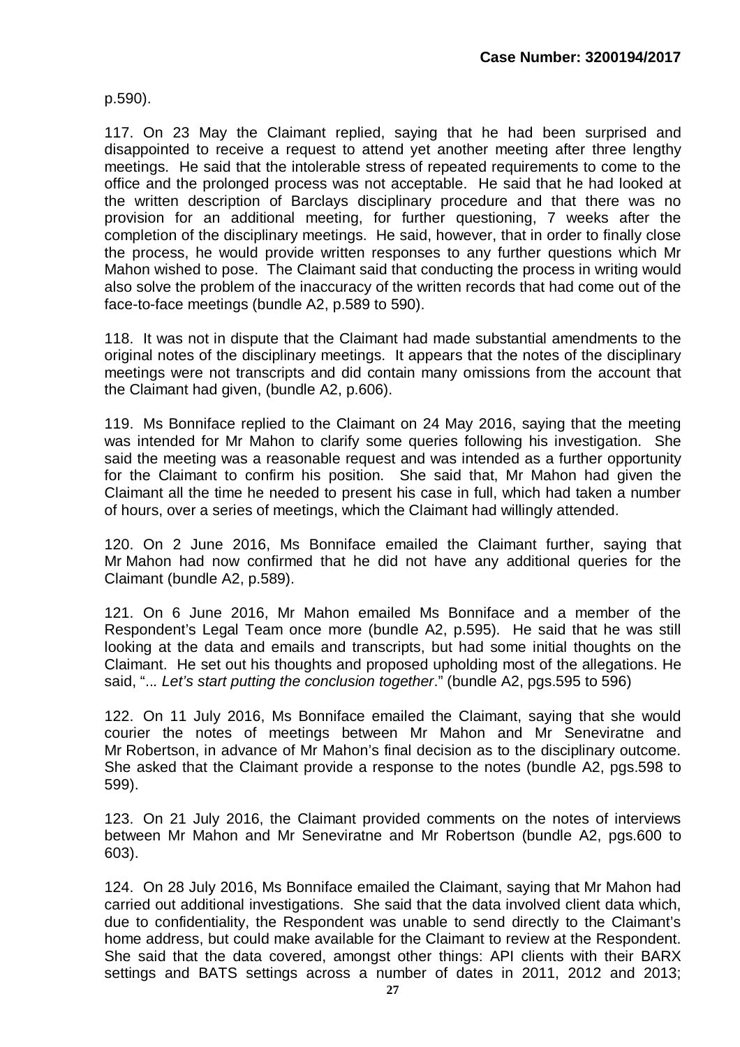p.590).

117. On 23 May the Claimant replied, saying that he had been surprised and disappointed to receive a request to attend yet another meeting after three lengthy meetings. He said that the intolerable stress of repeated requirements to come to the office and the prolonged process was not acceptable. He said that he had looked at the written description of Barclays disciplinary procedure and that there was no provision for an additional meeting, for further questioning, 7 weeks after the completion of the disciplinary meetings. He said, however, that in order to finally close the process, he would provide written responses to any further questions which Mr Mahon wished to pose. The Claimant said that conducting the process in writing would also solve the problem of the inaccuracy of the written records that had come out of the face-to-face meetings (bundle A2, p.589 to 590).

118. It was not in dispute that the Claimant had made substantial amendments to the original notes of the disciplinary meetings. It appears that the notes of the disciplinary meetings were not transcripts and did contain many omissions from the account that the Claimant had given, (bundle A2, p.606).

119. Ms Bonniface replied to the Claimant on 24 May 2016, saying that the meeting was intended for Mr Mahon to clarify some queries following his investigation. She said the meeting was a reasonable request and was intended as a further opportunity for the Claimant to confirm his position. She said that, Mr Mahon had given the Claimant all the time he needed to present his case in full, which had taken a number of hours, over a series of meetings, which the Claimant had willingly attended.

120. On 2 June 2016, Ms Bonniface emailed the Claimant further, saying that Mr Mahon had now confirmed that he did not have any additional queries for the Claimant (bundle A2, p.589).

121. On 6 June 2016, Mr Mahon emailed Ms Bonniface and a member of the Respondent's Legal Team once more (bundle A2, p.595). He said that he was still looking at the data and emails and transcripts, but had some initial thoughts on the Claimant. He set out his thoughts and proposed upholding most of the allegations. He said, "*... Let's start putting the conclusion together*." (bundle A2, pgs.595 to 596)

122. On 11 July 2016, Ms Bonniface emailed the Claimant, saying that she would courier the notes of meetings between Mr Mahon and Mr Seneviratne and Mr Robertson, in advance of Mr Mahon's final decision as to the disciplinary outcome. She asked that the Claimant provide a response to the notes (bundle A2, pgs.598 to 599).

123. On 21 July 2016, the Claimant provided comments on the notes of interviews between Mr Mahon and Mr Seneviratne and Mr Robertson (bundle A2, pgs.600 to 603).

124. On 28 July 2016, Ms Bonniface emailed the Claimant, saying that Mr Mahon had carried out additional investigations. She said that the data involved client data which, due to confidentiality, the Respondent was unable to send directly to the Claimant's home address, but could make available for the Claimant to review at the Respondent. She said that the data covered, amongst other things: API clients with their BARX settings and BATS settings across a number of dates in 2011, 2012 and 2013;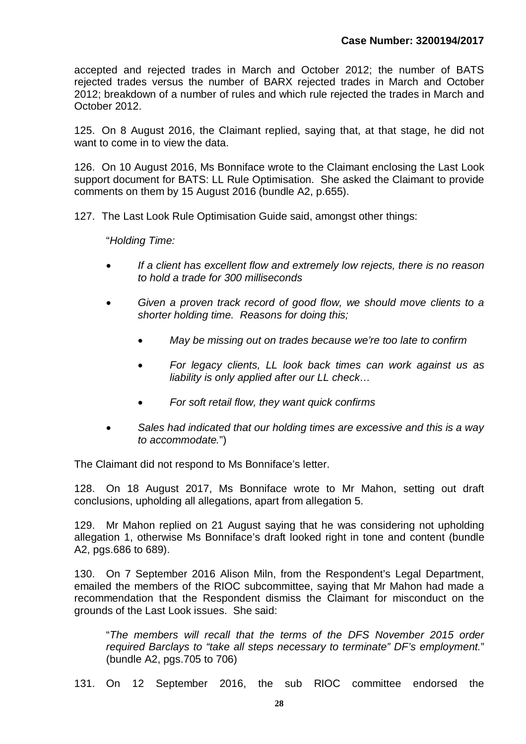accepted and rejected trades in March and October 2012; the number of BATS rejected trades versus the number of BARX rejected trades in March and October 2012; breakdown of a number of rules and which rule rejected the trades in March and October 2012.

125. On 8 August 2016, the Claimant replied, saying that, at that stage, he did not want to come in to view the data.

126. On 10 August 2016, Ms Bonniface wrote to the Claimant enclosing the Last Look support document for BATS: LL Rule Optimisation. She asked the Claimant to provide comments on them by 15 August 2016 (bundle A2, p.655).

127. The Last Look Rule Optimisation Guide said, amongst other things:

"*Holding Time:*

- *If a client has excellent flow and extremely low rejects, there is no reason to hold a trade for 300 milliseconds*
- *Given a proven track record of good flow, we should move clients to a shorter holding time. Reasons for doing this;*
  - *May be missing out on trades because we're too late to confirm*
  - *For legacy clients, LL look back times can work against us as liability is only applied after our LL check…*
  - *For soft retail flow, they want quick confirms*
- *Sales had indicated that our holding times are excessive and this is a way to accommodate.*")

The Claimant did not respond to Ms Bonniface's letter.

128. On 18 August 2017, Ms Bonniface wrote to Mr Mahon, setting out draft conclusions, upholding all allegations, apart from allegation 5.

129. Mr Mahon replied on 21 August saying that he was considering not upholding allegation 1, otherwise Ms Bonniface's draft looked right in tone and content (bundle A2, pgs.686 to 689).

130. On 7 September 2016 Alison Miln, from the Respondent's Legal Department, emailed the members of the RIOC subcommittee, saying that Mr Mahon had made a recommendation that the Respondent dismiss the Claimant for misconduct on the grounds of the Last Look issues. She said:

"*The members will recall that the terms of the DFS November 2015 order required Barclays to "take all steps necessary to terminate" DF's employment.*" (bundle A2, pgs.705 to 706)

131. On 12 September 2016, the sub RIOC committee endorsed the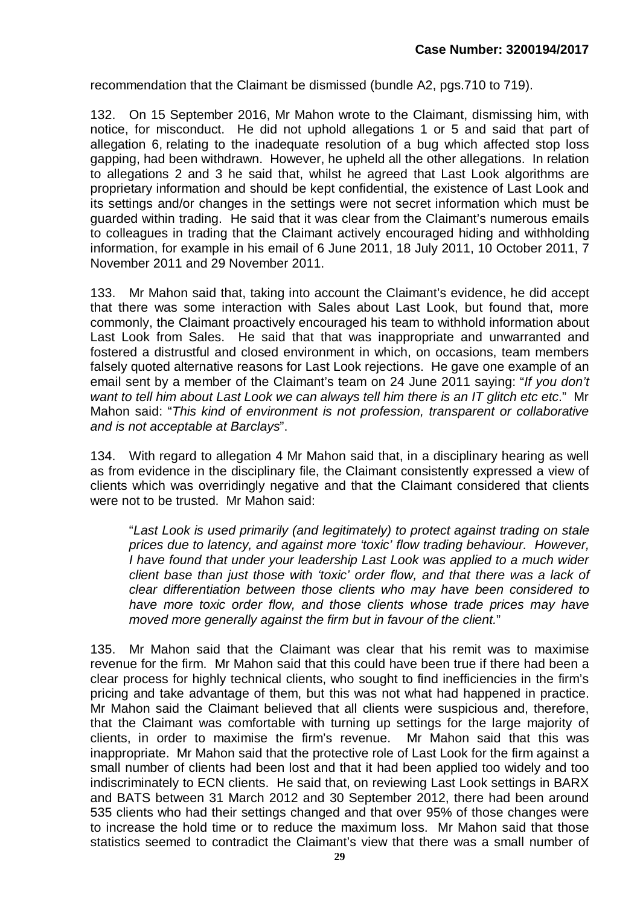recommendation that the Claimant be dismissed (bundle A2, pgs.710 to 719).

132. On 15 September 2016, Mr Mahon wrote to the Claimant, dismissing him, with notice, for misconduct. He did not uphold allegations 1 or 5 and said that part of allegation 6, relating to the inadequate resolution of a bug which affected stop loss gapping, had been withdrawn. However, he upheld all the other allegations. In relation to allegations 2 and 3 he said that, whilst he agreed that Last Look algorithms are proprietary information and should be kept confidential, the existence of Last Look and its settings and/or changes in the settings were not secret information which must be guarded within trading. He said that it was clear from the Claimant's numerous emails to colleagues in trading that the Claimant actively encouraged hiding and withholding information, for example in his email of 6 June 2011, 18 July 2011, 10 October 2011, 7 November 2011 and 29 November 2011.

133. Mr Mahon said that, taking into account the Claimant's evidence, he did accept that there was some interaction with Sales about Last Look, but found that, more commonly, the Claimant proactively encouraged his team to withhold information about Last Look from Sales. He said that that was inappropriate and unwarranted and fostered a distrustful and closed environment in which, on occasions, team members falsely quoted alternative reasons for Last Look rejections. He gave one example of an email sent by a member of the Claimant's team on 24 June 2011 saying: "*If you don't want to tell him about Last Look we can always tell him there is an IT glitch etc etc*." Mr Mahon said: "*This kind of environment is not profession, transparent or collaborative and is not acceptable at Barclays*".

134. With regard to allegation 4 Mr Mahon said that, in a disciplinary hearing as well as from evidence in the disciplinary file, the Claimant consistently expressed a view of clients which was overridingly negative and that the Claimant considered that clients were not to be trusted. Mr Mahon said:

> "*Last Look is used primarily (and legitimately) to protect against trading on stale prices due to latency, and against more 'toxic' flow trading behaviour. However, I have found that under your leadership Last Look was applied to a much wider client base than just those with 'toxic' order flow, and that there was a lack of clear differentiation between those clients who may have been considered to have more toxic order flow, and those clients whose trade prices may have moved more generally against the firm but in favour of the client.*"

135. Mr Mahon said that the Claimant was clear that his remit was to maximise revenue for the firm. Mr Mahon said that this could have been true if there had been a clear process for highly technical clients, who sought to find inefficiencies in the firm's pricing and take advantage of them, but this was not what had happened in practice. Mr Mahon said the Claimant believed that all clients were suspicious and, therefore, that the Claimant was comfortable with turning up settings for the large majority of clients, in order to maximise the firm's revenue. Mr Mahon said that this was inappropriate. Mr Mahon said that the protective role of Last Look for the firm against a small number of clients had been lost and that it had been applied too widely and too indiscriminately to ECN clients. He said that, on reviewing Last Look settings in BARX and BATS between 31 March 2012 and 30 September 2012, there had been around 535 clients who had their settings changed and that over 95% of those changes were to increase the hold time or to reduce the maximum loss. Mr Mahon said that those statistics seemed to contradict the Claimant's view that there was a small number of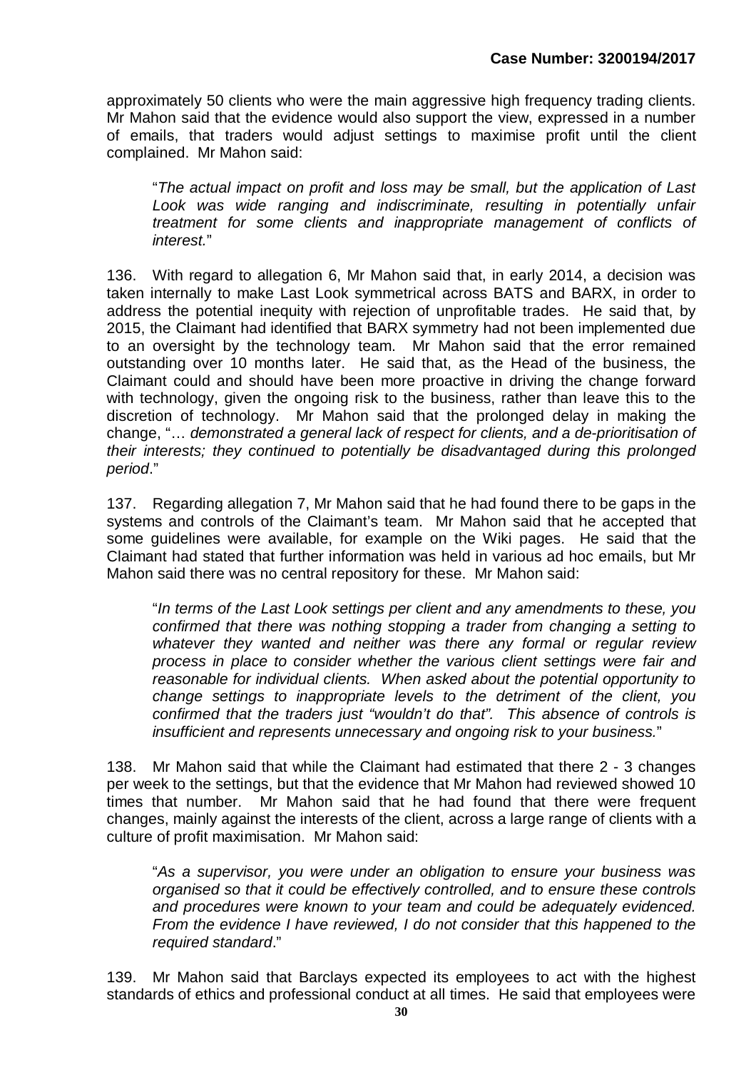approximately 50 clients who were the main aggressive high frequency trading clients. Mr Mahon said that the evidence would also support the view, expressed in a number of emails, that traders would adjust settings to maximise profit until the client complained. Mr Mahon said:

> "*The actual impact on profit and loss may be small, but the application of Last Look was wide ranging and indiscriminate, resulting in potentially unfair treatment for some clients and inappropriate management of conflicts of interest.*"

136. With regard to allegation 6, Mr Mahon said that, in early 2014, a decision was taken internally to make Last Look symmetrical across BATS and BARX, in order to address the potential inequity with rejection of unprofitable trades. He said that, by 2015, the Claimant had identified that BARX symmetry had not been implemented due to an oversight by the technology team. Mr Mahon said that the error remained outstanding over 10 months later. He said that, as the Head of the business, the Claimant could and should have been more proactive in driving the change forward with technology, given the ongoing risk to the business, rather than leave this to the discretion of technology. Mr Mahon said that the prolonged delay in making the change, "… *demonstrated a general lack of respect for clients, and a de-prioritisation of their interests; they continued to potentially be disadvantaged during this prolonged period*."

137. Regarding allegation 7, Mr Mahon said that he had found there to be gaps in the systems and controls of the Claimant's team. Mr Mahon said that he accepted that some guidelines were available, for example on the Wiki pages. He said that the Claimant had stated that further information was held in various ad hoc emails, but Mr Mahon said there was no central repository for these. Mr Mahon said:

> "*In terms of the Last Look settings per client and any amendments to these, you confirmed that there was nothing stopping a trader from changing a setting to whatever they wanted and neither was there any formal or regular review process in place to consider whether the various client settings were fair and reasonable for individual clients. When asked about the potential opportunity to change settings to inappropriate levels to the detriment of the client, you confirmed that the traders just "wouldn't do that". This absence of controls is insufficient and represents unnecessary and ongoing risk to your business.*"

138. Mr Mahon said that while the Claimant had estimated that there 2 - 3 changes per week to the settings, but that the evidence that Mr Mahon had reviewed showed 10 times that number. Mr Mahon said that he had found that there were frequent changes, mainly against the interests of the client, across a large range of clients with a culture of profit maximisation. Mr Mahon said:

> "*As a supervisor, you were under an obligation to ensure your business was organised so that it could be effectively controlled, and to ensure these controls and procedures were known to your team and could be adequately evidenced. From the evidence I have reviewed, I do not consider that this happened to the required standard*."

139. Mr Mahon said that Barclays expected its employees to act with the highest standards of ethics and professional conduct at all times. He said that employees were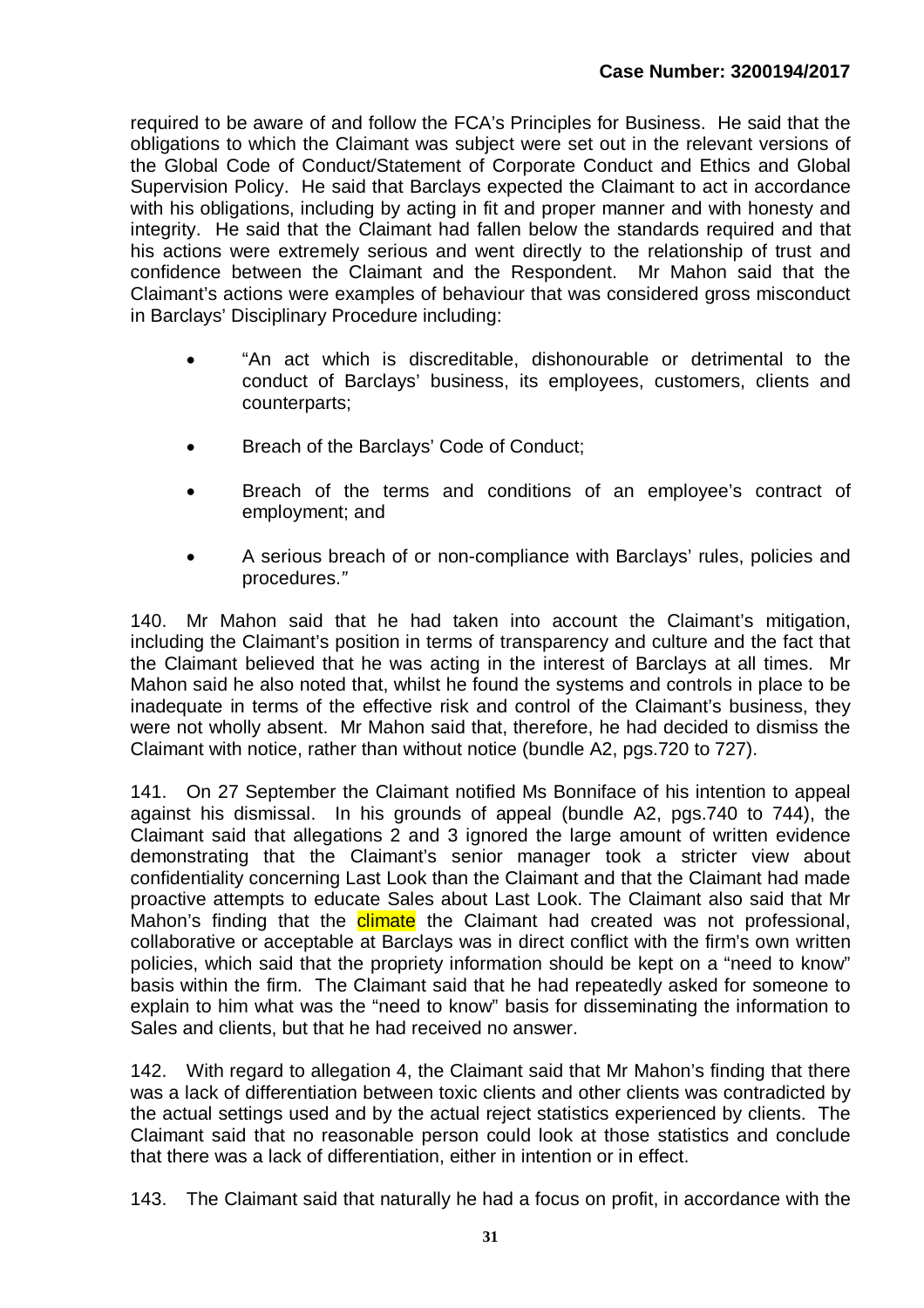required to be aware of and follow the FCA's Principles for Business. He said that the obligations to which the Claimant was subject were set out in the relevant versions of the Global Code of Conduct/Statement of Corporate Conduct and Ethics and Global Supervision Policy. He said that Barclays expected the Claimant to act in accordance with his obligations, including by acting in fit and proper manner and with honesty and integrity. He said that the Claimant had fallen below the standards required and that his actions were extremely serious and went directly to the relationship of trust and confidence between the Claimant and the Respondent. Mr Mahon said that the Claimant's actions were examples of behaviour that was considered gross misconduct in Barclays' Disciplinary Procedure including:

- "An act which is discreditable, dishonourable or detrimental to the conduct of Barclays' business, its employees, customers, clients and counterparts;
- Breach of the Barclays' Code of Conduct;
- Breach of the terms and conditions of an employee's contract of employment; and
- A serious breach of or non-compliance with Barclays' rules, policies and procedures."

140. Mr Mahon said that he had taken into account the Claimant's mitigation, including the Claimant's position in terms of transparency and culture and the fact that the Claimant believed that he was acting in the interest of Barclays at all times. Mr Mahon said he also noted that, whilst he found the systems and controls in place to be inadequate in terms of the effective risk and control of the Claimant's business, they were not wholly absent. Mr Mahon said that, therefore, he had decided to dismiss the Claimant with notice, rather than without notice (bundle A2, pgs.720 to 727).

141. On 27 September the Claimant notified Ms Bonniface of his intention to appeal against his dismissal. In his grounds of appeal (bundle A2, pgs.740 to 744), the Claimant said that allegations 2 and 3 ignored the large amount of written evidence demonstrating that the Claimant's senior manager took a stricter view about confidentiality concerning Last Look than the Claimant and that the Claimant had made proactive attempts to educate Sales about Last Look. The Claimant also said that Mr Mahon's finding that the climate the Claimant had created was not professional, collaborative or acceptable at Barclays was in direct conflict with the firm's own written policies, which said that the propriety information should be kept on a "need to know" basis within the firm. The Claimant said that he had repeatedly asked for someone to explain to him what was the "need to know" basis for disseminating the information to Sales and clients, but that he had received no answer.

142. With regard to allegation 4, the Claimant said that Mr Mahon's finding that there was a lack of differentiation between toxic clients and other clients was contradicted by the actual settings used and by the actual reject statistics experienced by clients. The Claimant said that no reasonable person could look at those statistics and conclude that there was a lack of differentiation, either in intention or in effect.

143. The Claimant said that naturally he had a focus on profit, in accordance with the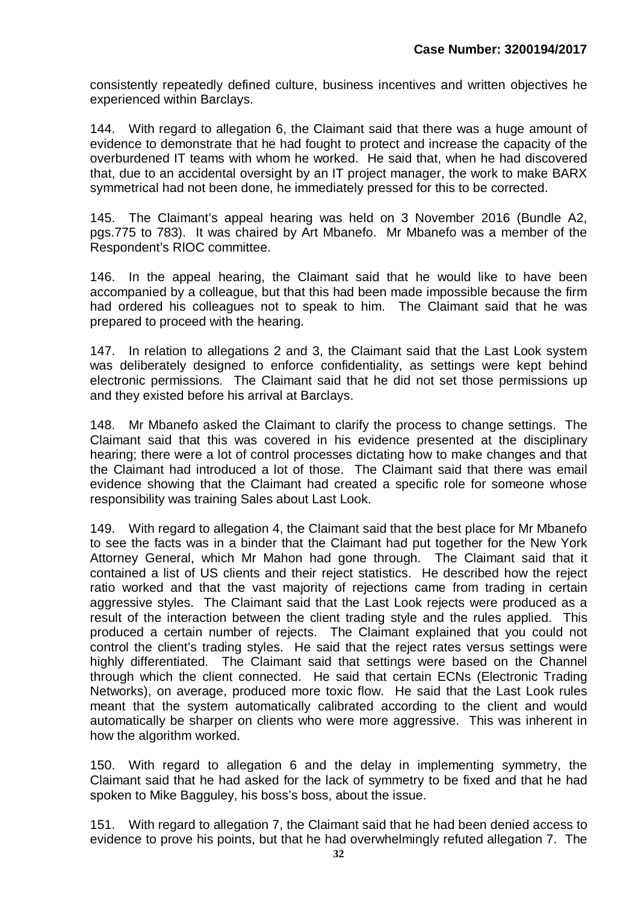consistently repeatedly defined culture, business incentives and written objectives he experienced within Barclays.

144. With regard to allegation 6, the Claimant said that there was a huge amount of evidence to demonstrate that he had fought to protect and increase the capacity of the overburdened IT teams with whom he worked. He said that, when he had discovered that, due to an accidental oversight by an IT project manager, the work to make BARX symmetrical had not been done, he immediately pressed for this to be corrected.

145. The Claimant's appeal hearing was held on 3 November 2016 (Bundle A2, pgs.775 to 783). It was chaired by Art Mbanefo. Mr Mbanefo was a member of the Respondent's RIOC committee.

146. In the appeal hearing, the Claimant said that he would like to have been accompanied by a colleague, but that this had been made impossible because the firm had ordered his colleagues not to speak to him. The Claimant said that he was prepared to proceed with the hearing.

147. In relation to allegations 2 and 3, the Claimant said that the Last Look system was deliberately designed to enforce confidentiality, as settings were kept behind electronic permissions. The Claimant said that he did not set those permissions up and they existed before his arrival at Barclays.

148. Mr Mbanefo asked the Claimant to clarify the process to change settings. The Claimant said that this was covered in his evidence presented at the disciplinary hearing; there were a lot of control processes dictating how to make changes and that the Claimant had introduced a lot of those. The Claimant said that there was email evidence showing that the Claimant had created a specific role for someone whose responsibility was training Sales about Last Look.

149. With regard to allegation 4, the Claimant said that the best place for Mr Mbanefo to see the facts was in a binder that the Claimant had put together for the New York Attorney General, which Mr Mahon had gone through. The Claimant said that it contained a list of US clients and their reject statistics. He described how the reject ratio worked and that the vast majority of rejections came from trading in certain aggressive styles. The Claimant said that the Last Look rejects were produced as a result of the interaction between the client trading style and the rules applied. This produced a certain number of rejects. The Claimant explained that you could not control the client's trading styles. He said that the reject rates versus settings were highly differentiated. The Claimant said that settings were based on the Channel through which the client connected. He said that certain ECNs (Electronic Trading Networks), on average, produced more toxic flow. He said that the Last Look rules meant that the system automatically calibrated according to the client and would automatically be sharper on clients who were more aggressive. This was inherent in how the algorithm worked.

150. With regard to allegation 6 and the delay in implementing symmetry, the Claimant said that he had asked for the lack of symmetry to be fixed and that he had spoken to Mike Bagguley, his boss's boss, about the issue.

151. With regard to allegation 7, the Claimant said that he had been denied access to evidence to prove his points, but that he had overwhelmingly refuted allegation 7. The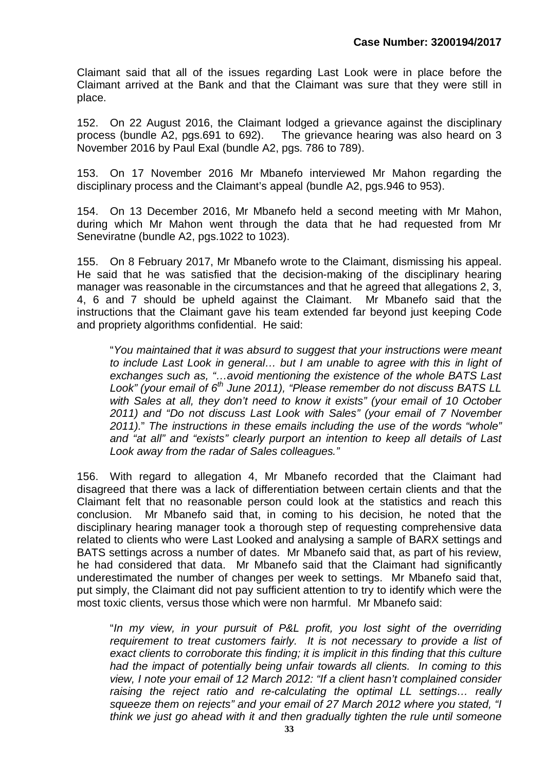Claimant said that all of the issues regarding Last Look were in place before the Claimant arrived at the Bank and that the Claimant was sure that they were still in place.

152. On 22 August 2016, the Claimant lodged a grievance against the disciplinary process (bundle A2, pgs.691 to 692). The grievance hearing was also heard on 3 November 2016 by Paul Exal (bundle A2, pgs. 786 to 789).

153. On 17 November 2016 Mr Mbanefo interviewed Mr Mahon regarding the disciplinary process and the Claimant's appeal (bundle A2, pgs.946 to 953).

154. On 13 December 2016, Mr Mbanefo held a second meeting with Mr Mahon, during which Mr Mahon went through the data that he had requested from Mr Seneviratne (bundle A2, pgs.1022 to 1023).

155. On 8 February 2017, Mr Mbanefo wrote to the Claimant, dismissing his appeal. He said that he was satisfied that the decision-making of the disciplinary hearing manager was reasonable in the circumstances and that he agreed that allegations 2, 3, 4, 6 and 7 should be upheld against the Claimant. Mr Mbanefo said that the instructions that the Claimant gave his team extended far beyond just keeping Code and propriety algorithms confidential. He said:

> "*You maintained that it was absurd to suggest that your instructions were meant to include Last Look in general… but I am unable to agree with this in light of exchanges such as, "…avoid mentioning the existence of the whole BATS Last Look" (your email of 6th June 2011), "Please remember do not discuss BATS LL with Sales at all, they don't need to know it exists" (your email of 10 October 2011) and "Do not discuss Last Look with Sales" (your email of 7 November 2011).*" *The instructions in these emails including the use of the words "whole" and "at all" and "exists" clearly purport an intention to keep all details of Last Look away from the radar of Sales colleagues."*

156. With regard to allegation 4, Mr Mbanefo recorded that the Claimant had disagreed that there was a lack of differentiation between certain clients and that the Claimant felt that no reasonable person could look at the statistics and reach this conclusion. Mr Mbanefo said that, in coming to his decision, he noted that the disciplinary hearing manager took a thorough step of requesting comprehensive data related to clients who were Last Looked and analysing a sample of BARX settings and BATS settings across a number of dates. Mr Mbanefo said that, as part of his review, he had considered that data. Mr Mbanefo said that the Claimant had significantly underestimated the number of changes per week to settings. Mr Mbanefo said that, put simply, the Claimant did not pay sufficient attention to try to identify which were the most toxic clients, versus those which were non harmful. Mr Mbanefo said:

> "*In my view, in your pursuit of P&L profit, you lost sight of the overriding requirement to treat customers fairly. It is not necessary to provide a list of exact clients to corroborate this finding; it is implicit in this finding that this culture had the impact of potentially being unfair towards all clients. In coming to this view, I note your email of 12 March 2012: "If a client hasn't complained consider raising the reject ratio and re-calculating the optimal LL settings… really squeeze them on rejects" and your email of 27 March 2012 where you stated, "I think we just go ahead with it and then gradually tighten the rule until someone*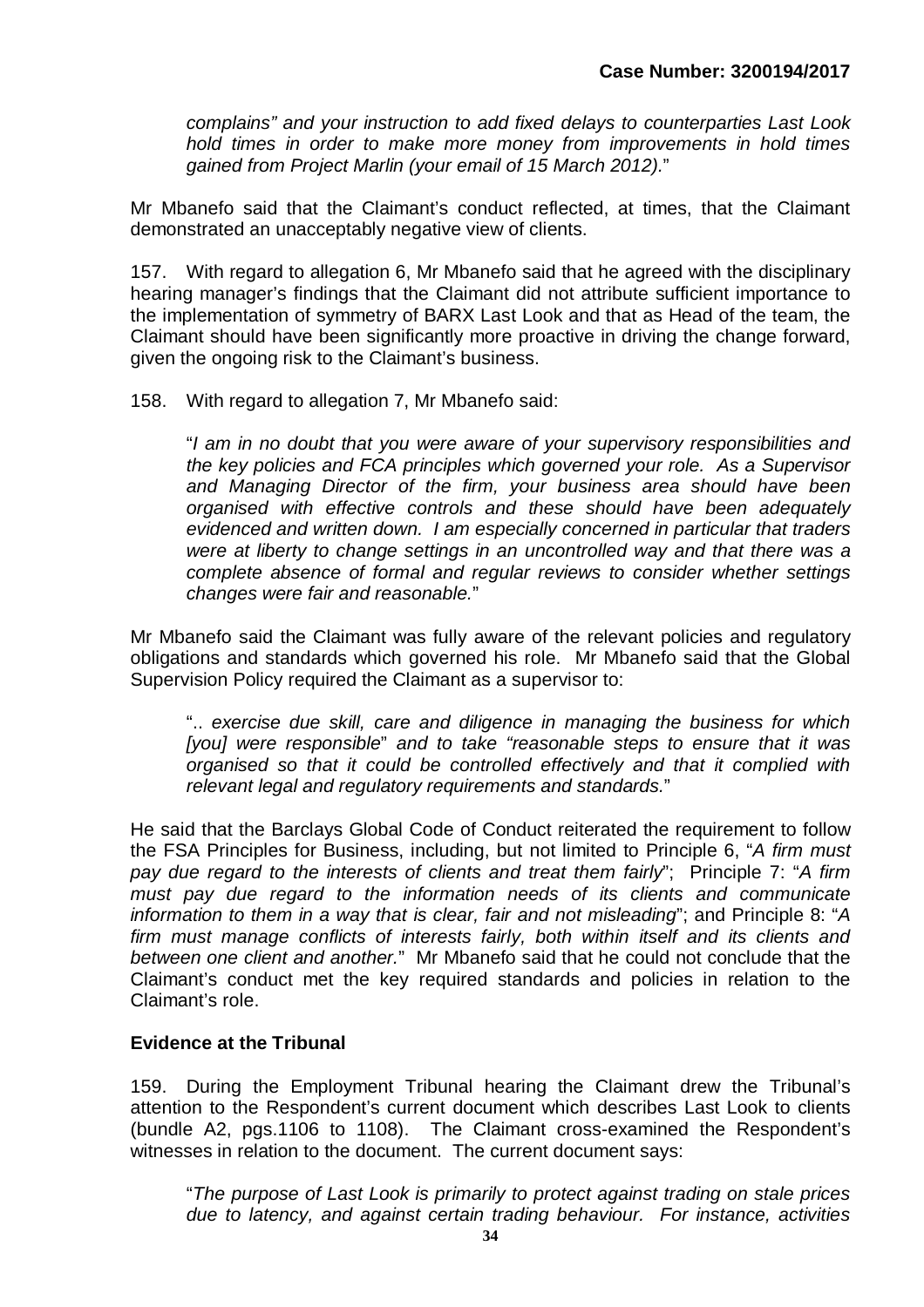*complains" and your instruction to add fixed delays to counterparties Last Look hold times in order to make more money from improvements in hold times gained from Project Marlin (your email of 15 March 2012).*"

Mr Mbanefo said that the Claimant's conduct reflected, at times, that the Claimant demonstrated an unacceptably negative view of clients.

157. With regard to allegation 6, Mr Mbanefo said that he agreed with the disciplinary hearing manager's findings that the Claimant did not attribute sufficient importance to the implementation of symmetry of BARX Last Look and that as Head of the team, the Claimant should have been significantly more proactive in driving the change forward, given the ongoing risk to the Claimant's business.

158. With regard to allegation 7, Mr Mbanefo said:

> "*I am in no doubt that you were aware of your supervisory responsibilities and the key policies and FCA principles which governed your role. As a Supervisor and Managing Director of the firm, your business area should have been organised with effective controls and these should have been adequately evidenced and written down. I am especially concerned in particular that traders were at liberty to change settings in an uncontrolled way and that there was a complete absence of formal and regular reviews to consider whether settings changes were fair and reasonable.*"

Mr Mbanefo said the Claimant was fully aware of the relevant policies and regulatory obligations and standards which governed his role. Mr Mbanefo said that the Global Supervision Policy required the Claimant as a supervisor to:

> "*.. exercise due skill, care and diligence in managing the business for which [you] were responsible*" *and to take "reasonable steps to ensure that it was organised so that it could be controlled effectively and that it complied with relevant legal and regulatory requirements and standards.*"

He said that the Barclays Global Code of Conduct reiterated the requirement to follow the FSA Principles for Business, including, but not limited to Principle 6, "*A firm must pay due regard to the interests of clients and treat them fairly*"; Principle 7: "*A firm must pay due regard to the information needs of its clients and communicate information to them in a way that is clear, fair and not misleading*"; and Principle 8: "*A firm must manage conflicts of interests fairly, both within itself and its clients and between one client and another.*" Mr Mbanefo said that he could not conclude that the Claimant's conduct met the key required standards and policies in relation to the Claimant's role.

### Evidence at the Tribunal

159. During the Employment Tribunal hearing the Claimant drew the Tribunal's attention to the Respondent's current document which describes Last Look to clients (bundle A2, pgs.1106 to 1108). The Claimant cross-examined the Respondent's witnesses in relation to the document. The current document says:

> "*The purpose of Last Look is primarily to protect against trading on stale prices due to latency, and against certain trading behaviour. For instance, activities*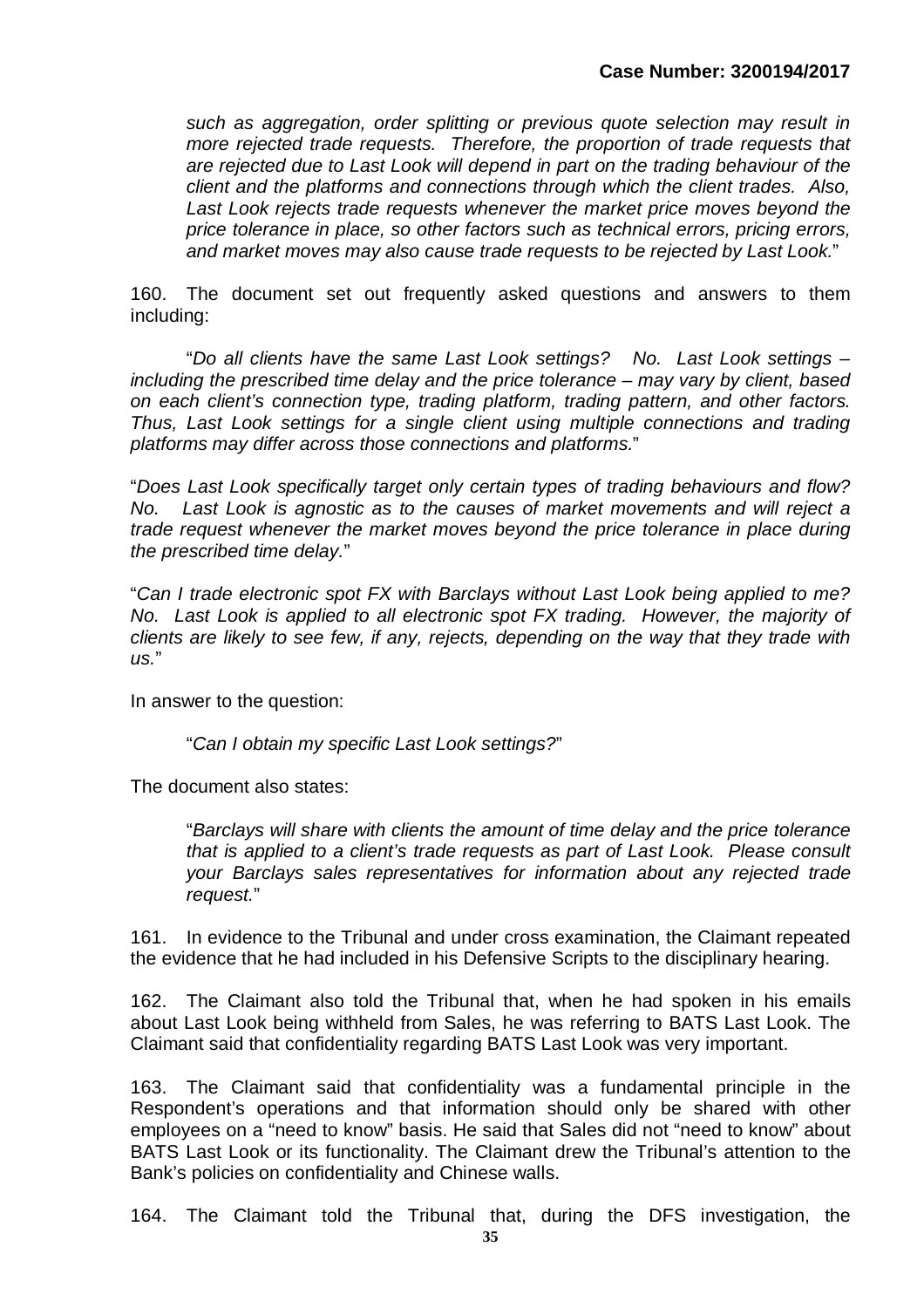*such as aggregation, order splitting or previous quote selection may result in more rejected trade requests. Therefore, the proportion of trade requests that are rejected due to Last Look will depend in part on the trading behaviour of the client and the platforms and connections through which the client trades. Also, Last Look rejects trade requests whenever the market price moves beyond the price tolerance in place, so other factors such as technical errors, pricing errors, and market moves may also cause trade requests to be rejected by Last Look.*"

160. The document set out frequently asked questions and answers to them including:

"*Do all clients have the same Last Look settings? No. Last Look settings – including the prescribed time delay and the price tolerance – may vary by client, based on each client's connection type, trading platform, trading pattern, and other factors. Thus, Last Look settings for a single client using multiple connections and trading platforms may differ across those connections and platforms.*"

"*Does Last Look specifically target only certain types of trading behaviours and flow? No. Last Look is agnostic as to the causes of market movements and will reject a trade request whenever the market moves beyond the price tolerance in place during the prescribed time delay.*"

"*Can I trade electronic spot FX with Barclays without Last Look being applied to me? No. Last Look is applied to all electronic spot FX trading. However, the majority of clients are likely to see few, if any, rejects, depending on the way that they trade with us.*"

In answer to the question:

"*Can I obtain my specific Last Look settings?*"

The document also states:

"*Barclays will share with clients the amount of time delay and the price tolerance that is applied to a client's trade requests as part of Last Look. Please consult your Barclays sales representatives for information about any rejected trade request.*"

161. In evidence to the Tribunal and under cross examination, the Claimant repeated the evidence that he had included in his Defensive Scripts to the disciplinary hearing.

162. The Claimant also told the Tribunal that, when he had spoken in his emails about Last Look being withheld from Sales, he was referring to BATS Last Look. The Claimant said that confidentiality regarding BATS Last Look was very important.

163. The Claimant said that confidentiality was a fundamental principle in the Respondent's operations and that information should only be shared with other employees on a "need to know" basis. He said that Sales did not "need to know" about BATS Last Look or its functionality. The Claimant drew the Tribunal's attention to the Bank's policies on confidentiality and Chinese walls.

164. The Claimant told the Tribunal that, during the DFS investigation, the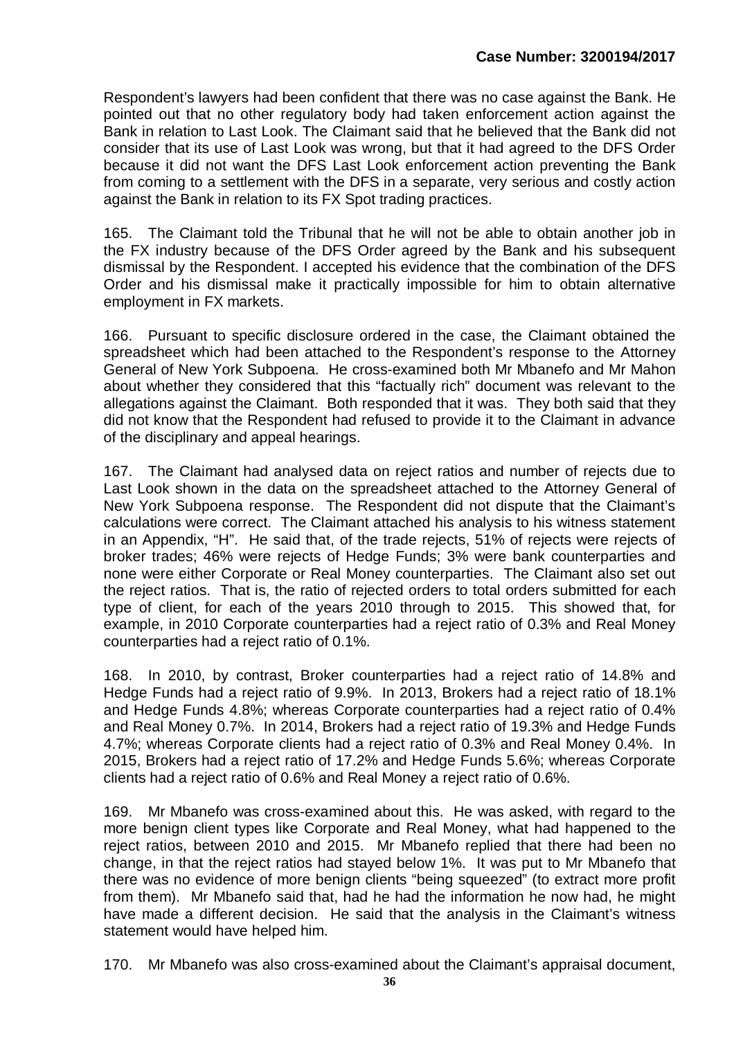Respondent's lawyers had been confident that there was no case against the Bank. He pointed out that no other regulatory body had taken enforcement action against the Bank in relation to Last Look. The Claimant said that he believed that the Bank did not consider that its use of Last Look was wrong, but that it had agreed to the DFS Order because it did not want the DFS Last Look enforcement action preventing the Bank from coming to a settlement with the DFS in a separate, very serious and costly action against the Bank in relation to its FX Spot trading practices.

165. The Claimant told the Tribunal that he will not be able to obtain another job in the FX industry because of the DFS Order agreed by the Bank and his subsequent dismissal by the Respondent. I accepted his evidence that the combination of the DFS Order and his dismissal make it practically impossible for him to obtain alternative employment in FX markets.

166. Pursuant to specific disclosure ordered in the case, the Claimant obtained the spreadsheet which had been attached to the Respondent's response to the Attorney General of New York Subpoena. He cross-examined both Mr Mbanefo and Mr Mahon about whether they considered that this "factually rich" document was relevant to the allegations against the Claimant. Both responded that it was. They both said that they did not know that the Respondent had refused to provide it to the Claimant in advance of the disciplinary and appeal hearings.

167. The Claimant had analysed data on reject ratios and number of rejects due to Last Look shown in the data on the spreadsheet attached to the Attorney General of New York Subpoena response. The Respondent did not dispute that the Claimant's calculations were correct. The Claimant attached his analysis to his witness statement in an Appendix, "H". He said that, of the trade rejects, 51% of rejects were rejects of broker trades; 46% were rejects of Hedge Funds; 3% were bank counterparties and none were either Corporate or Real Money counterparties. The Claimant also set out the reject ratios. That is, the ratio of rejected orders to total orders submitted for each type of client, for each of the years 2010 through to 2015. This showed that, for example, in 2010 Corporate counterparties had a reject ratio of 0.3% and Real Money counterparties had a reject ratio of 0.1%.

168. In 2010, by contrast, Broker counterparties had a reject ratio of 14.8% and Hedge Funds had a reject ratio of 9.9%. In 2013, Brokers had a reject ratio of 18.1% and Hedge Funds 4.8%; whereas Corporate counterparties had a reject ratio of 0.4% and Real Money 0.7%. In 2014, Brokers had a reject ratio of 19.3% and Hedge Funds 4.7%; whereas Corporate clients had a reject ratio of 0.3% and Real Money 0.4%. In 2015, Brokers had a reject ratio of 17.2% and Hedge Funds 5.6%; whereas Corporate clients had a reject ratio of 0.6% and Real Money a reject ratio of 0.6%.

169. Mr Mbanefo was cross-examined about this. He was asked, with regard to the more benign client types like Corporate and Real Money, what had happened to the reject ratios, between 2010 and 2015. Mr Mbanefo replied that there had been no change, in that the reject ratios had stayed below 1%. It was put to Mr Mbanefo that there was no evidence of more benign clients "being squeezed" (to extract more profit from them). Mr Mbanefo said that, had he had the information he now had, he might have made a different decision. He said that the analysis in the Claimant's witness statement would have helped him.

170. Mr Mbanefo was also cross-examined about the Claimant's appraisal document,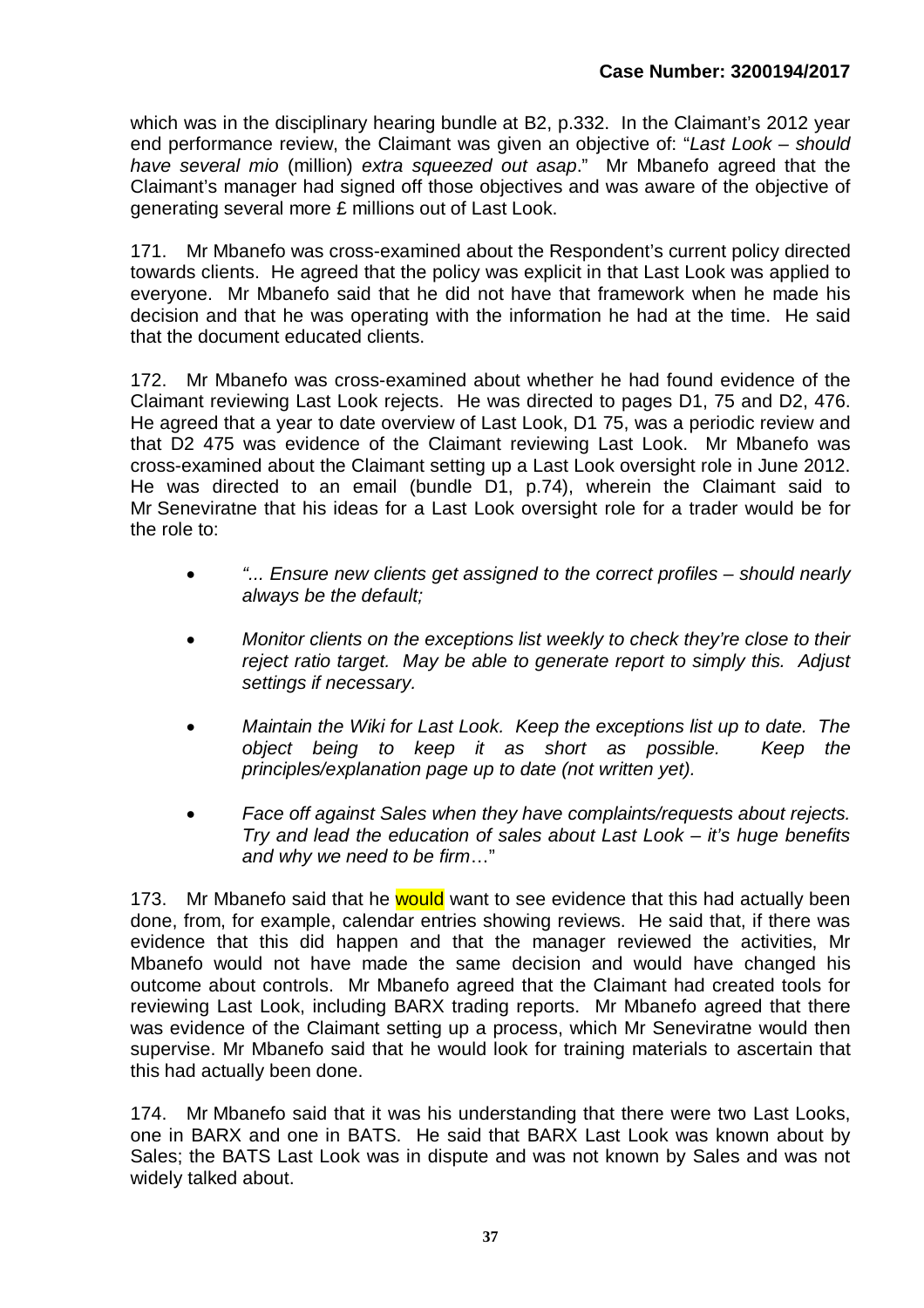**Case Number: 3200194/2017**

which was in the disciplinary hearing bundle at B2, p.332. In the Claimant's 2012 year end performance review, the Claimant was given an objective of: "*Last Look – should have several mio* (million) *extra squeezed out asap*." Mr Mbanefo agreed that the Claimant's manager had signed off those objectives and was aware of the objective of generating several more £ millions out of Last Look.

171. Mr Mbanefo was cross-examined about the Respondent's current policy directed towards clients. He agreed that the policy was explicit in that Last Look was applied to everyone. Mr Mbanefo said that he did not have that framework when he made his decision and that he was operating with the information he had at the time. He said that the document educated clients.

172. Mr Mbanefo was cross-examined about whether he had found evidence of the Claimant reviewing Last Look rejects. He was directed to pages D1, 75 and D2, 476. He agreed that a year to date overview of Last Look, D1 75, was a periodic review and that D2 475 was evidence of the Claimant reviewing Last Look. Mr Mbanefo was cross-examined about the Claimant setting up a Last Look oversight role in June 2012. He was directed to an email (bundle D1, p.74), wherein the Claimant said to Mr Seneviratne that his ideas for a Last Look oversight role for a trader would be for the role to:

- *"... Ensure new clients get assigned to the correct profiles – should nearly always be the default;*
- *Monitor clients on the exceptions list weekly to check they're close to their reject ratio target. May be able to generate report to simply this. Adjust settings if necessary.*
- *Maintain the Wiki for Last Look. Keep the exceptions list up to date. The object being to keep it as short as possible. Keep the principles/explanation page up to date (not written yet).*
- *Face off against Sales when they have complaints/requests about rejects. Try and lead the education of sales about Last Look – it's huge benefits and why we need to be firm*…"

173. Mr Mbanefo said that he would want to see evidence that this had actually been done, from, for example, calendar entries showing reviews. He said that, if there was evidence that this did happen and that the manager reviewed the activities, Mr Mbanefo would not have made the same decision and would have changed his outcome about controls. Mr Mbanefo agreed that the Claimant had created tools for reviewing Last Look, including BARX trading reports. Mr Mbanefo agreed that there was evidence of the Claimant setting up a process, which Mr Seneviratne would then supervise. Mr Mbanefo said that he would look for training materials to ascertain that this had actually been done.

174. Mr Mbanefo said that it was his understanding that there were two Last Looks, one in BARX and one in BATS. He said that BARX Last Look was known about by Sales; the BATS Last Look was in dispute and was not known by Sales and was not widely talked about.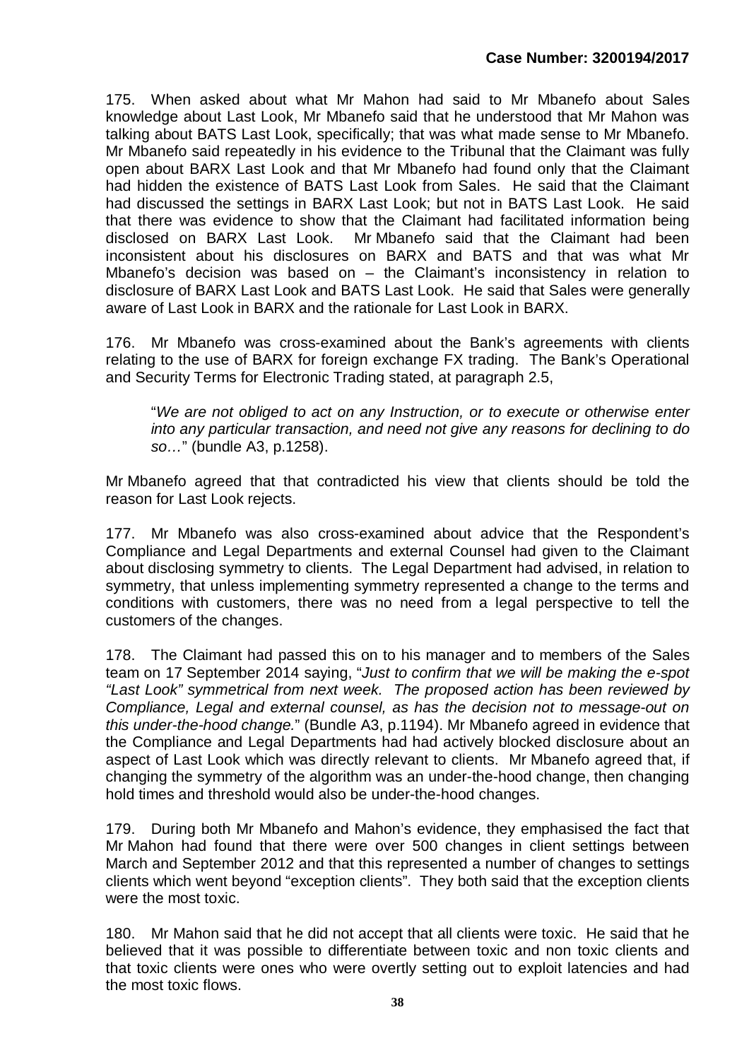175. When asked about what Mr Mahon had said to Mr Mbanefo about Sales knowledge about Last Look, Mr Mbanefo said that he understood that Mr Mahon was talking about BATS Last Look, specifically; that was what made sense to Mr Mbanefo. Mr Mbanefo said repeatedly in his evidence to the Tribunal that the Claimant was fully open about BARX Last Look and that Mr Mbanefo had found only that the Claimant had hidden the existence of BATS Last Look from Sales. He said that the Claimant had discussed the settings in BARX Last Look; but not in BATS Last Look. He said that there was evidence to show that the Claimant had facilitated information being disclosed on BARX Last Look. Mr Mbanefo said that the Claimant had been inconsistent about his disclosures on BARX and BATS and that was what Mr Mbanefo's decision was based on – the Claimant's inconsistency in relation to disclosure of BARX Last Look and BATS Last Look. He said that Sales were generally aware of Last Look in BARX and the rationale for Last Look in BARX.

176. Mr Mbanefo was cross-examined about the Bank's agreements with clients relating to the use of BARX for foreign exchange FX trading. The Bank's Operational and Security Terms for Electronic Trading stated, at paragraph 2.5,

> "*We are not obliged to act on any Instruction, or to execute or otherwise enter into any particular transaction, and need not give any reasons for declining to do so…*" (bundle A3, p.1258).

Mr Mbanefo agreed that that contradicted his view that clients should be told the reason for Last Look rejects.

177. Mr Mbanefo was also cross-examined about advice that the Respondent's Compliance and Legal Departments and external Counsel had given to the Claimant about disclosing symmetry to clients. The Legal Department had advised, in relation to symmetry, that unless implementing symmetry represented a change to the terms and conditions with customers, there was no need from a legal perspective to tell the customers of the changes.

178. The Claimant had passed this on to his manager and to members of the Sales team on 17 September 2014 saying, "*Just to confirm that we will be making the e-spot "Last Look" symmetrical from next week. The proposed action has been reviewed by Compliance, Legal and external counsel, as has the decision not to message-out on this under-the-hood change.*" (Bundle A3, p.1194). Mr Mbanefo agreed in evidence that the Compliance and Legal Departments had had actively blocked disclosure about an aspect of Last Look which was directly relevant to clients. Mr Mbanefo agreed that, if changing the symmetry of the algorithm was an under-the-hood change, then changing hold times and threshold would also be under-the-hood changes.

179. During both Mr Mbanefo and Mahon's evidence, they emphasised the fact that Mr Mahon had found that there were over 500 changes in client settings between March and September 2012 and that this represented a number of changes to settings clients which went beyond "exception clients". They both said that the exception clients were the most toxic.

180. Mr Mahon said that he did not accept that all clients were toxic. He said that he believed that it was possible to differentiate between toxic and non toxic clients and that toxic clients were ones who were overtly setting out to exploit latencies and had the most toxic flows.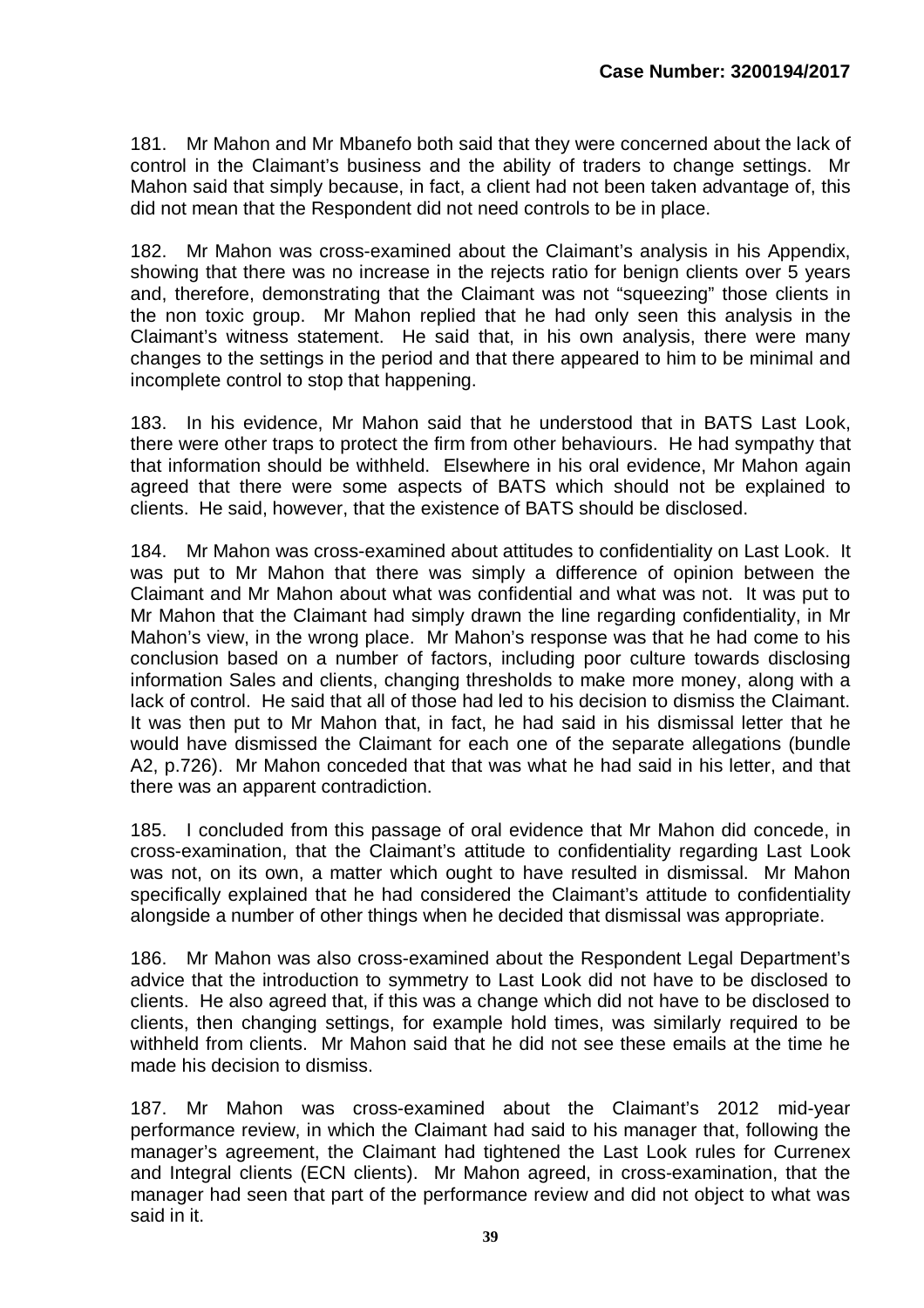181. Mr Mahon and Mr Mbanefo both said that they were concerned about the lack of control in the Claimant's business and the ability of traders to change settings. Mr Mahon said that simply because, in fact, a client had not been taken advantage of, this did not mean that the Respondent did not need controls to be in place.

182. Mr Mahon was cross-examined about the Claimant's analysis in his Appendix, showing that there was no increase in the rejects ratio for benign clients over 5 years and, therefore, demonstrating that the Claimant was not "squeezing" those clients in the non toxic group. Mr Mahon replied that he had only seen this analysis in the Claimant's witness statement. He said that, in his own analysis, there were many changes to the settings in the period and that there appeared to him to be minimal and incomplete control to stop that happening.

183. In his evidence, Mr Mahon said that he understood that in BATS Last Look, there were other traps to protect the firm from other behaviours. He had sympathy that that information should be withheld. Elsewhere in his oral evidence, Mr Mahon again agreed that there were some aspects of BATS which should not be explained to clients. He said, however, that the existence of BATS should be disclosed.

184. Mr Mahon was cross-examined about attitudes to confidentiality on Last Look. It was put to Mr Mahon that there was simply a difference of opinion between the Claimant and Mr Mahon about what was confidential and what was not. It was put to Mr Mahon that the Claimant had simply drawn the line regarding confidentiality, in Mr Mahon's view, in the wrong place. Mr Mahon's response was that he had come to his conclusion based on a number of factors, including poor culture towards disclosing information Sales and clients, changing thresholds to make more money, along with a lack of control. He said that all of those had led to his decision to dismiss the Claimant. It was then put to Mr Mahon that, in fact, he had said in his dismissal letter that he would have dismissed the Claimant for each one of the separate allegations (bundle A2, p.726). Mr Mahon conceded that that was what he had said in his letter, and that there was an apparent contradiction.

185. I concluded from this passage of oral evidence that Mr Mahon did concede, in cross-examination, that the Claimant's attitude to confidentiality regarding Last Look was not, on its own, a matter which ought to have resulted in dismissal. Mr Mahon specifically explained that he had considered the Claimant's attitude to confidentiality alongside a number of other things when he decided that dismissal was appropriate.

186. Mr Mahon was also cross-examined about the Respondent Legal Department's advice that the introduction to symmetry to Last Look did not have to be disclosed to clients. He also agreed that, if this was a change which did not have to be disclosed to clients, then changing settings, for example hold times, was similarly required to be withheld from clients. Mr Mahon said that he did not see these emails at the time he made his decision to dismiss.

187. Mr Mahon was cross-examined about the Claimant's 2012 mid-year performance review, in which the Claimant had said to his manager that, following the manager's agreement, the Claimant had tightened the Last Look rules for Currenex and Integral clients (ECN clients). Mr Mahon agreed, in cross-examination, that the manager had seen that part of the performance review and did not object to what was said in it.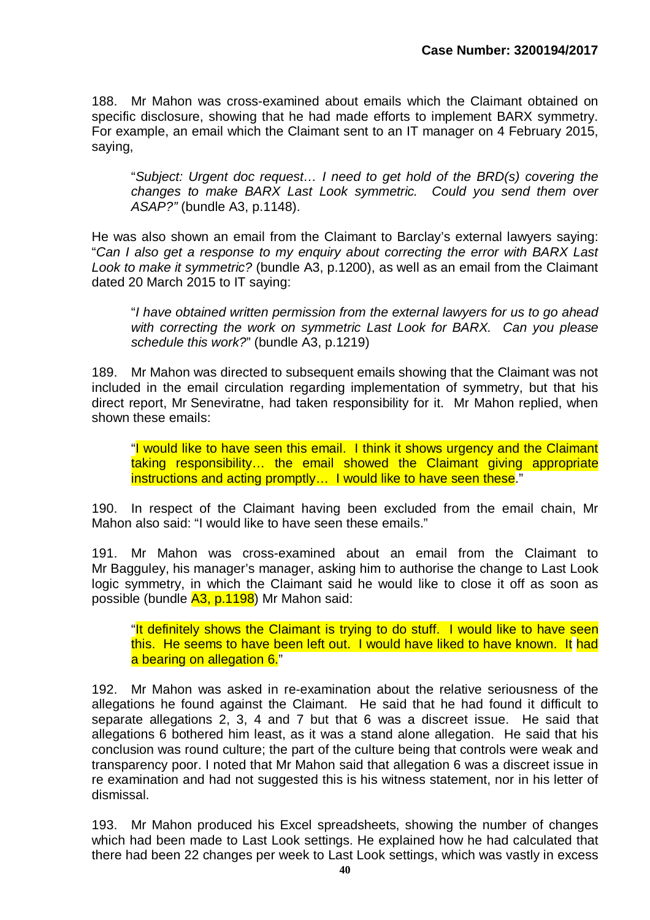188. Mr Mahon was cross-examined about emails which the Claimant obtained on specific disclosure, showing that he had made efforts to implement BARX symmetry. For example, an email which the Claimant sent to an IT manager on 4 February 2015, saying,

> "*Subject: Urgent doc request… I need to get hold of the BRD(s) covering the changes to make BARX Last Look symmetric. Could you send them over ASAP?"* (bundle A3, p.1148).

He was also shown an email from the Claimant to Barclay's external lawyers saying: "*Can I also get a response to my enquiry about correcting the error with BARX Last Look to make it symmetric?* (bundle A3, p.1200), as well as an email from the Claimant dated 20 March 2015 to IT saying:

> "*I have obtained written permission from the external lawyers for us to go ahead with correcting the work on symmetric Last Look for BARX. Can you please schedule this work?*" (bundle A3, p.1219)

189. Mr Mahon was directed to subsequent emails showing that the Claimant was not included in the email circulation regarding implementation of symmetry, but that his direct report, Mr Seneviratne, had taken responsibility for it. Mr Mahon replied, when shown these emails:

> "I would like to have seen this email. I think it shows urgency and the Claimant taking responsibility… the email showed the Claimant giving appropriate instructions and acting promptly… I would like to have seen these."

190. In respect of the Claimant having been excluded from the email chain, Mr Mahon also said: "I would like to have seen these emails."

191. Mr Mahon was cross-examined about an email from the Claimant to Mr Bagguley, his manager's manager, asking him to authorise the change to Last Look logic symmetry, in which the Claimant said he would like to close it off as soon as possible (bundle A3, p.1198) Mr Mahon said:

> "It definitely shows the Claimant is trying to do stuff. I would like to have seen this. He seems to have been left out. I would have liked to have known. It had a bearing on allegation 6."

192. Mr Mahon was asked in re-examination about the relative seriousness of the allegations he found against the Claimant. He said that he had found it difficult to separate allegations 2, 3, 4 and 7 but that 6 was a discreet issue. He said that allegations 6 bothered him least, as it was a stand alone allegation. He said that his conclusion was round culture; the part of the culture being that controls were weak and transparency poor. I noted that Mr Mahon said that allegation 6 was a discreet issue in re examination and had not suggested this is his witness statement, nor in his letter of dismissal.

193. Mr Mahon produced his Excel spreadsheets, showing the number of changes which had been made to Last Look settings. He explained how he had calculated that there had been 22 changes per week to Last Look settings, which was vastly in excess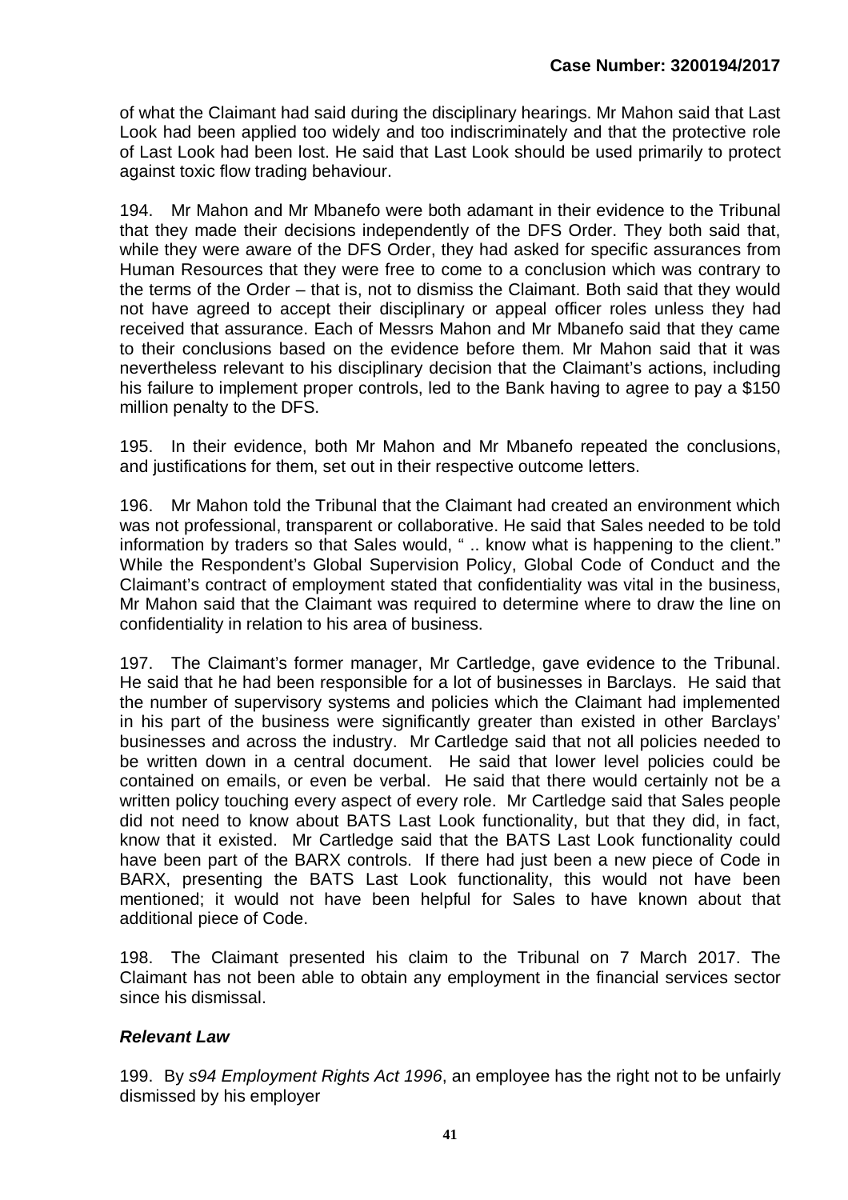of what the Claimant had said during the disciplinary hearings. Mr Mahon said that Last Look had been applied too widely and too indiscriminately and that the protective role of Last Look had been lost. He said that Last Look should be used primarily to protect against toxic flow trading behaviour.

194. Mr Mahon and Mr Mbanefo were both adamant in their evidence to the Tribunal that they made their decisions independently of the DFS Order. They both said that, while they were aware of the DFS Order, they had asked for specific assurances from Human Resources that they were free to come to a conclusion which was contrary to the terms of the Order – that is, not to dismiss the Claimant. Both said that they would not have agreed to accept their disciplinary or appeal officer roles unless they had received that assurance. Each of Messrs Mahon and Mr Mbanefo said that they came to their conclusions based on the evidence before them. Mr Mahon said that it was nevertheless relevant to his disciplinary decision that the Claimant's actions, including his failure to implement proper controls, led to the Bank having to agree to pay a \$150 million penalty to the DFS.

195. In their evidence, both Mr Mahon and Mr Mbanefo repeated the conclusions, and justifications for them, set out in their respective outcome letters.

196. Mr Mahon told the Tribunal that the Claimant had created an environment which was not professional, transparent or collaborative. He said that Sales needed to be told information by traders so that Sales would, " .. know what is happening to the client." While the Respondent's Global Supervision Policy, Global Code of Conduct and the Claimant's contract of employment stated that confidentiality was vital in the business, Mr Mahon said that the Claimant was required to determine where to draw the line on confidentiality in relation to his area of business.

197. The Claimant's former manager, Mr Cartledge, gave evidence to the Tribunal. He said that he had been responsible for a lot of businesses in Barclays. He said that the number of supervisory systems and policies which the Claimant had implemented in his part of the business were significantly greater than existed in other Barclays' businesses and across the industry. Mr Cartledge said that not all policies needed to be written down in a central document. He said that lower level policies could be contained on emails, or even be verbal. He said that there would certainly not be a written policy touching every aspect of every role. Mr Cartledge said that Sales people did not need to know about BATS Last Look functionality, but that they did, in fact, know that it existed. Mr Cartledge said that the BATS Last Look functionality could have been part of the BARX controls. If there had just been a new piece of Code in BARX, presenting the BATS Last Look functionality, this would not have been mentioned; it would not have been helpful for Sales to have known about that additional piece of Code.

198. The Claimant presented his claim to the Tribunal on 7 March 2017. The Claimant has not been able to obtain any employment in the financial services sector since his dismissal.

### ***Relevant Law***

199. By *s94 Employment Rights Act 1996*, an employee has the right not to be unfairly dismissed by his employer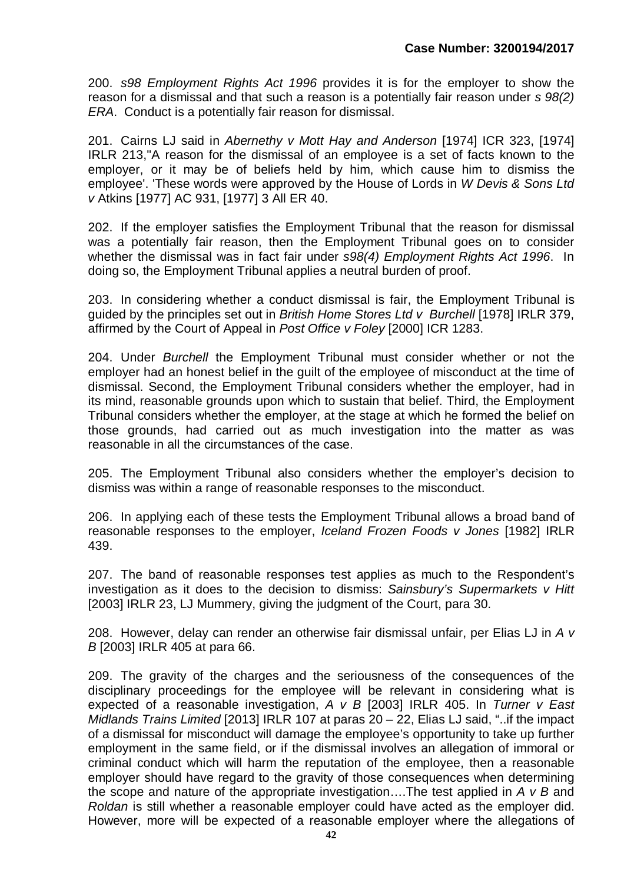200. *s98 Employment Rights Act 1996* provides it is for the employer to show the reason for a dismissal and that such a reason is a potentially fair reason under *s 98(2) ERA*. Conduct is a potentially fair reason for dismissal.

201. Cairns LJ said in *Abernethy v Mott Hay and Anderson* [1974] ICR 323, [1974] IRLR 213,"A reason for the dismissal of an employee is a set of facts known to the employer, or it may be of beliefs held by him, which cause him to dismiss the employee'. 'These words were approved by the House of Lords in *W Devis & Sons Ltd v* Atkins [1977] AC 931, [1977] 3 All ER 40.

202. If the employer satisfies the Employment Tribunal that the reason for dismissal was a potentially fair reason, then the Employment Tribunal goes on to consider whether the dismissal was in fact fair under *s98(4) Employment Rights Act 1996*. In doing so, the Employment Tribunal applies a neutral burden of proof.

203. In considering whether a conduct dismissal is fair, the Employment Tribunal is guided by the principles set out in *British Home Stores Ltd v Burchell* [1978] IRLR 379, affirmed by the Court of Appeal in *Post Office v Foley* [2000] ICR 1283.

204. Under *Burchell* the Employment Tribunal must consider whether or not the employer had an honest belief in the guilt of the employee of misconduct at the time of dismissal. Second, the Employment Tribunal considers whether the employer, had in its mind, reasonable grounds upon which to sustain that belief. Third, the Employment Tribunal considers whether the employer, at the stage at which he formed the belief on those grounds, had carried out as much investigation into the matter as was reasonable in all the circumstances of the case.

205. The Employment Tribunal also considers whether the employer's decision to dismiss was within a range of reasonable responses to the misconduct.

206. In applying each of these tests the Employment Tribunal allows a broad band of reasonable responses to the employer, *Iceland Frozen Foods v Jones* [1982] IRLR 439.

207. The band of reasonable responses test applies as much to the Respondent's investigation as it does to the decision to dismiss: *Sainsbury's Supermarkets v Hitt* [2003] IRLR 23, LJ Mummery, giving the judgment of the Court, para 30.

208. However, delay can render an otherwise fair dismissal unfair, per Elias LJ in *A v B* [2003] IRLR 405 at para 66.

209. The gravity of the charges and the seriousness of the consequences of the disciplinary proceedings for the employee will be relevant in considering what is expected of a reasonable investigation, *A v B* [2003] IRLR 405. In *Turner v East Midlands Trains Limited* [2013] IRLR 107 at paras 20 – 22, Elias LJ said, "..if the impact of a dismissal for misconduct will damage the employee's opportunity to take up further employment in the same field, or if the dismissal involves an allegation of immoral or criminal conduct which will harm the reputation of the employee, then a reasonable employer should have regard to the gravity of those consequences when determining the scope and nature of the appropriate investigation….The test applied in *A v B* and *Roldan* is still whether a reasonable employer could have acted as the employer did. However, more will be expected of a reasonable employer where the allegations of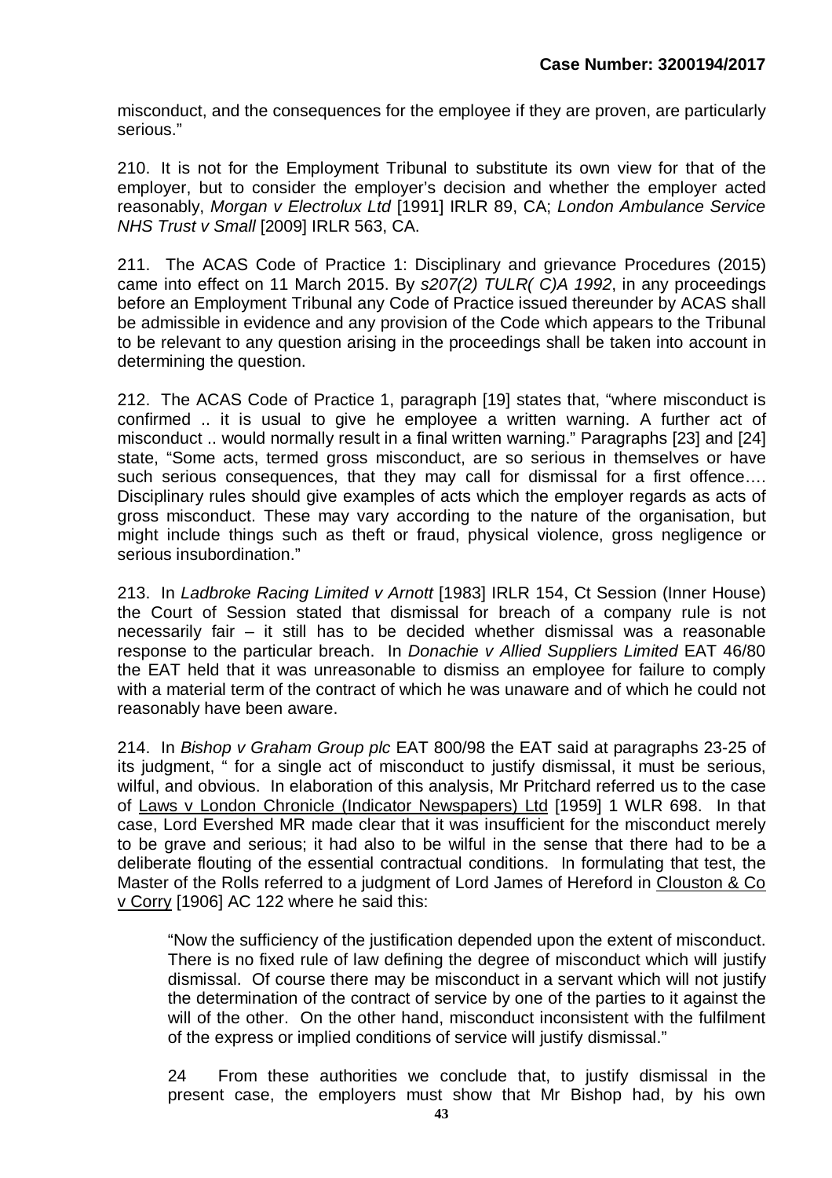misconduct, and the consequences for the employee if they are proven, are particularly serious."

210. It is not for the Employment Tribunal to substitute its own view for that of the employer, but to consider the employer's decision and whether the employer acted reasonably, *Morgan v Electrolux Ltd* [1991] IRLR 89, CA; *London Ambulance Service NHS Trust v Small* [2009] IRLR 563, CA.

211. The ACAS Code of Practice 1: Disciplinary and grievance Procedures (2015) came into effect on 11 March 2015. By *s207(2) TULR( C)A 1992*, in any proceedings before an Employment Tribunal any Code of Practice issued thereunder by ACAS shall be admissible in evidence and any provision of the Code which appears to the Tribunal to be relevant to any question arising in the proceedings shall be taken into account in determining the question.

212. The ACAS Code of Practice 1, paragraph [19] states that, "where misconduct is confirmed .. it is usual to give he employee a written warning. A further act of misconduct .. would normally result in a final written warning." Paragraphs [23] and [24] state, "Some acts, termed gross misconduct, are so serious in themselves or have such serious consequences, that they may call for dismissal for a first offence…. Disciplinary rules should give examples of acts which the employer regards as acts of gross misconduct. These may vary according to the nature of the organisation, but might include things such as theft or fraud, physical violence, gross negligence or serious insubordination."

213. In *Ladbroke Racing Limited v Arnott* [1983] IRLR 154, Ct Session (Inner House) the Court of Session stated that dismissal for breach of a company rule is not necessarily fair – it still has to be decided whether dismissal was a reasonable response to the particular breach. In *Donachie v Allied Suppliers Limited* EAT 46/80 the EAT held that it was unreasonable to dismiss an employee for failure to comply with a material term of the contract of which he was unaware and of which he could not reasonably have been aware.

214. In *Bishop v Graham Group plc* EAT 800/98 the EAT said at paragraphs 23-25 of its judgment, " for a single act of misconduct to justify dismissal, it must be serious, wilful, and obvious. In elaboration of this analysis, Mr Pritchard referred us to the case of Laws v London Chronicle (Indicator Newspapers) Ltd [1959] 1 WLR 698. In that case, Lord Evershed MR made clear that it was insufficient for the misconduct merely to be grave and serious; it had also to be wilful in the sense that there had to be a deliberate flouting of the essential contractual conditions. In formulating that test, the Master of the Rolls referred to a judgment of Lord James of Hereford in Clouston & Co v Corry [1906] AC 122 where he said this:

> "Now the sufficiency of the justification depended upon the extent of misconduct. There is no fixed rule of law defining the degree of misconduct which will justify dismissal. Of course there may be misconduct in a servant which will not justify the determination of the contract of service by one of the parties to it against the will of the other. On the other hand, misconduct inconsistent with the fulfilment of the express or implied conditions of service will justify dismissal."
>
> 24 From these authorities we conclude that, to justify dismissal in the present case, the employers must show that Mr Bishop had, by his own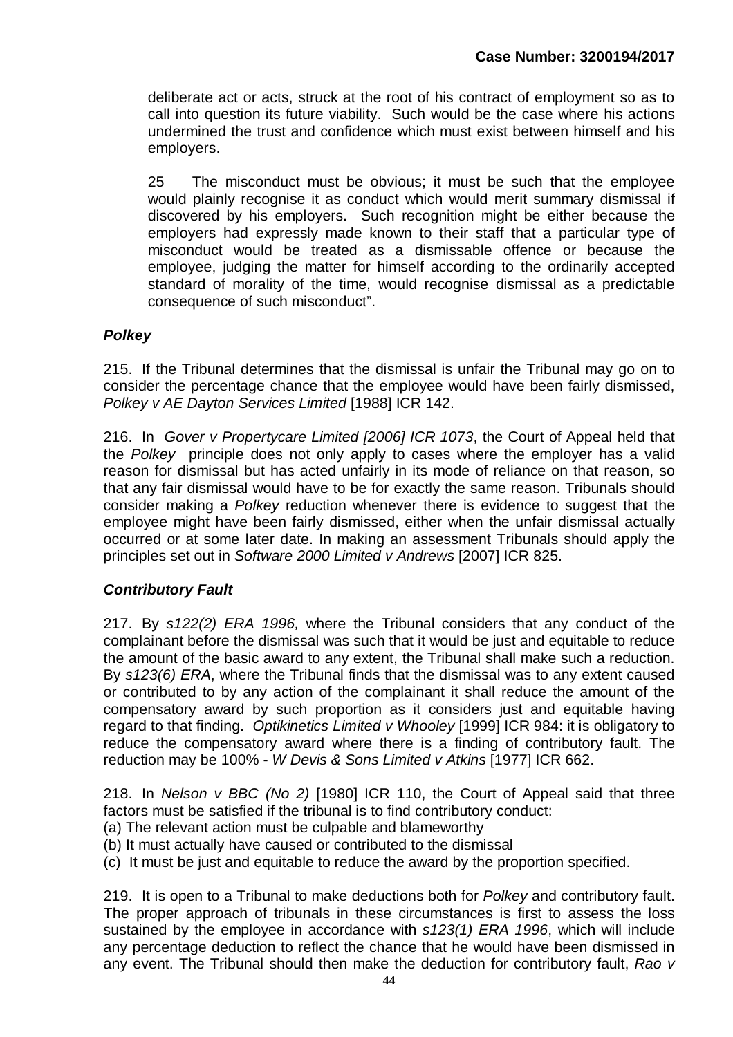deliberate act or acts, struck at the root of his contract of employment so as to call into question its future viability. Such would be the case where his actions undermined the trust and confidence which must exist between himself and his employers.

25 The misconduct must be obvious; it must be such that the employee would plainly recognise it as conduct which would merit summary dismissal if discovered by his employers. Such recognition might be either because the employers had expressly made known to their staff that a particular type of misconduct would be treated as a dismissable offence or because the employee, judging the matter for himself according to the ordinarily accepted standard of morality of the time, would recognise dismissal as a predictable consequence of such misconduct".

### *Polkey*

215. If the Tribunal determines that the dismissal is unfair the Tribunal may go on to consider the percentage chance that the employee would have been fairly dismissed, *Polkey v AE Dayton Services Limited* [1988] ICR 142.

216. In *Gover v Propertycare Limited [2006] ICR 1073*, the Court of Appeal held that the *Polkey* principle does not only apply to cases where the employer has a valid reason for dismissal but has acted unfairly in its mode of reliance on that reason, so that any fair dismissal would have to be for exactly the same reason. Tribunals should consider making a *Polkey* reduction whenever there is evidence to suggest that the employee might have been fairly dismissed, either when the unfair dismissal actually occurred or at some later date. In making an assessment Tribunals should apply the principles set out in *Software 2000 Limited v Andrews* [2007] ICR 825.

### *Contributory Fault*

217. By *s122(2) ERA 1996,* where the Tribunal considers that any conduct of the complainant before the dismissal was such that it would be just and equitable to reduce the amount of the basic award to any extent, the Tribunal shall make such a reduction. By *s123(6) ERA*, where the Tribunal finds that the dismissal was to any extent caused or contributed to by any action of the complainant it shall reduce the amount of the compensatory award by such proportion as it considers just and equitable having regard to that finding. *Optikinetics Limited v Whooley* [1999] ICR 984: it is obligatory to reduce the compensatory award where there is a finding of contributory fault. The reduction may be 100% - *W Devis & Sons Limited v Atkins* [1977] ICR 662.

218. In *Nelson v BBC (No 2)* [1980] ICR 110, the Court of Appeal said that three factors must be satisfied if the tribunal is to find contributory conduct:

(a) The relevant action must be culpable and blameworthy
(b) It must actually have caused or contributed to the dismissal
(c) It must be just and equitable to reduce the award by the proportion specified.

219. It is open to a Tribunal to make deductions both for *Polkey* and contributory fault. The proper approach of tribunals in these circumstances is first to assess the loss sustained by the employee in accordance with *s123(1) ERA 1996*, which will include any percentage deduction to reflect the chance that he would have been dismissed in any event. The Tribunal should then make the deduction for contributory fault, *Rao v*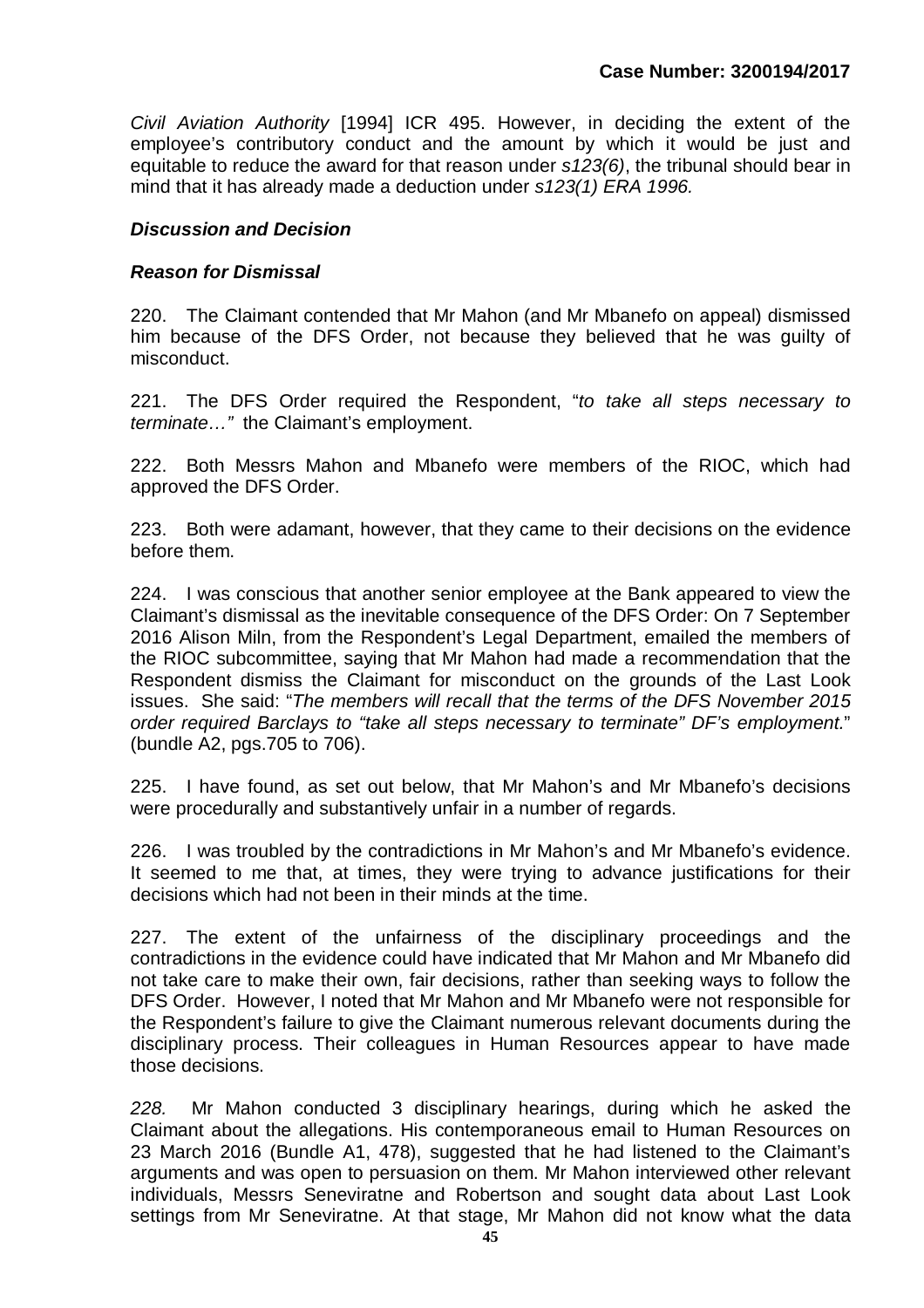*Civil Aviation Authority* [1994] ICR 495. However, in deciding the extent of the employee's contributory conduct and the amount by which it would be just and equitable to reduce the award for that reason under *s123(6)*, the tribunal should bear in mind that it has already made a deduction under *s123(1) ERA 1996.*

### *Discussion and Decision*

### *Reason for Dismissal*

220. The Claimant contended that Mr Mahon (and Mr Mbanefo on appeal) dismissed him because of the DFS Order, not because they believed that he was guilty of misconduct.

221. The DFS Order required the Respondent, "*to take all steps necessary to terminate…*" the Claimant's employment.

222. Both Messrs Mahon and Mbanefo were members of the RIOC, which had approved the DFS Order.

223. Both were adamant, however, that they came to their decisions on the evidence before them.

224. I was conscious that another senior employee at the Bank appeared to view the Claimant's dismissal as the inevitable consequence of the DFS Order: On 7 September 2016 Alison Miln, from the Respondent's Legal Department, emailed the members of the RIOC subcommittee, saying that Mr Mahon had made a recommendation that the Respondent dismiss the Claimant for misconduct on the grounds of the Last Look issues. She said: "*The members will recall that the terms of the DFS November 2015 order required Barclays to "take all steps necessary to terminate" DF's employment.*" (bundle A2, pgs.705 to 706).

225. I have found, as set out below, that Mr Mahon's and Mr Mbanefo's decisions were procedurally and substantively unfair in a number of regards.

226. I was troubled by the contradictions in Mr Mahon's and Mr Mbanefo's evidence. It seemed to me that, at times, they were trying to advance justifications for their decisions which had not been in their minds at the time.

227. The extent of the unfairness of the disciplinary proceedings and the contradictions in the evidence could have indicated that Mr Mahon and Mr Mbanefo did not take care to make their own, fair decisions, rather than seeking ways to follow the DFS Order. However, I noted that Mr Mahon and Mr Mbanefo were not responsible for the Respondent's failure to give the Claimant numerous relevant documents during the disciplinary process. Their colleagues in Human Resources appear to have made those decisions.

*228.* Mr Mahon conducted 3 disciplinary hearings, during which he asked the Claimant about the allegations. His contemporaneous email to Human Resources on 23 March 2016 (Bundle A1, 478), suggested that he had listened to the Claimant's arguments and was open to persuasion on them. Mr Mahon interviewed other relevant individuals, Messrs Seneviratne and Robertson and sought data about Last Look settings from Mr Seneviratne. At that stage, Mr Mahon did not know what the data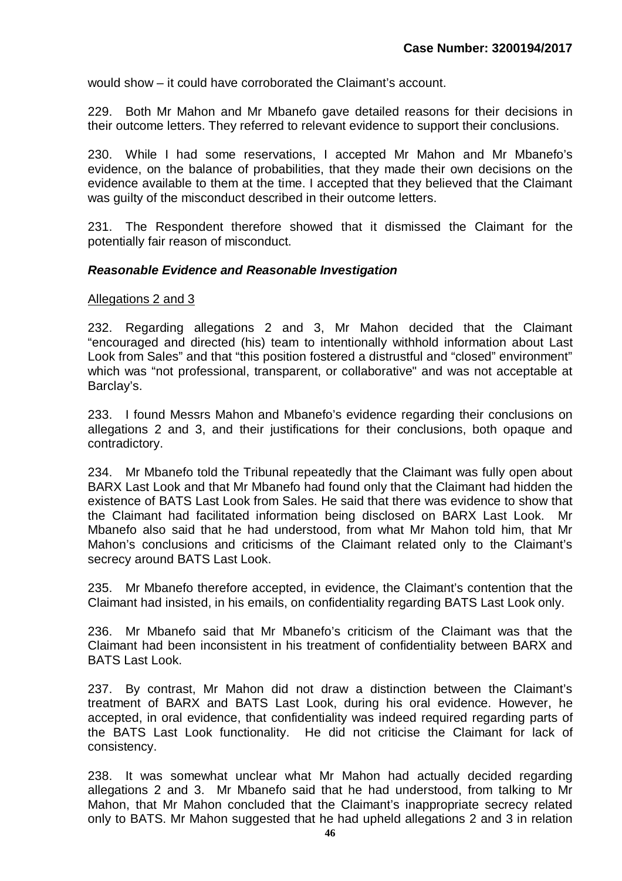would show – it could have corroborated the Claimant's account.

229. Both Mr Mahon and Mr Mbanefo gave detailed reasons for their decisions in their outcome letters. They referred to relevant evidence to support their conclusions.

230. While I had some reservations, I accepted Mr Mahon and Mr Mbanefo's evidence, on the balance of probabilities, that they made their own decisions on the evidence available to them at the time. I accepted that they believed that the Claimant was guilty of the misconduct described in their outcome letters.

231. The Respondent therefore showed that it dismissed the Claimant for the potentially fair reason of misconduct.

### ***Reasonable Evidence and Reasonable Investigation***

Allegations 2 and 3

232. Regarding allegations 2 and 3, Mr Mahon decided that the Claimant "encouraged and directed (his) team to intentionally withhold information about Last Look from Sales" and that "this position fostered a distrustful and "closed" environment" which was "not professional, transparent, or collaborative" and was not acceptable at Barclay's.

233. I found Messrs Mahon and Mbanefo's evidence regarding their conclusions on allegations 2 and 3, and their justifications for their conclusions, both opaque and contradictory.

234. Mr Mbanefo told the Tribunal repeatedly that the Claimant was fully open about BARX Last Look and that Mr Mbanefo had found only that the Claimant had hidden the existence of BATS Last Look from Sales. He said that there was evidence to show that the Claimant had facilitated information being disclosed on BARX Last Look. Mr Mbanefo also said that he had understood, from what Mr Mahon told him, that Mr Mahon's conclusions and criticisms of the Claimant related only to the Claimant's secrecy around BATS Last Look.

235. Mr Mbanefo therefore accepted, in evidence, the Claimant's contention that the Claimant had insisted, in his emails, on confidentiality regarding BATS Last Look only.

236. Mr Mbanefo said that Mr Mbanefo's criticism of the Claimant was that the Claimant had been inconsistent in his treatment of confidentiality between BARX and BATS Last Look.

237. By contrast, Mr Mahon did not draw a distinction between the Claimant's treatment of BARX and BATS Last Look, during his oral evidence. However, he accepted, in oral evidence, that confidentiality was indeed required regarding parts of the BATS Last Look functionality. He did not criticise the Claimant for lack of consistency.

238. It was somewhat unclear what Mr Mahon had actually decided regarding allegations 2 and 3. Mr Mbanefo said that he had understood, from talking to Mr Mahon, that Mr Mahon concluded that the Claimant's inappropriate secrecy related only to BATS. Mr Mahon suggested that he had upheld allegations 2 and 3 in relation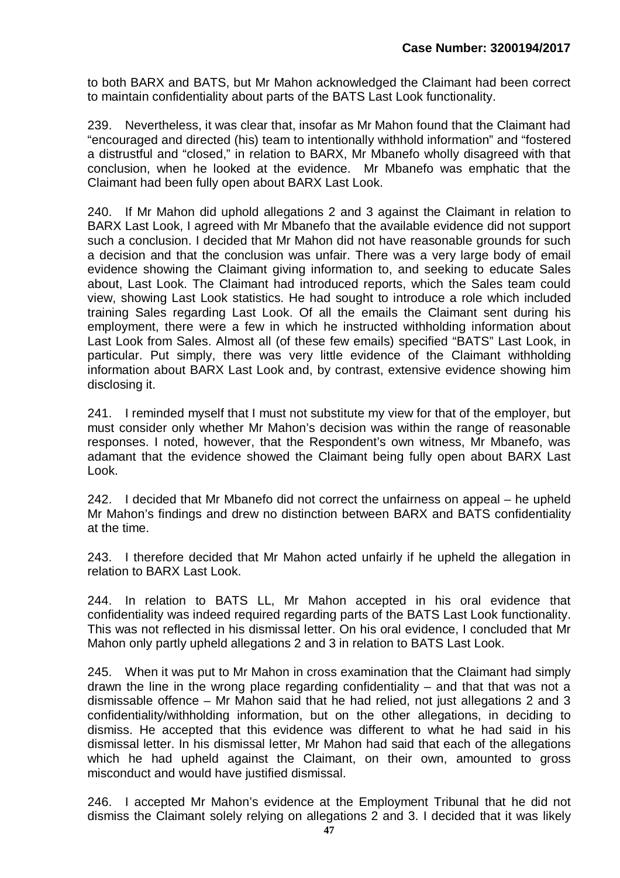to both BARX and BATS, but Mr Mahon acknowledged the Claimant had been correct to maintain confidentiality about parts of the BATS Last Look functionality.

239. Nevertheless, it was clear that, insofar as Mr Mahon found that the Claimant had "encouraged and directed (his) team to intentionally withhold information" and "fostered a distrustful and "closed," in relation to BARX, Mr Mbanefo wholly disagreed with that conclusion, when he looked at the evidence. Mr Mbanefo was emphatic that the Claimant had been fully open about BARX Last Look.

240. If Mr Mahon did uphold allegations 2 and 3 against the Claimant in relation to BARX Last Look, I agreed with Mr Mbanefo that the available evidence did not support such a conclusion. I decided that Mr Mahon did not have reasonable grounds for such a decision and that the conclusion was unfair. There was a very large body of email evidence showing the Claimant giving information to, and seeking to educate Sales about, Last Look. The Claimant had introduced reports, which the Sales team could view, showing Last Look statistics. He had sought to introduce a role which included training Sales regarding Last Look. Of all the emails the Claimant sent during his employment, there were a few in which he instructed withholding information about Last Look from Sales. Almost all (of these few emails) specified "BATS" Last Look, in particular. Put simply, there was very little evidence of the Claimant withholding information about BARX Last Look and, by contrast, extensive evidence showing him disclosing it.

241. I reminded myself that I must not substitute my view for that of the employer, but must consider only whether Mr Mahon's decision was within the range of reasonable responses. I noted, however, that the Respondent's own witness, Mr Mbanefo, was adamant that the evidence showed the Claimant being fully open about BARX Last Look.

242. I decided that Mr Mbanefo did not correct the unfairness on appeal – he upheld Mr Mahon's findings and drew no distinction between BARX and BATS confidentiality at the time.

243. I therefore decided that Mr Mahon acted unfairly if he upheld the allegation in relation to BARX Last Look.

244. In relation to BATS LL, Mr Mahon accepted in his oral evidence that confidentiality was indeed required regarding parts of the BATS Last Look functionality. This was not reflected in his dismissal letter. On his oral evidence, I concluded that Mr Mahon only partly upheld allegations 2 and 3 in relation to BATS Last Look.

245. When it was put to Mr Mahon in cross examination that the Claimant had simply drawn the line in the wrong place regarding confidentiality – and that that was not a dismissable offence – Mr Mahon said that he had relied, not just allegations 2 and 3 confidentiality/withholding information, but on the other allegations, in deciding to dismiss. He accepted that this evidence was different to what he had said in his dismissal letter. In his dismissal letter, Mr Mahon had said that each of the allegations which he had upheld against the Claimant, on their own, amounted to gross misconduct and would have justified dismissal.

246. I accepted Mr Mahon's evidence at the Employment Tribunal that he did not dismiss the Claimant solely relying on allegations 2 and 3. I decided that it was likely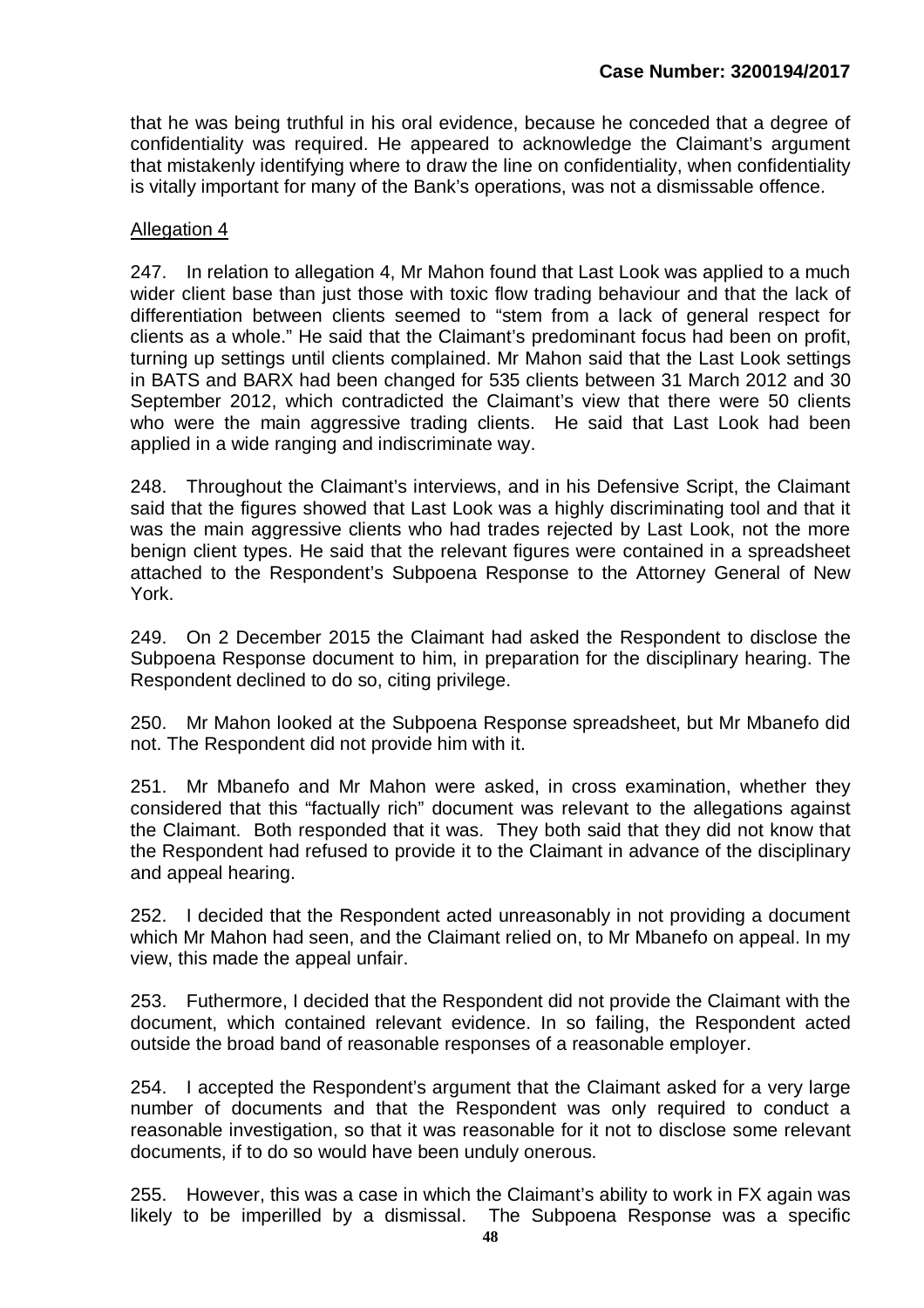that he was being truthful in his oral evidence, because he conceded that a degree of confidentiality was required. He appeared to acknowledge the Claimant's argument that mistakenly identifying where to draw the line on confidentiality, when confidentiality is vitally important for many of the Bank's operations, was not a dismissable offence.

Allegation 4

247. In relation to allegation 4, Mr Mahon found that Last Look was applied to a much wider client base than just those with toxic flow trading behaviour and that the lack of differentiation between clients seemed to "stem from a lack of general respect for clients as a whole." He said that the Claimant's predominant focus had been on profit, turning up settings until clients complained. Mr Mahon said that the Last Look settings in BATS and BARX had been changed for 535 clients between 31 March 2012 and 30 September 2012, which contradicted the Claimant's view that there were 50 clients who were the main aggressive trading clients. He said that Last Look had been applied in a wide ranging and indiscriminate way.

248. Throughout the Claimant's interviews, and in his Defensive Script, the Claimant said that the figures showed that Last Look was a highly discriminating tool and that it was the main aggressive clients who had trades rejected by Last Look, not the more benign client types. He said that the relevant figures were contained in a spreadsheet attached to the Respondent's Subpoena Response to the Attorney General of New York.

249. On 2 December 2015 the Claimant had asked the Respondent to disclose the Subpoena Response document to him, in preparation for the disciplinary hearing. The Respondent declined to do so, citing privilege.

250. Mr Mahon looked at the Subpoena Response spreadsheet, but Mr Mbanefo did not. The Respondent did not provide him with it.

251. Mr Mbanefo and Mr Mahon were asked, in cross examination, whether they considered that this "factually rich" document was relevant to the allegations against the Claimant. Both responded that it was. They both said that they did not know that the Respondent had refused to provide it to the Claimant in advance of the disciplinary and appeal hearing.

252. I decided that the Respondent acted unreasonably in not providing a document which Mr Mahon had seen, and the Claimant relied on, to Mr Mbanefo on appeal. In my view, this made the appeal unfair.

253. Futhermore, I decided that the Respondent did not provide the Claimant with the document, which contained relevant evidence. In so failing, the Respondent acted outside the broad band of reasonable responses of a reasonable employer.

254. I accepted the Respondent's argument that the Claimant asked for a very large number of documents and that the Respondent was only required to conduct a reasonable investigation, so that it was reasonable for it not to disclose some relevant documents, if to do so would have been unduly onerous.

255. However, this was a case in which the Claimant's ability to work in FX again was likely to be imperilled by a dismissal. The Subpoena Response was a specific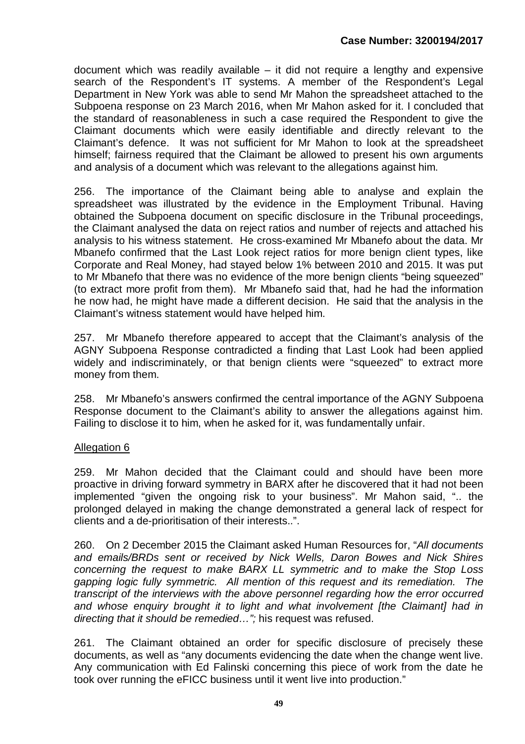document which was readily available – it did not require a lengthy and expensive search of the Respondent's IT systems. A member of the Respondent's Legal Department in New York was able to send Mr Mahon the spreadsheet attached to the Subpoena response on 23 March 2016, when Mr Mahon asked for it. I concluded that the standard of reasonableness in such a case required the Respondent to give the Claimant documents which were easily identifiable and directly relevant to the Claimant's defence. It was not sufficient for Mr Mahon to look at the spreadsheet himself; fairness required that the Claimant be allowed to present his own arguments and analysis of a document which was relevant to the allegations against him.

256. The importance of the Claimant being able to analyse and explain the spreadsheet was illustrated by the evidence in the Employment Tribunal. Having obtained the Subpoena document on specific disclosure in the Tribunal proceedings, the Claimant analysed the data on reject ratios and number of rejects and attached his analysis to his witness statement. He cross-examined Mr Mbanefo about the data. Mr Mbanefo confirmed that the Last Look reject ratios for more benign client types, like Corporate and Real Money, had stayed below 1% between 2010 and 2015. It was put to Mr Mbanefo that there was no evidence of the more benign clients "being squeezed" (to extract more profit from them). Mr Mbanefo said that, had he had the information he now had, he might have made a different decision. He said that the analysis in the Claimant's witness statement would have helped him.

257. Mr Mbanefo therefore appeared to accept that the Claimant's analysis of the AGNY Subpoena Response contradicted a finding that Last Look had been applied widely and indiscriminately, or that benign clients were "squeezed" to extract more money from them.

258. Mr Mbanefo's answers confirmed the central importance of the AGNY Subpoena Response document to the Claimant's ability to answer the allegations against him. Failing to disclose it to him, when he asked for it, was fundamentally unfair.

<u>Allegation 6</u>

259. Mr Mahon decided that the Claimant could and should have been more proactive in driving forward symmetry in BARX after he discovered that it had not been implemented "given the ongoing risk to your business". Mr Mahon said, ".. the prolonged delayed in making the change demonstrated a general lack of respect for clients and a de-prioritisation of their interests..".

260. On 2 December 2015 the Claimant asked Human Resources for, "*All documents and emails/BRDs sent or received by Nick Wells, Daron Bowes and Nick Shires concerning the request to make BARX LL symmetric and to make the Stop Loss gapping logic fully symmetric. All mention of this request and its remediation. The transcript of the interviews with the above personnel regarding how the error occurred and whose enquiry brought it to light and what involvement [the Claimant] had in directing that it should be remedied…";* his request was refused.

261. The Claimant obtained an order for specific disclosure of precisely these documents, as well as "any documents evidencing the date when the change went live. Any communication with Ed Falinski concerning this piece of work from the date he took over running the eFICC business until it went live into production."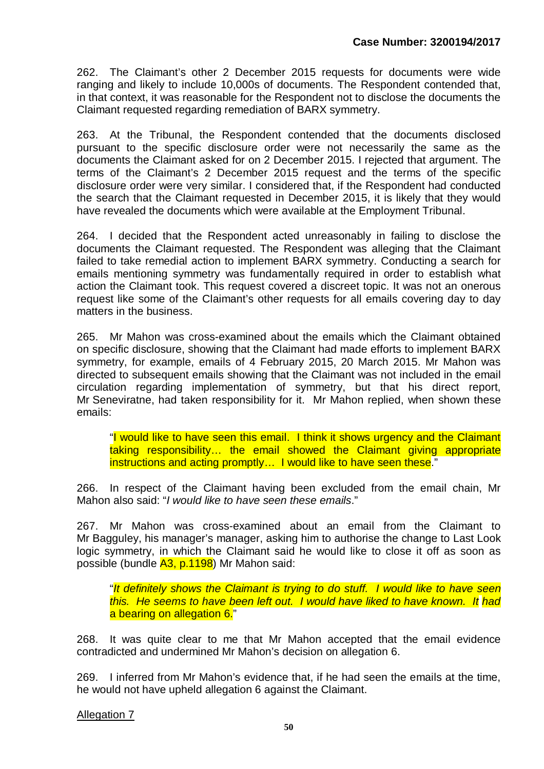262. The Claimant's other 2 December 2015 requests for documents were wide ranging and likely to include 10,000s of documents. The Respondent contended that, in that context, it was reasonable for the Respondent not to disclose the documents the Claimant requested regarding remediation of BARX symmetry.

263. At the Tribunal, the Respondent contended that the documents disclosed pursuant to the specific disclosure order were not necessarily the same as the documents the Claimant asked for on 2 December 2015. I rejected that argument. The terms of the Claimant's 2 December 2015 request and the terms of the specific disclosure order were very similar. I considered that, if the Respondent had conducted the search that the Claimant requested in December 2015, it is likely that they would have revealed the documents which were available at the Employment Tribunal.

264. I decided that the Respondent acted unreasonably in failing to disclose the documents the Claimant requested. The Respondent was alleging that the Claimant failed to take remedial action to implement BARX symmetry. Conducting a search for emails mentioning symmetry was fundamentally required in order to establish what action the Claimant took. This request covered a discreet topic. It was not an onerous request like some of the Claimant's other requests for all emails covering day to day matters in the business.

265. Mr Mahon was cross-examined about the emails which the Claimant obtained on specific disclosure, showing that the Claimant had made efforts to implement BARX symmetry, for example, emails of 4 February 2015, 20 March 2015. Mr Mahon was directed to subsequent emails showing that the Claimant was not included in the email circulation regarding implementation of symmetry, but that his direct report, Mr Seneviratne, had taken responsibility for it. Mr Mahon replied, when shown these emails:

> "I would like to have seen this email. I think it shows urgency and the Claimant taking responsibility… the email showed the Claimant giving appropriate instructions and acting promptly… I would like to have seen these."

266. In respect of the Claimant having been excluded from the email chain, Mr Mahon also said: "*I would like to have seen these emails*."

267. Mr Mahon was cross-examined about an email from the Claimant to Mr Bagguley, his manager's manager, asking him to authorise the change to Last Look logic symmetry, in which the Claimant said he would like to close it off as soon as possible (bundle A3, p.1198) Mr Mahon said:

> "*It definitely shows the Claimant is trying to do stuff. I would like to have seen this. He seems to have been left out. I would have liked to have known. It had* a bearing on allegation 6."

268. It was quite clear to me that Mr Mahon accepted that the email evidence contradicted and undermined Mr Mahon's decision on allegation 6.

269. I inferred from Mr Mahon's evidence that, if he had seen the emails at the time, he would not have upheld allegation 6 against the Claimant.

<u>Allegation 7</u>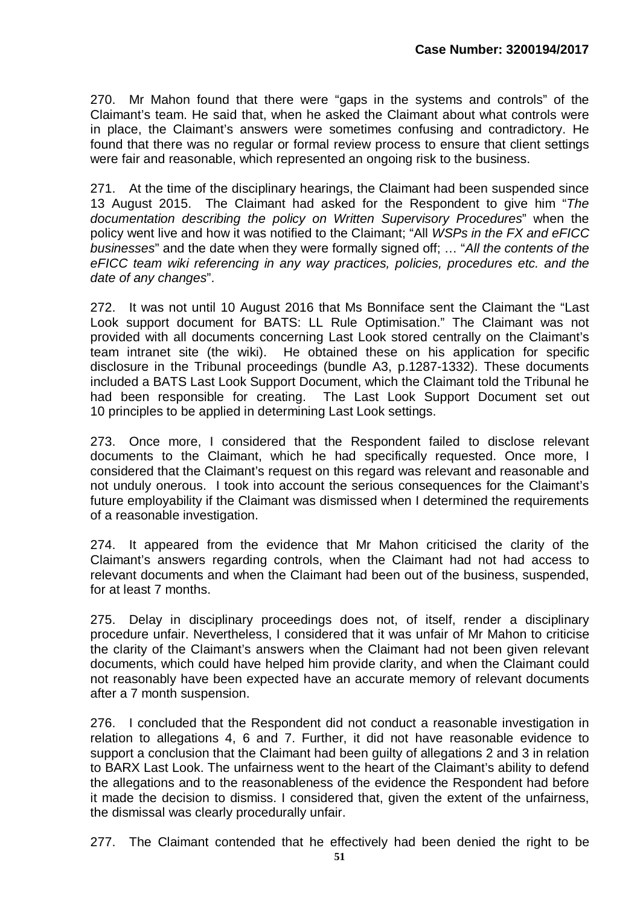270. Mr Mahon found that there were "gaps in the systems and controls" of the Claimant's team. He said that, when he asked the Claimant about what controls were in place, the Claimant's answers were sometimes confusing and contradictory. He found that there was no regular or formal review process to ensure that client settings were fair and reasonable, which represented an ongoing risk to the business.

271. At the time of the disciplinary hearings, the Claimant had been suspended since 13 August 2015. The Claimant had asked for the Respondent to give him "*The documentation describing the policy on Written Supervisory Procedures*" when the policy went live and how it was notified to the Claimant; "All *WSPs in the FX and eFICC businesses*" and the date when they were formally signed off; … "*All the contents of the eFICC team wiki referencing in any way practices, policies, procedures etc. and the date of any changes*".

272. It was not until 10 August 2016 that Ms Bonniface sent the Claimant the "Last Look support document for BATS: LL Rule Optimisation." The Claimant was not provided with all documents concerning Last Look stored centrally on the Claimant's team intranet site (the wiki). He obtained these on his application for specific disclosure in the Tribunal proceedings (bundle A3, p.1287-1332). These documents included a BATS Last Look Support Document, which the Claimant told the Tribunal he had been responsible for creating. The Last Look Support Document set out 10 principles to be applied in determining Last Look settings.

273. Once more, I considered that the Respondent failed to disclose relevant documents to the Claimant, which he had specifically requested. Once more, I considered that the Claimant's request on this regard was relevant and reasonable and not unduly onerous. I took into account the serious consequences for the Claimant's future employability if the Claimant was dismissed when I determined the requirements of a reasonable investigation.

274. It appeared from the evidence that Mr Mahon criticised the clarity of the Claimant's answers regarding controls, when the Claimant had not had access to relevant documents and when the Claimant had been out of the business, suspended, for at least 7 months.

275. Delay in disciplinary proceedings does not, of itself, render a disciplinary procedure unfair. Nevertheless, I considered that it was unfair of Mr Mahon to criticise the clarity of the Claimant's answers when the Claimant had not been given relevant documents, which could have helped him provide clarity, and when the Claimant could not reasonably have been expected have an accurate memory of relevant documents after a 7 month suspension.

276. I concluded that the Respondent did not conduct a reasonable investigation in relation to allegations 4, 6 and 7. Further, it did not have reasonable evidence to support a conclusion that the Claimant had been guilty of allegations 2 and 3 in relation to BARX Last Look. The unfairness went to the heart of the Claimant's ability to defend the allegations and to the reasonableness of the evidence the Respondent had before it made the decision to dismiss. I considered that, given the extent of the unfairness, the dismissal was clearly procedurally unfair.

277. The Claimant contended that he effectively had been denied the right to be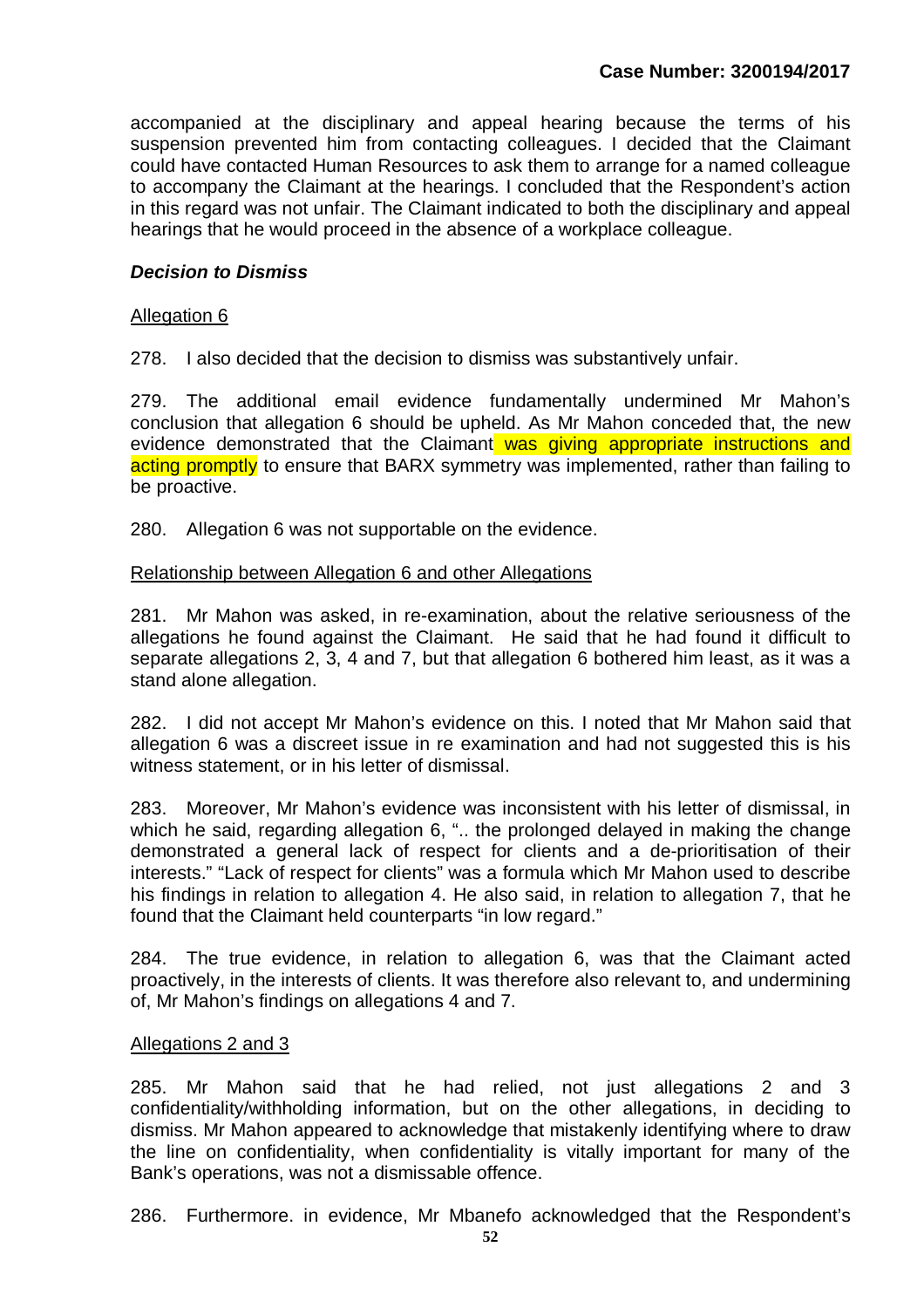accompanied at the disciplinary and appeal hearing because the terms of his suspension prevented him from contacting colleagues. I decided that the Claimant could have contacted Human Resources to ask them to arrange for a named colleague to accompany the Claimant at the hearings. I concluded that the Respondent's action in this regard was not unfair. The Claimant indicated to both the disciplinary and appeal hearings that he would proceed in the absence of a workplace colleague.

### *Decision to Dismiss*

Allegation 6

278. I also decided that the decision to dismiss was substantively unfair.

279. The additional email evidence fundamentally undermined Mr Mahon's conclusion that allegation 6 should be upheld. As Mr Mahon conceded that, the new evidence demonstrated that the Claimant was giving appropriate instructions and acting promptly to ensure that BARX symmetry was implemented, rather than failing to be proactive.

280. Allegation 6 was not supportable on the evidence.

Relationship between Allegation 6 and other Allegations

281. Mr Mahon was asked, in re-examination, about the relative seriousness of the allegations he found against the Claimant. He said that he had found it difficult to separate allegations 2, 3, 4 and 7, but that allegation 6 bothered him least, as it was a stand alone allegation.

282. I did not accept Mr Mahon's evidence on this. I noted that Mr Mahon said that allegation 6 was a discreet issue in re examination and had not suggested this is his witness statement, or in his letter of dismissal.

283. Moreover, Mr Mahon's evidence was inconsistent with his letter of dismissal, in which he said, regarding allegation 6, ".. the prolonged delayed in making the change demonstrated a general lack of respect for clients and a de-prioritisation of their interests." "Lack of respect for clients" was a formula which Mr Mahon used to describe his findings in relation to allegation 4. He also said, in relation to allegation 7, that he found that the Claimant held counterparts "in low regard."

284. The true evidence, in relation to allegation 6, was that the Claimant acted proactively, in the interests of clients. It was therefore also relevant to, and undermining of, Mr Mahon's findings on allegations 4 and 7.

Allegations 2 and 3

285. Mr Mahon said that he had relied, not just allegations 2 and 3 confidentiality/withholding information, but on the other allegations, in deciding to dismiss. Mr Mahon appeared to acknowledge that mistakenly identifying where to draw the line on confidentiality, when confidentiality is vitally important for many of the Bank's operations, was not a dismissable offence.

286. Furthermore. in evidence, Mr Mbanefo acknowledged that the Respondent's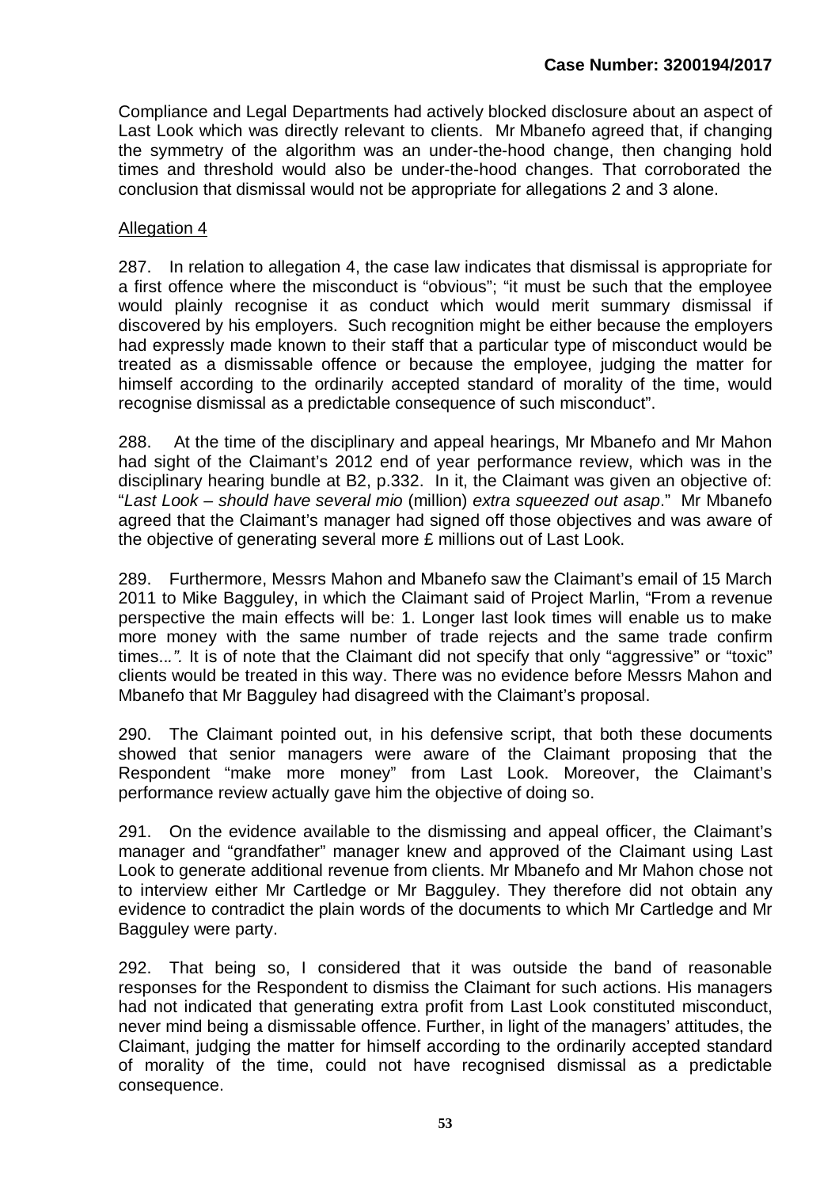Compliance and Legal Departments had actively blocked disclosure about an aspect of Last Look which was directly relevant to clients. Mr Mbanefo agreed that, if changing the symmetry of the algorithm was an under-the-hood change, then changing hold times and threshold would also be under-the-hood changes. That corroborated the conclusion that dismissal would not be appropriate for allegations 2 and 3 alone.

Allegation 4

287. In relation to allegation 4, the case law indicates that dismissal is appropriate for a first offence where the misconduct is "obvious"; "it must be such that the employee would plainly recognise it as conduct which would merit summary dismissal if discovered by his employers. Such recognition might be either because the employers had expressly made known to their staff that a particular type of misconduct would be treated as a dismissable offence or because the employee, judging the matter for himself according to the ordinarily accepted standard of morality of the time, would recognise dismissal as a predictable consequence of such misconduct".

288. At the time of the disciplinary and appeal hearings, Mr Mbanefo and Mr Mahon had sight of the Claimant's 2012 end of year performance review, which was in the disciplinary hearing bundle at B2, p.332. In it, the Claimant was given an objective of: "*Last Look – should have several mio* (million) *extra squeezed out asap*." Mr Mbanefo agreed that the Claimant's manager had signed off those objectives and was aware of the objective of generating several more £ millions out of Last Look.

289. Furthermore, Messrs Mahon and Mbanefo saw the Claimant's email of 15 March 2011 to Mike Bagguley, in which the Claimant said of Project Marlin, "From a revenue perspective the main effects will be: 1. Longer last look times will enable us to make more money with the same number of trade rejects and the same trade confirm times*…".* It is of note that the Claimant did not specify that only "aggressive" or "toxic" clients would be treated in this way. There was no evidence before Messrs Mahon and Mbanefo that Mr Bagguley had disagreed with the Claimant's proposal.

290. The Claimant pointed out, in his defensive script, that both these documents showed that senior managers were aware of the Claimant proposing that the Respondent "make more money" from Last Look. Moreover, the Claimant's performance review actually gave him the objective of doing so.

291. On the evidence available to the dismissing and appeal officer, the Claimant's manager and "grandfather" manager knew and approved of the Claimant using Last Look to generate additional revenue from clients. Mr Mbanefo and Mr Mahon chose not to interview either Mr Cartledge or Mr Bagguley. They therefore did not obtain any evidence to contradict the plain words of the documents to which Mr Cartledge and Mr Bagguley were party.

292. That being so, I considered that it was outside the band of reasonable responses for the Respondent to dismiss the Claimant for such actions. His managers had not indicated that generating extra profit from Last Look constituted misconduct, never mind being a dismissable offence. Further, in light of the managers' attitudes, the Claimant, judging the matter for himself according to the ordinarily accepted standard of morality of the time, could not have recognised dismissal as a predictable consequence.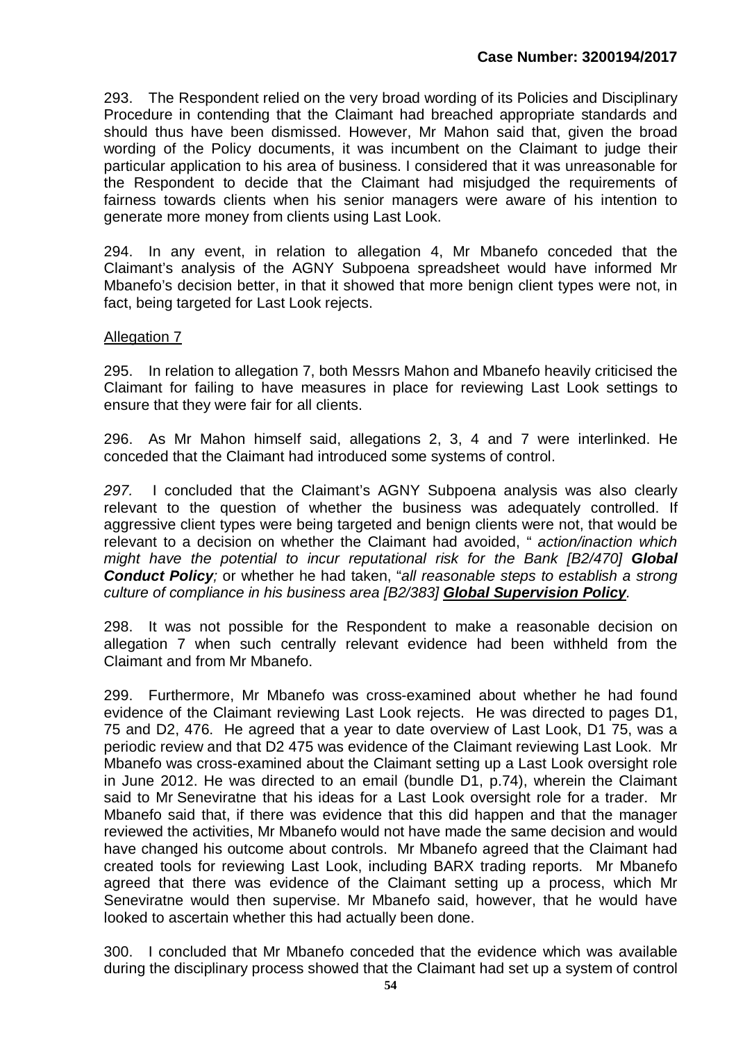293. The Respondent relied on the very broad wording of its Policies and Disciplinary Procedure in contending that the Claimant had breached appropriate standards and should thus have been dismissed. However, Mr Mahon said that, given the broad wording of the Policy documents, it was incumbent on the Claimant to judge their particular application to his area of business. I considered that it was unreasonable for the Respondent to decide that the Claimant had misjudged the requirements of fairness towards clients when his senior managers were aware of his intention to generate more money from clients using Last Look.

294. In any event, in relation to allegation 4, Mr Mbanefo conceded that the Claimant's analysis of the AGNY Subpoena spreadsheet would have informed Mr Mbanefo's decision better, in that it showed that more benign client types were not, in fact, being targeted for Last Look rejects.

Allegation 7

295. In relation to allegation 7, both Messrs Mahon and Mbanefo heavily criticised the Claimant for failing to have measures in place for reviewing Last Look settings to ensure that they were fair for all clients.

296. As Mr Mahon himself said, allegations 2, 3, 4 and 7 were interlinked. He conceded that the Claimant had introduced some systems of control.

*297.* I concluded that the Claimant's AGNY Subpoena analysis was also clearly relevant to the question of whether the business was adequately controlled. If aggressive client types were being targeted and benign clients were not, that would be relevant to a decision on whether the Claimant had avoided, " *action/inaction which might have the potential to incur reputational risk for the Bank [B2/470]* ***Global Conduct Policy****;* or whether he had taken, "*all reasonable steps to establish a strong culture of compliance in his business area [B2/383]* ***Global Supervision Policy****.*

298. It was not possible for the Respondent to make a reasonable decision on allegation 7 when such centrally relevant evidence had been withheld from the Claimant and from Mr Mbanefo.

299. Furthermore, Mr Mbanefo was cross-examined about whether he had found evidence of the Claimant reviewing Last Look rejects. He was directed to pages D1, 75 and D2, 476. He agreed that a year to date overview of Last Look, D1 75, was a periodic review and that D2 475 was evidence of the Claimant reviewing Last Look. Mr Mbanefo was cross-examined about the Claimant setting up a Last Look oversight role in June 2012. He was directed to an email (bundle D1, p.74), wherein the Claimant said to Mr Seneviratne that his ideas for a Last Look oversight role for a trader. Mr Mbanefo said that, if there was evidence that this did happen and that the manager reviewed the activities, Mr Mbanefo would not have made the same decision and would have changed his outcome about controls. Mr Mbanefo agreed that the Claimant had created tools for reviewing Last Look, including BARX trading reports. Mr Mbanefo agreed that there was evidence of the Claimant setting up a process, which Mr Seneviratne would then supervise. Mr Mbanefo said, however, that he would have looked to ascertain whether this had actually been done.

300. I concluded that Mr Mbanefo conceded that the evidence which was available during the disciplinary process showed that the Claimant had set up a system of control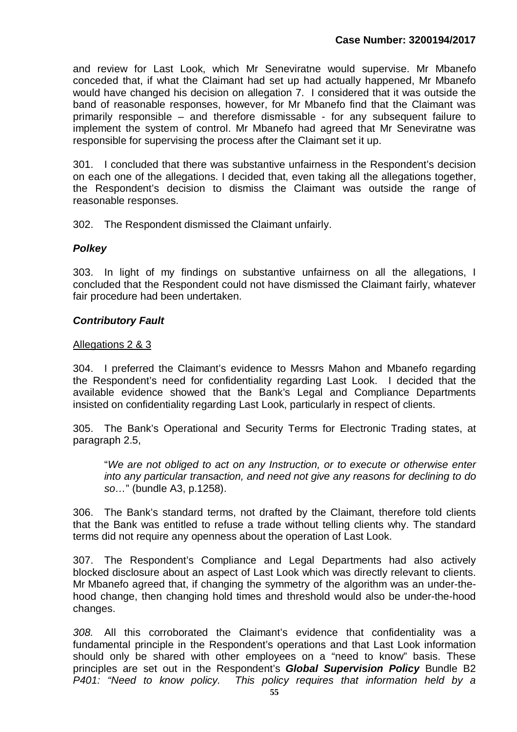and review for Last Look, which Mr Seneviratne would supervise. Mr Mbanefo conceded that, if what the Claimant had set up had actually happened, Mr Mbanefo would have changed his decision on allegation 7. I considered that it was outside the band of reasonable responses, however, for Mr Mbanefo find that the Claimant was primarily responsible – and therefore dismissable - for any subsequent failure to implement the system of control. Mr Mbanefo had agreed that Mr Seneviratne was responsible for supervising the process after the Claimant set it up.

301. I concluded that there was substantive unfairness in the Respondent's decision on each one of the allegations. I decided that, even taking all the allegations together, the Respondent's decision to dismiss the Claimant was outside the range of reasonable responses.

302. The Respondent dismissed the Claimant unfairly.

### *Polkey*

303. In light of my findings on substantive unfairness on all the allegations, I concluded that the Respondent could not have dismissed the Claimant fairly, whatever fair procedure had been undertaken.

### *Contributory Fault*

<u>Allegations 2 & 3</u>

304. I preferred the Claimant's evidence to Messrs Mahon and Mbanefo regarding the Respondent's need for confidentiality regarding Last Look. I decided that the available evidence showed that the Bank's Legal and Compliance Departments insisted on confidentiality regarding Last Look, particularly in respect of clients.

305. The Bank's Operational and Security Terms for Electronic Trading states, at paragraph 2.5,

> "*We are not obliged to act on any Instruction, or to execute or otherwise enter into any particular transaction, and need not give any reasons for declining to do so…*" (bundle A3, p.1258).

306. The Bank's standard terms, not drafted by the Claimant, therefore told clients that the Bank was entitled to refuse a trade without telling clients why. The standard terms did not require any openness about the operation of Last Look.

307. The Respondent's Compliance and Legal Departments had also actively blocked disclosure about an aspect of Last Look which was directly relevant to clients. Mr Mbanefo agreed that, if changing the symmetry of the algorithm was an under-the-hood change, then changing hold times and threshold would also be under-the-hood changes.

*308.* All this corroborated the Claimant's evidence that confidentiality was a fundamental principle in the Respondent's operations and that Last Look information should only be shared with other employees on a "need to know" basis. These principles are set out in the Respondent's ***Global Supervision Policy*** Bundle B2 *P401: "Need to know policy. This policy requires that information held by a*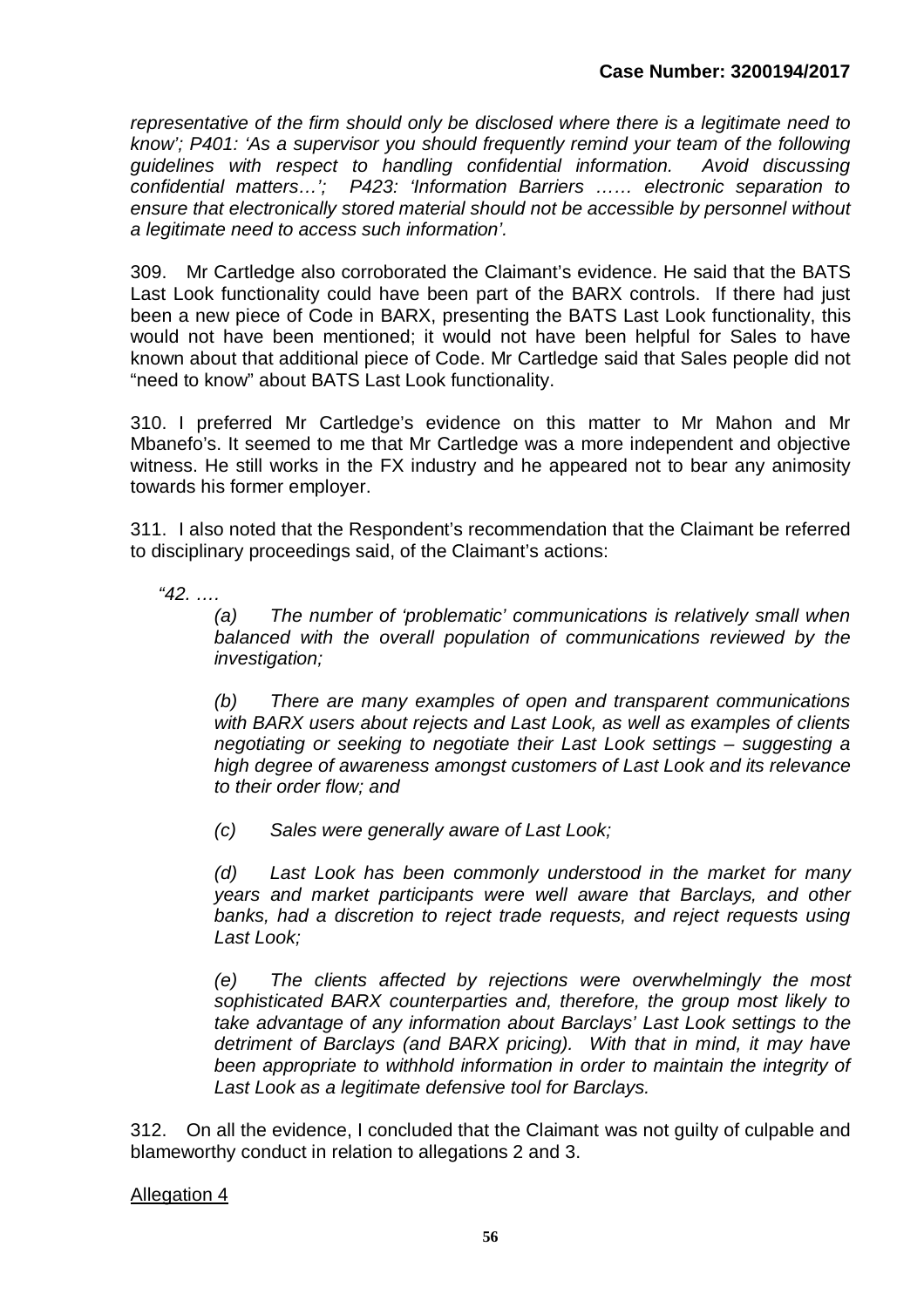*representative of the firm should only be disclosed where there is a legitimate need to know'; P401: 'As a supervisor you should frequently remind your team of the following guidelines with respect to handling confidential information. Avoid discussing confidential matters…'; P423: 'Information Barriers …… electronic separation to ensure that electronically stored material should not be accessible by personnel without a legitimate need to access such information'.*

309. Mr Cartledge also corroborated the Claimant's evidence. He said that the BATS Last Look functionality could have been part of the BARX controls. If there had just been a new piece of Code in BARX, presenting the BATS Last Look functionality, this would not have been mentioned; it would not have been helpful for Sales to have known about that additional piece of Code. Mr Cartledge said that Sales people did not "need to know" about BATS Last Look functionality.

310. I preferred Mr Cartledge's evidence on this matter to Mr Mahon and Mr Mbanefo's. It seemed to me that Mr Cartledge was a more independent and objective witness. He still works in the FX industry and he appeared not to bear any animosity towards his former employer.

311. I also noted that the Respondent's recommendation that the Claimant be referred to disciplinary proceedings said, of the Claimant's actions:

> *"42. ….*
>
> *(a) The number of 'problematic' communications is relatively small when balanced with the overall population of communications reviewed by the investigation;*
>
> *(b) There are many examples of open and transparent communications with BARX users about rejects and Last Look, as well as examples of clients negotiating or seeking to negotiate their Last Look settings – suggesting a high degree of awareness amongst customers of Last Look and its relevance to their order flow; and*
>
> *(c) Sales were generally aware of Last Look;*
>
> *(d) Last Look has been commonly understood in the market for many years and market participants were well aware that Barclays, and other banks, had a discretion to reject trade requests, and reject requests using Last Look;*
>
> *(e) The clients affected by rejections were overwhelmingly the most sophisticated BARX counterparties and, therefore, the group most likely to take advantage of any information about Barclays' Last Look settings to the detriment of Barclays (and BARX pricing). With that in mind, it may have been appropriate to withhold information in order to maintain the integrity of Last Look as a legitimate defensive tool for Barclays.*

312. On all the evidence, I concluded that the Claimant was not guilty of culpable and blameworthy conduct in relation to allegations 2 and 3.

<u>Allegation 4</u>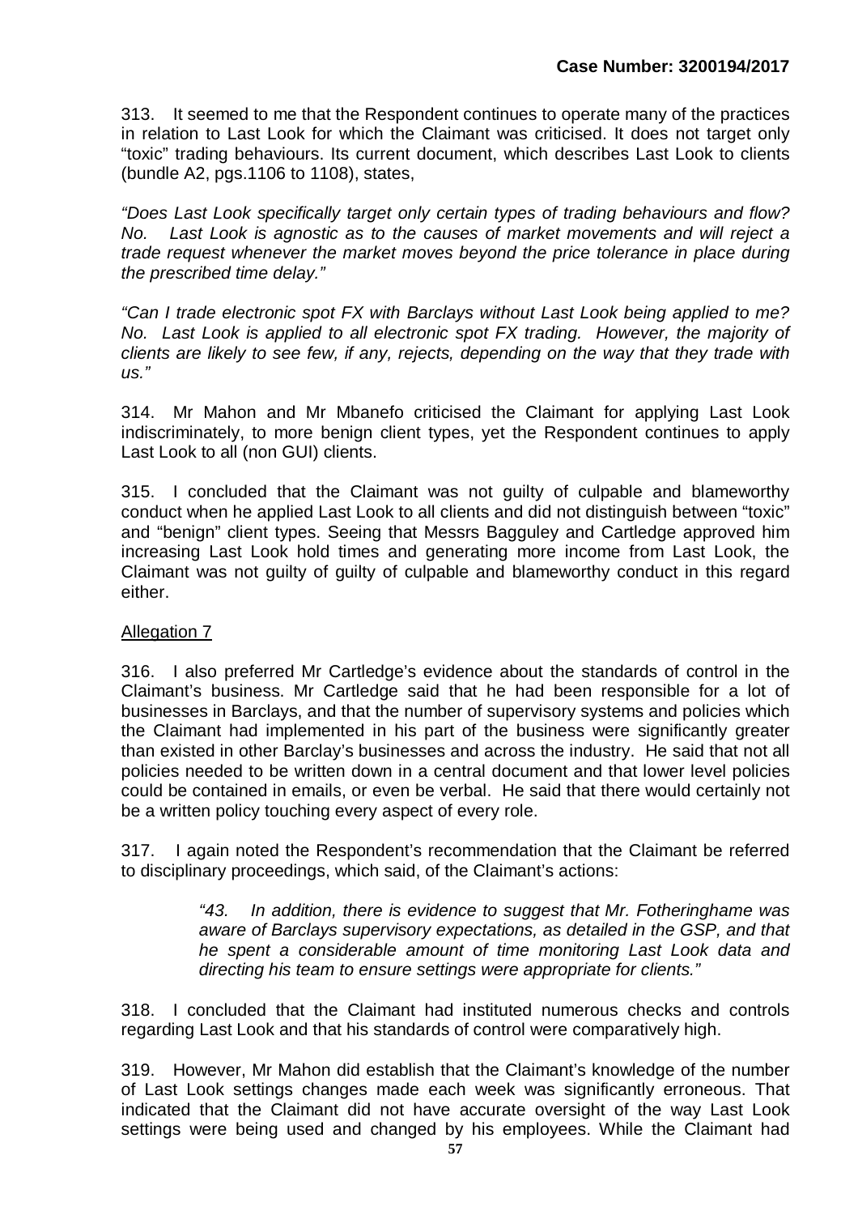313. It seemed to me that the Respondent continues to operate many of the practices in relation to Last Look for which the Claimant was criticised. It does not target only "toxic" trading behaviours. Its current document, which describes Last Look to clients (bundle A2, pgs.1106 to 1108), states,

*"Does Last Look specifically target only certain types of trading behaviours and flow? No. Last Look is agnostic as to the causes of market movements and will reject a trade request whenever the market moves beyond the price tolerance in place during the prescribed time delay."*

*"Can I trade electronic spot FX with Barclays without Last Look being applied to me? No. Last Look is applied to all electronic spot FX trading. However, the majority of clients are likely to see few, if any, rejects, depending on the way that they trade with us."*

314. Mr Mahon and Mr Mbanefo criticised the Claimant for applying Last Look indiscriminately, to more benign client types, yet the Respondent continues to apply Last Look to all (non GUI) clients.

315. I concluded that the Claimant was not guilty of culpable and blameworthy conduct when he applied Last Look to all clients and did not distinguish between "toxic" and "benign" client types. Seeing that Messrs Bagguley and Cartledge approved him increasing Last Look hold times and generating more income from Last Look, the Claimant was not guilty of guilty of culpable and blameworthy conduct in this regard either.

<u>Allegation 7</u>

316. I also preferred Mr Cartledge's evidence about the standards of control in the Claimant's business. Mr Cartledge said that he had been responsible for a lot of businesses in Barclays, and that the number of supervisory systems and policies which the Claimant had implemented in his part of the business were significantly greater than existed in other Barclay's businesses and across the industry. He said that not all policies needed to be written down in a central document and that lower level policies could be contained in emails, or even be verbal. He said that there would certainly not be a written policy touching every aspect of every role.

317. I again noted the Respondent's recommendation that the Claimant be referred to disciplinary proceedings, which said, of the Claimant's actions:

> *"43. In addition, there is evidence to suggest that Mr. Fotheringhame was aware of Barclays supervisory expectations, as detailed in the GSP, and that he spent a considerable amount of time monitoring Last Look data and directing his team to ensure settings were appropriate for clients."*

318. I concluded that the Claimant had instituted numerous checks and controls regarding Last Look and that his standards of control were comparatively high.

319. However, Mr Mahon did establish that the Claimant's knowledge of the number of Last Look settings changes made each week was significantly erroneous. That indicated that the Claimant did not have accurate oversight of the way Last Look settings were being used and changed by his employees. While the Claimant had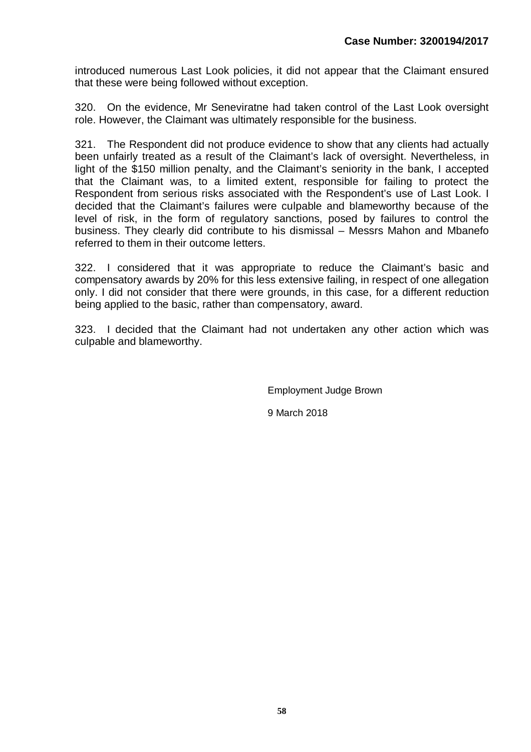introduced numerous Last Look policies, it did not appear that the Claimant ensured that these were being followed without exception.

320. On the evidence, Mr Seneviratne had taken control of the Last Look oversight role. However, the Claimant was ultimately responsible for the business.

321. The Respondent did not produce evidence to show that any clients had actually been unfairly treated as a result of the Claimant's lack of oversight. Nevertheless, in light of the $150 million penalty, and the Claimant's seniority in the bank, I accepted that the Claimant was, to a limited extent, responsible for failing to protect the Respondent from serious risks associated with the Respondent's use of Last Look. I decided that the Claimant's failures were culpable and blameworthy because of the level of risk, in the form of regulatory sanctions, posed by failures to control the business. They clearly did contribute to his dismissal – Messrs Mahon and Mbanefo referred to them in their outcome letters.

322. I considered that it was appropriate to reduce the Claimant's basic and compensatory awards by 20% for this less extensive failing, in respect of one allegation only. I did not consider that there were grounds, in this case, for a different reduction being applied to the basic, rather than compensatory, award.

323. I decided that the Claimant had not undertaken any other action which was culpable and blameworthy.

Employment Judge Brown

9 March 2018